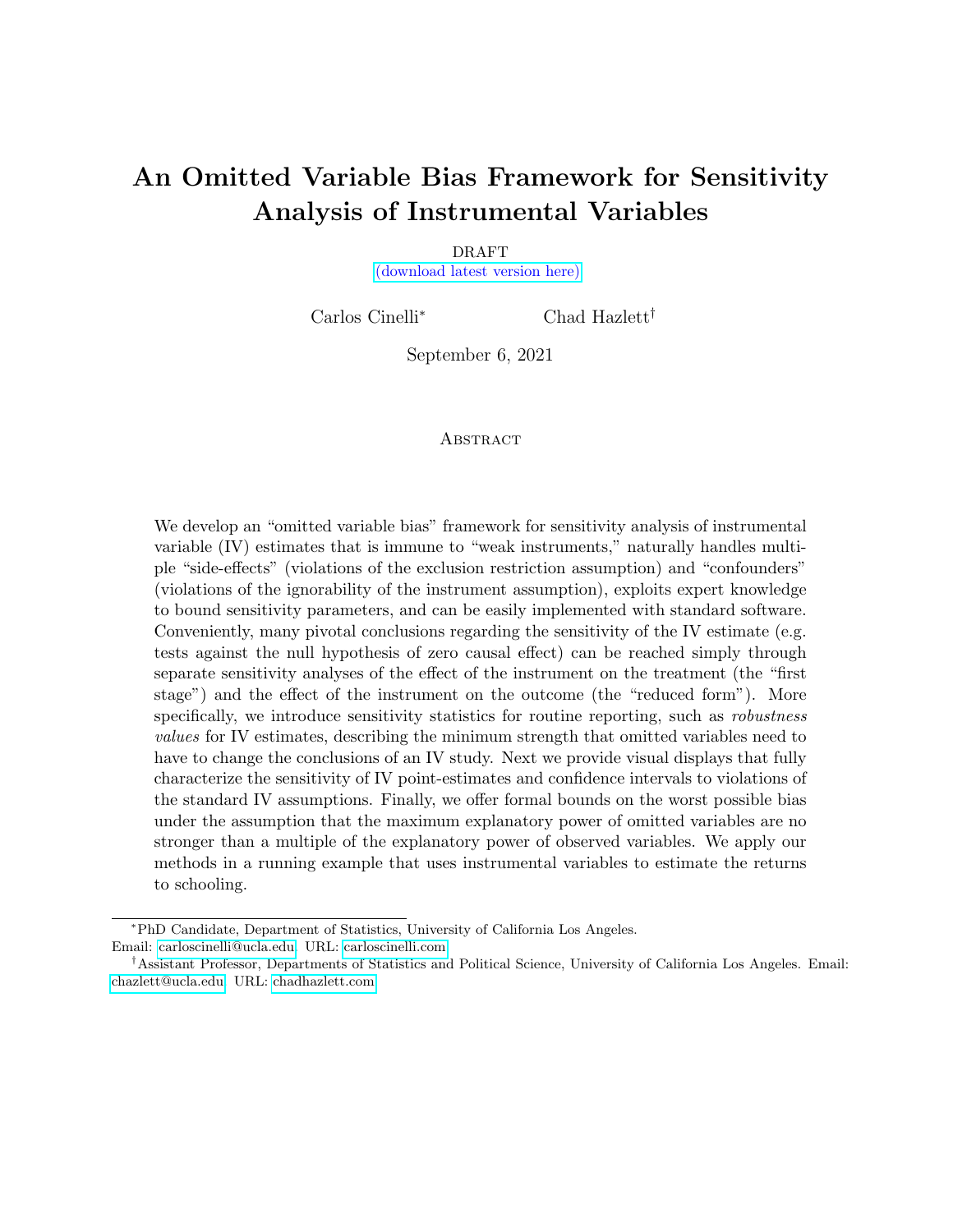# An Omitted Variable Bias Framework for Sensitivity Analysis of Instrumental Variables

DRAFT

(download latest version here)

Carlos Cinelli[*] Chad Hazlett[†]

September 6, 2021

## Abstract

We develop an "omitted variable bias" framework for sensitivity analysis of instrumental variable (IV) estimates that is immune to "weak instruments," naturally handles multiple "side-effects" (violations of the exclusion restriction assumption) and "confounders" (violations of the ignorability of the instrument assumption), exploits expert knowledge to bound sensitivity parameters, and can be easily implemented with standard software. Conveniently, many pivotal conclusions regarding the sensitivity of the IV estimate (e.g. tests against the null hypothesis of zero causal effect) can be reached simply through separate sensitivity analyses of the effect of the instrument on the treatment (the "first stage") and the effect of the instrument on the outcome (the "reduced form"). More specifically, we introduce sensitivity statistics for routine reporting, such as *robustness values* for IV estimates, describing the minimum strength that omitted variables need to have to change the conclusions of an IV study. Next we provide visual displays that fully characterize the sensitivity of IV point-estimates and confidence intervals to violations of the standard IV assumptions. Finally, we offer formal bounds on the worst possible bias under the assumption that the maximum explanatory power of omitted variables are no stronger than a multiple of the explanatory power of observed variables. We apply our methods in a running example that uses instrumental variables to estimate the returns to schooling.

---

[*] PhD Candidate, Department of Statistics, University of California Los Angeles. Email: carloscinelli@ucla.edu. URL: carloscinelli.com

[†] Assistant Professor, Departments of Statistics and Political Science, University of California Los Angeles. Email: chazlett@ucla.edu. URL: chadhazlett.com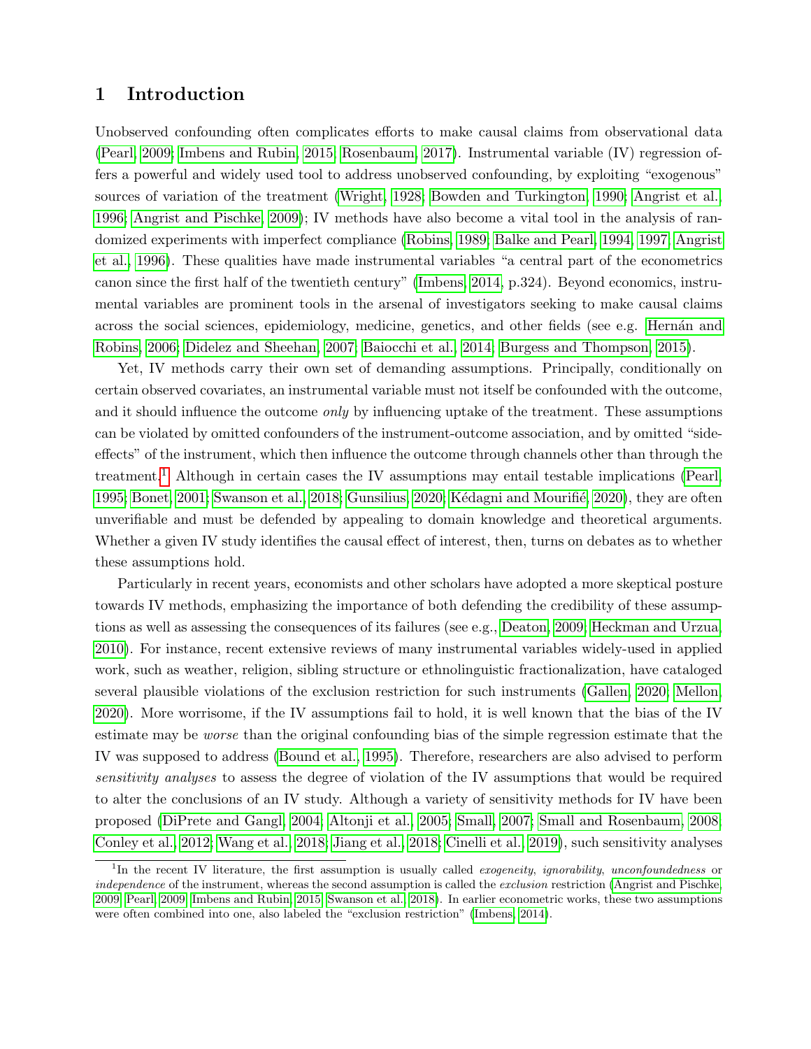# 1 Introduction

Unobserved confounding often complicates efforts to make causal claims from observational data (Pearl, 2009; Imbens and Rubin, 2015; Rosenbaum, 2017). Instrumental variable (IV) regression offers a powerful and widely used tool to address unobserved confounding, by exploiting "exogenous" sources of variation of the treatment (Wright, 1928; Bowden and Turkington, 1990; Angrist et al., 1996; Angrist and Pischke, 2009); IV methods have also become a vital tool in the analysis of randomized experiments with imperfect compliance (Robins, 1989; Balke and Pearl, 1994, 1997; Angrist et al., 1996). These qualities have made instrumental variables "a central part of the econometrics canon since the first half of the twentieth century" (Imbens, 2014, p.324). Beyond economics, instrumental variables are prominent tools in the arsenal of investigators seeking to make causal claims across the social sciences, epidemiology, medicine, genetics, and other fields (see e.g. Hernán and Robins, 2006; Didelez and Sheehan, 2007; Baiocchi et al., 2014; Burgess and Thompson, 2015).

Yet, IV methods carry their own set of demanding assumptions. Principally, conditionally on certain observed covariates, an instrumental variable must not itself be confounded with the outcome, and it should influence the outcome *only* by influencing uptake of the treatment. These assumptions can be violated by omitted confounders of the instrument-outcome association, and by omitted "side-effects" of the instrument, which then influence the outcome through channels other than through the treatment.[1] Although in certain cases the IV assumptions may entail testable implications (Pearl, 1995; Bonet, 2001; Swanson et al., 2018; Gunsilius, 2020; Kédagni and Mourifié, 2020), they are often unverifiable and must be defended by appealing to domain knowledge and theoretical arguments. Whether a given IV study identifies the causal effect of interest, then, turns on debates as to whether these assumptions hold.

Particularly in recent years, economists and other scholars have adopted a more skeptical posture towards IV methods, emphasizing the importance of both defending the credibility of these assumptions as well as assessing the consequences of its failures (see e.g., Deaton, 2009; Heckman and Urzua, 2010). For instance, recent extensive reviews of many instrumental variables widely-used in applied work, such as weather, religion, sibling structure or ethnolinguistic fractionalization, have cataloged several plausible violations of the exclusion restriction for such instruments (Gallen, 2020; Mellon, 2020). More worrisome, if the IV assumptions fail to hold, it is well known that the bias of the IV estimate may be *worse* than the original confounding bias of the simple regression estimate that the IV was supposed to address (Bound et al., 1995). Therefore, researchers are also advised to perform *sensitivity analyses* to assess the degree of violation of the IV assumptions that would be required to alter the conclusions of an IV study. Although a variety of sensitivity methods for IV have been proposed (DiPrete and Gangl, 2004; Altonji et al., 2005; Small, 2007; Small and Rosenbaum, 2008; Conley et al., 2012; Wang et al., 2018; Jiang et al., 2018; Cinelli et al., 2019), such sensitivity analyses

[1] In the recent IV literature, the first assumption is usually called *exogeneity*, *ignorability*, *unconfoundedness* or *independence* of the instrument, whereas the second assumption is called the *exclusion* restriction (Angrist and Pischke, 2009; Pearl, 2009; Imbens and Rubin, 2015; Swanson et al., 2018). In earlier econometric works, these two assumptions were often combined into one, also labeled the "exclusion restriction" (Imbens, 2014).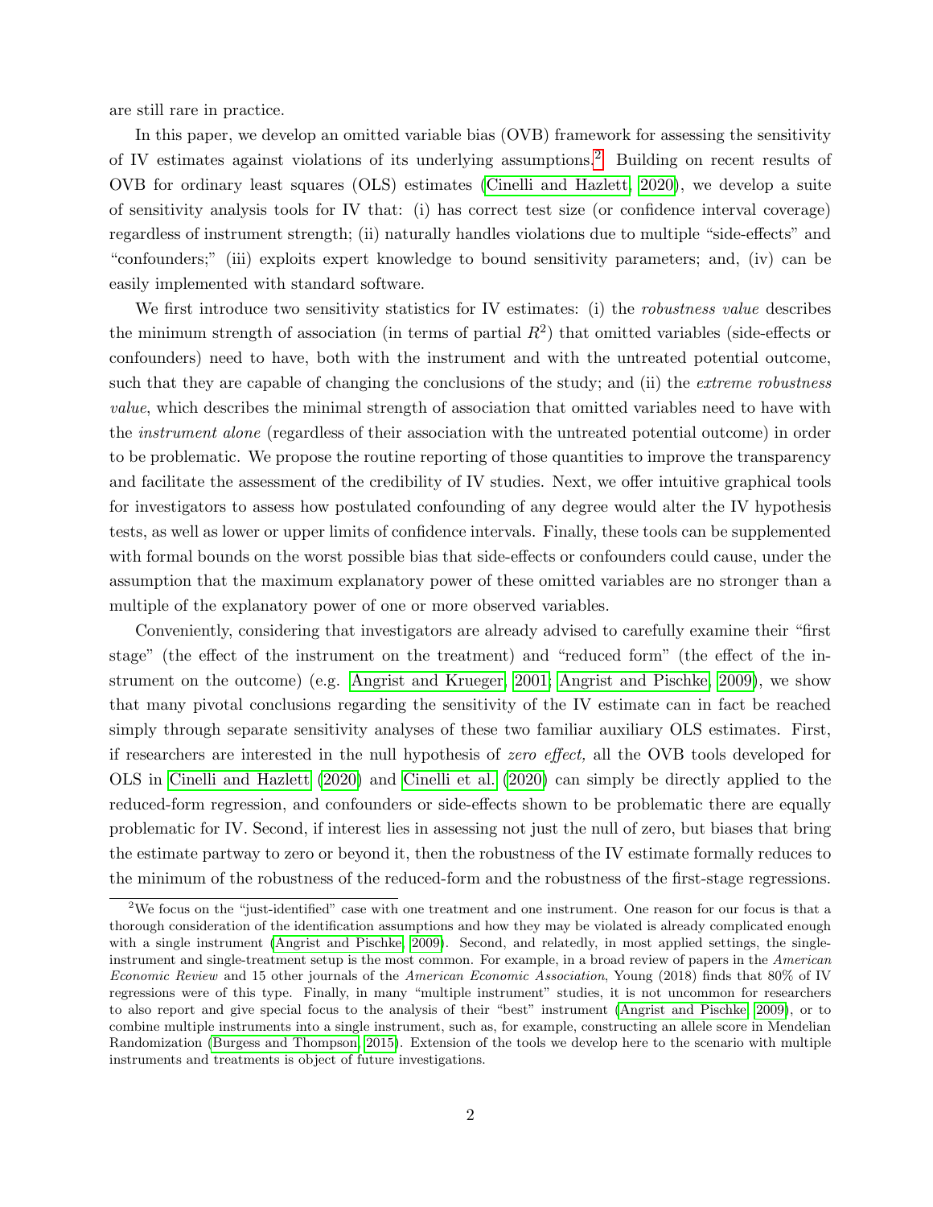are still rare in practice.

In this paper, we develop an omitted variable bias (OVB) framework for assessing the sensitivity of IV estimates against violations of its underlying assumptions.[2] Building on recent results of OVB for ordinary least squares (OLS) estimates (Cinelli and Hazlett, 2020), we develop a suite of sensitivity analysis tools for IV that: (i) has correct test size (or confidence interval coverage) regardless of instrument strength; (ii) naturally handles violations due to multiple "side-effects" and "confounders;" (iii) exploits expert knowledge to bound sensitivity parameters; and, (iv) can be easily implemented with standard software.

We first introduce two sensitivity statistics for IV estimates: (i) the *robustness value* describes the minimum strength of association (in terms of partial $R^2$) that omitted variables (side-effects or confounders) need to have, both with the instrument and with the untreated potential outcome, such that they are capable of changing the conclusions of the study; and (ii) the *extreme robustness value*, which describes the minimal strength of association that omitted variables need to have with the *instrument alone* (regardless of their association with the untreated potential outcome) in order to be problematic. We propose the routine reporting of those quantities to improve the transparency and facilitate the assessment of the credibility of IV studies. Next, we offer intuitive graphical tools for investigators to assess how postulated confounding of any degree would alter the IV hypothesis tests, as well as lower or upper limits of confidence intervals. Finally, these tools can be supplemented with formal bounds on the worst possible bias that side-effects or confounders could cause, under the assumption that the maximum explanatory power of these omitted variables are no stronger than a multiple of the explanatory power of one or more observed variables.

Conveniently, considering that investigators are already advised to carefully examine their "first stage" (the effect of the instrument on the treatment) and "reduced form" (the effect of the instrument on the outcome) (e.g. Angrist and Krueger, 2001; Angrist and Pischke, 2009), we show that many pivotal conclusions regarding the sensitivity of the IV estimate can in fact be reached simply through separate sensitivity analyses of these two familiar auxiliary OLS estimates. First, if researchers are interested in the null hypothesis of *zero effect*, all the OVB tools developed for OLS in Cinelli and Hazlett (2020) and Cinelli et al. (2020) can simply be directly applied to the reduced-form regression, and confounders or side-effects shown to be problematic there are equally problematic for IV. Second, if interest lies in assessing not just the null of zero, but biases that bring the estimate partway to zero or beyond it, then the robustness of the IV estimate formally reduces to the minimum of the robustness of the reduced-form and the robustness of the first-stage regressions.

[2] We focus on the "just-identified" case with one treatment and one instrument. One reason for our focus is that a thorough consideration of the identification assumptions and how they may be violated is already complicated enough with a single instrument (Angrist and Pischke, 2009). Second, and relatedly, in most applied settings, the single-instrument and single-treatment setup is the most common. For example, in a broad review of papers in the *American Economic Review* and 15 other journals of the *American Economic Association*, Young (2018) finds that 80% of IV regressions were of this type. Finally, in many "multiple instrument" studies, it is not uncommon for researchers to also report and give special focus to the analysis of their "best" instrument (Angrist and Pischke, 2009), or to combine multiple instruments into a single instrument, such as, for example, constructing an allele score in Mendelian Randomization (Burgess and Thompson, 2015). Extension of the tools we develop here to the scenario with multiple instruments and treatments is object of future investigations.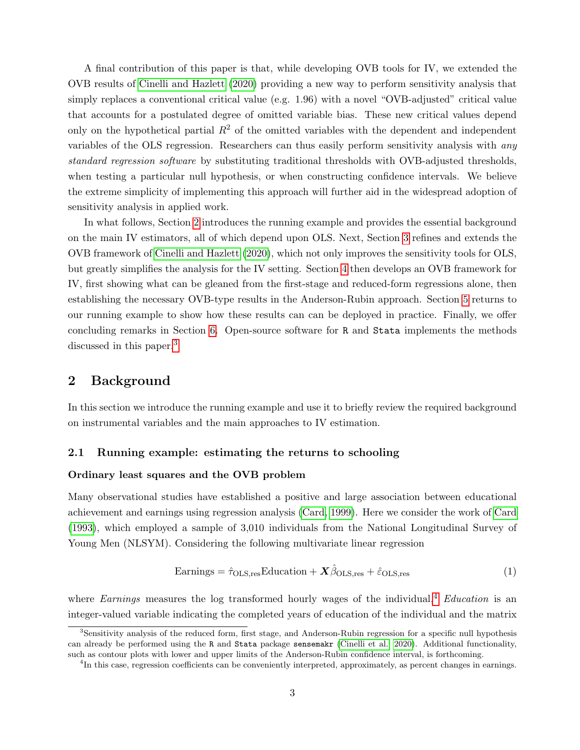A final contribution of this paper is that, while developing OVB tools for IV, we extended the OVB results of Cinelli and Hazlett (2020) providing a new way to perform sensitivity analysis that simply replaces a conventional critical value (e.g. 1.96) with a novel "OVB-adjusted" critical value that accounts for a postulated degree of omitted variable bias. These new critical values depend only on the hypothetical partial $R^2$ of the omitted variables with the dependent and independent variables of the OLS regression. Researchers can thus easily perform sensitivity analysis with *any standard regression software* by substituting traditional thresholds with OVB-adjusted thresholds, when testing a particular null hypothesis, or when constructing confidence intervals. We believe the extreme simplicity of implementing this approach will further aid in the widespread adoption of sensitivity analysis in applied work.

In what follows, Section 2 introduces the running example and provides the essential background on the main IV estimators, all of which depend upon OLS. Next, Section 3 refines and extends the OVB framework of Cinelli and Hazlett (2020), which not only improves the sensitivity tools for OLS, but greatly simplifies the analysis for the IV setting. Section 4 then develops an OVB framework for IV, first showing what can be gleaned from the first-stage and reduced-form regressions alone, then establishing the necessary OVB-type results in the Anderson-Rubin approach. Section 5 returns to our running example to show how these results can can be deployed in practice. Finally, we offer concluding remarks in Section 6. Open-source software for `R` and `Stata` implements the methods discussed in this paper.[3]

## 2 Background

In this section we introduce the running example and use it to briefly review the required background on instrumental variables and the main approaches to IV estimation.

### 2.1 Running example: estimating the returns to schooling

#### Ordinary least squares and the OVB problem

Many observational studies have established a positive and large association between educational achievement and earnings using regression analysis (Card, 1999). Here we consider the work of Card (1993), which employed a sample of 3,010 individuals from the National Longitudinal Survey of Young Men (NLSYM). Considering the following multivariate linear regression

$$\text{Earnings} = \hat{\tau}_{\text{OLS,res}}\text{Education} + \boldsymbol{X}\hat{\beta}_{\text{OLS,res}} + \hat{\varepsilon}_{\text{OLS,res}} \tag{1}$$

where *Earnings* measures the log transformed hourly wages of the individual.[4] *Education* is an integer-valued variable indicating the completed years of education of the individual and the matrix

[3] Sensitivity analysis of the reduced form, first stage, and Anderson-Rubin regression for a specific null hypothesis can already be performed using the `R` and `Stata` package `sensemakr` (Cinelli et al., 2020). Additional functionality, such as contour plots with lower and upper limits of the Anderson-Rubin confidence interval, is forthcoming.

[4] In this case, regression coefficients can be conveniently interpreted, approximately, as percent changes in earnings.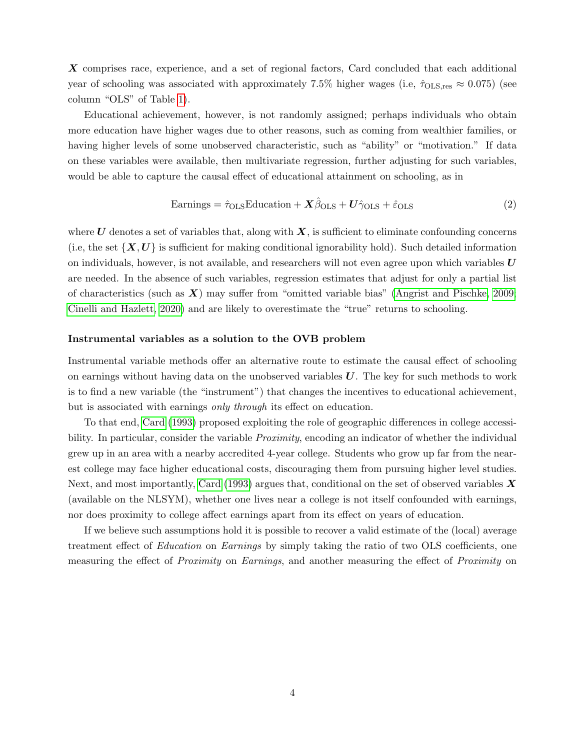$\boldsymbol{X}$ comprises race, experience, and a set of regional factors, Card concluded that each additional year of schooling was associated with approximately 7.5% higher wages (i.e, $\hat{\tau}_{\text{OLS,res}} \approx 0.075$) (see column "OLS" of Table 1).

Educational achievement, however, is not randomly assigned; perhaps individuals who obtain more education have higher wages due to other reasons, such as coming from wealthier families, or having higher levels of some unobserved characteristic, such as "ability" or "motivation." If data on these variables were available, then multivariate regression, further adjusting for such variables, would be able to capture the causal effect of educational attainment on schooling, as in

$$\text{Earnings} = \hat{\tau}_{\text{OLS}}\text{Education} + \boldsymbol{X}\hat{\beta}_{\text{OLS}} + \boldsymbol{U}\hat{\gamma}_{\text{OLS}} + \hat{\varepsilon}_{\text{OLS}} \tag{2}$$

where $\boldsymbol{U}$ denotes a set of variables that, along with $\boldsymbol{X}$, is sufficient to eliminate confounding concerns (i.e, the set $\{\boldsymbol{X}, \boldsymbol{U}\}$ is sufficient for making conditional ignorability hold). Such detailed information on individuals, however, is not available, and researchers will not even agree upon which variables $\boldsymbol{U}$ are needed. In the absence of such variables, regression estimates that adjust for only a partial list of characteristics (such as $\boldsymbol{X}$) may suffer from "omitted variable bias" (Angrist and Pischke, 2009; Cinelli and Hazlett, 2020) and are likely to overestimate the "true" returns to schooling.

**Instrumental variables as a solution to the OVB problem**

Instrumental variable methods offer an alternative route to estimate the causal effect of schooling on earnings without having data on the unobserved variables $\boldsymbol{U}$. The key for such methods to work is to find a new variable (the "instrument") that changes the incentives to educational achievement, but is associated with earnings *only through* its effect on education.

To that end, Card (1993) proposed exploiting the role of geographic differences in college accessibility. In particular, consider the variable *Proximity*, encoding an indicator of whether the individual grew up in an area with a nearby accredited 4-year college. Students who grow up far from the nearest college may face higher educational costs, discouraging them from pursuing higher level studies. Next, and most importantly, Card (1993) argues that, conditional on the set of observed variables $\boldsymbol{X}$ (available on the NLSYM), whether one lives near a college is not itself confounded with earnings, nor does proximity to college affect earnings apart from its effect on years of education.

If we believe such assumptions hold it is possible to recover a valid estimate of the (local) average treatment effect of *Education* on *Earnings* by simply taking the ratio of two OLS coefficients, one measuring the effect of *Proximity* on *Earnings*, and another measuring the effect of *Proximity* on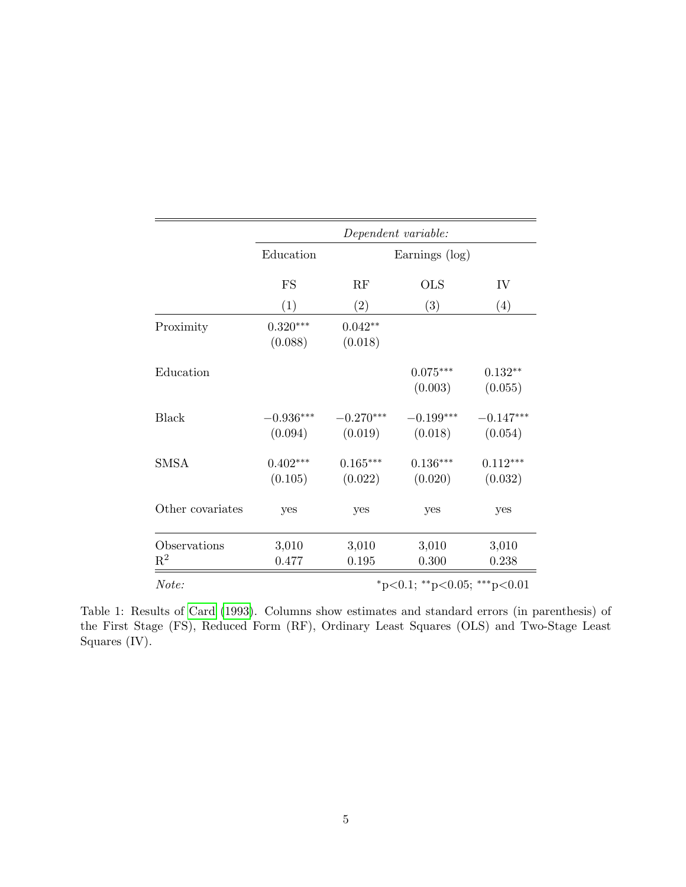| | *Dependent variable:* | | | |
|---|---|---|---|---|
| | Education | Earnings (log) | | |
| | FS | RF | OLS | IV |
| | (1) | (2) | (3) | (4) |
| Proximity | $0.320^{***}$ | $0.042^{**}$ | | |
| | (0.088) | (0.018) | | |
| Education | | | $0.075^{***}$ | $0.132^{**}$ |
| | | | (0.003) | (0.055) |
| Black | $-0.936^{***}$ | $-0.270^{***}$ | $-0.199^{***}$ | $-0.147^{***}$ |
| | (0.094) | (0.019) | (0.018) | (0.054) |
| SMSA | $0.402^{***}$ | $0.165^{***}$ | $0.136^{***}$ | $0.112^{***}$ |
| | (0.105) | (0.022) | (0.020) | (0.032) |
| Other covariates | yes | yes | yes | yes |
| Observations | 3,010 | 3,010 | 3,010 | 3,010 |
| $R^2$ | 0.477 | 0.195 | 0.300 | 0.238 |
| *Note:* | | | | $^{*}p<0.1$; $^{**}p<0.05$; $^{***}p<0.01$ |

Table 1: Results of Card (1993). Columns show estimates and standard errors (in parenthesis) of the First Stage (FS), Reduced Form (RF), Ordinary Least Squares (OLS) and Two-Stage Least Squares (IV).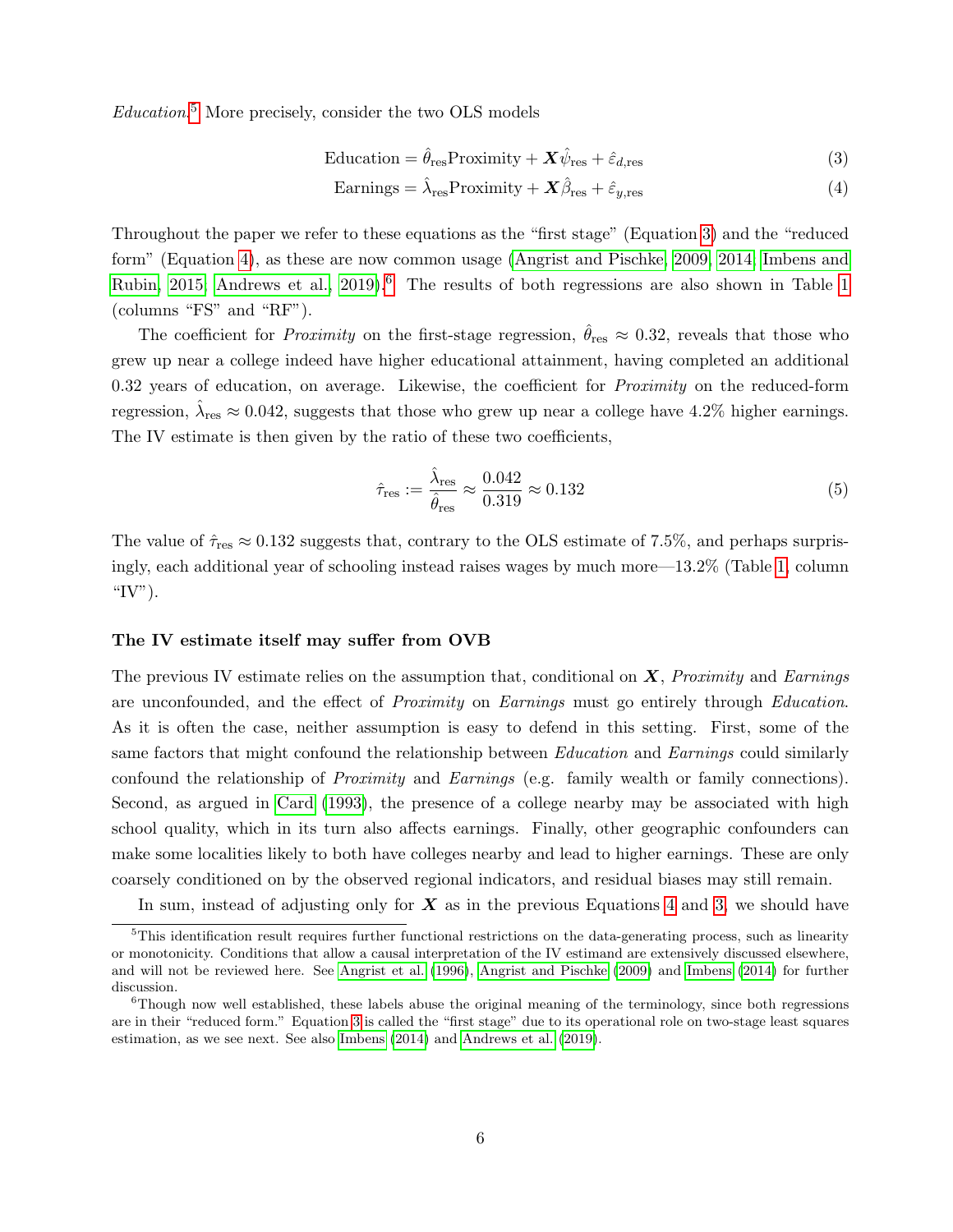*Education*.[5] More precisely, consider the two OLS models

$$\text{Education} = \hat{\theta}_{\text{res}}\text{Proximity} + \boldsymbol{X}\hat{\psi}_{\text{res}} + \hat{\varepsilon}_{d,\text{res}} \tag{3}$$

$$\text{Earnings} = \hat{\lambda}_{\text{res}}\text{Proximity} + \boldsymbol{X}\hat{\beta}_{\text{res}} + \hat{\varepsilon}_{y,\text{res}} \tag{4}$$

Throughout the paper we refer to these equations as the "first stage" (Equation 3) and the "reduced form" (Equation 4), as these are now common usage (Angrist and Pischke, 2009, 2014; Imbens and Rubin, 2015; Andrews et al., 2019).[6] The results of both regressions are also shown in Table 1 (columns "FS" and "RF").

The coefficient for *Proximity* on the first-stage regression, $\hat{\theta}_{\text{res}} \approx 0.32$, reveals that those who grew up near a college indeed have higher educational attainment, having completed an additional 0.32 years of education, on average. Likewise, the coefficient for *Proximity* on the reduced-form regression, $\hat{\lambda}_{\text{res}} \approx 0.042$, suggests that those who grew up near a college have 4.2% higher earnings. The IV estimate is then given by the ratio of these two coefficients,

$$\hat{\tau}_{\text{res}} := \frac{\hat{\lambda}_{\text{res}}}{\hat{\theta}_{\text{res}}} \approx \frac{0.042}{0.319} \approx 0.132 \tag{5}$$

The value of $\hat{\tau}_{\text{res}} \approx 0.132$ suggests that, contrary to the OLS estimate of 7.5%, and perhaps surprisingly, each additional year of schooling instead raises wages by much more—13.2% (Table 1, column "IV").

**The IV estimate itself may suffer from OVB**

The previous IV estimate relies on the assumption that, conditional on $\boldsymbol{X}$, *Proximity* and *Earnings* are unconfounded, and the effect of *Proximity* on *Earnings* must go entirely through *Education*. As it is often the case, neither assumption is easy to defend in this setting. First, some of the same factors that might confound the relationship between *Education* and *Earnings* could similarly confound the relationship of *Proximity* and *Earnings* (e.g. family wealth or family connections). Second, as argued in Card (1993), the presence of a college nearby may be associated with high school quality, which in its turn also affects earnings. Finally, other geographic confounders can make some localities likely to both have colleges nearby and lead to higher earnings. These are only coarsely conditioned on by the observed regional indicators, and residual biases may still remain.

In sum, instead of adjusting only for $\boldsymbol{X}$ as in the previous Equations 4 and 3, we should have

---

[5] This identification result requires further functional restrictions on the data-generating process, such as linearity or monotonicity. Conditions that allow a causal interpretation of the IV estimand are extensively discussed elsewhere, and will not be reviewed here. See Angrist et al. (1996), Angrist and Pischke (2009) and Imbens (2014) for further discussion.

[6] Though now well established, these labels abuse the original meaning of the terminology, since both regressions are in their "reduced form." Equation 3 is called the "first stage" due to its operational role on two-stage least squares estimation, as we see next. See also Imbens (2014) and Andrews et al. (2019).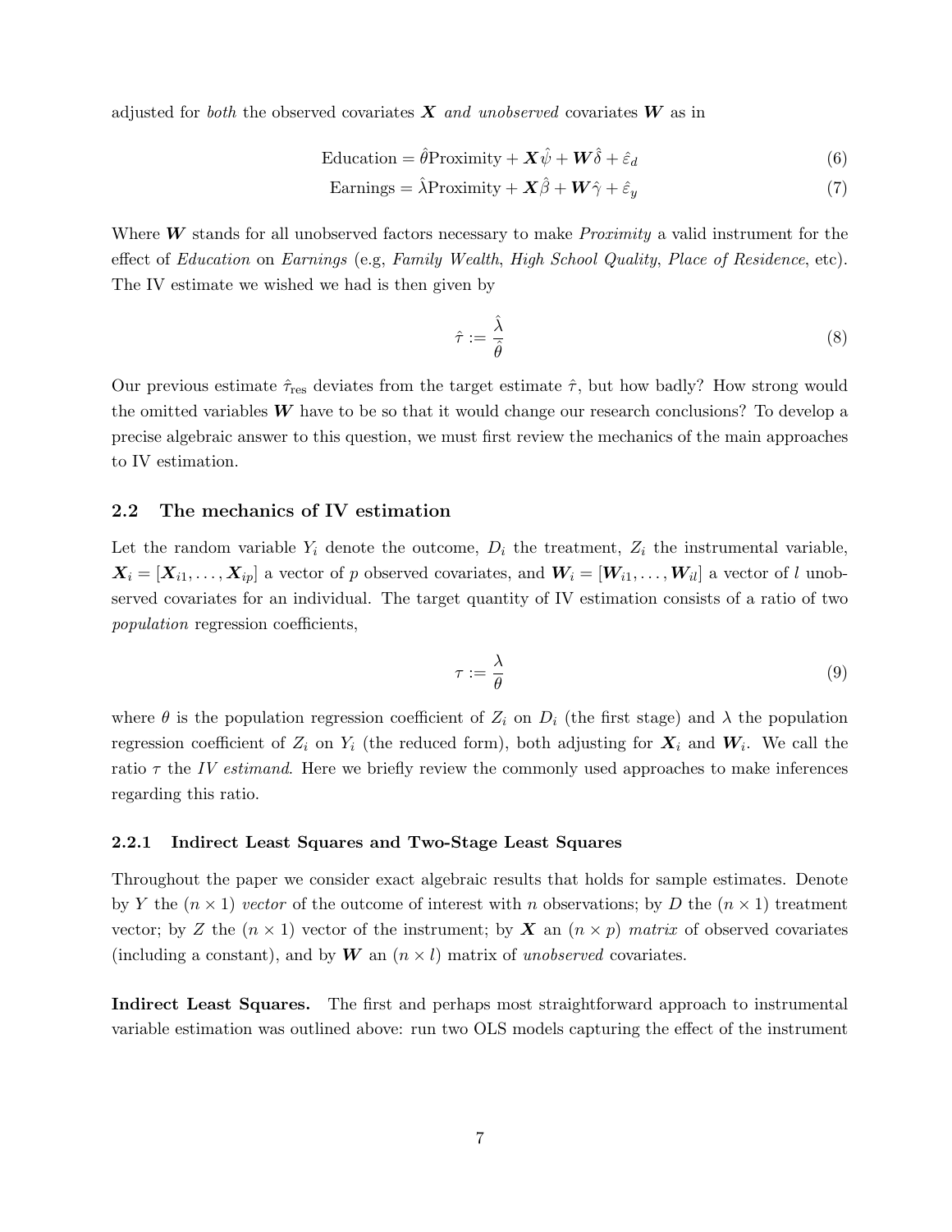adjusted for *both* the observed covariates $\boldsymbol{X}$ *and unobserved* covariates $\boldsymbol{W}$ as in

$$\text{Education} = \hat{\theta}\text{Proximity} + \boldsymbol{X}\hat{\psi} + \boldsymbol{W}\hat{\delta} + \hat{\varepsilon}_d \tag{6}$$

$$\text{Earnings} = \hat{\lambda}\text{Proximity} + \boldsymbol{X}\hat{\beta} + \boldsymbol{W}\hat{\gamma} + \hat{\varepsilon}_y \tag{7}$$

Where $\boldsymbol{W}$ stands for all unobserved factors necessary to make *Proximity* a valid instrument for the effect of *Education* on *Earnings* (e.g, *Family Wealth*, *High School Quality*, *Place of Residence*, etc). The IV estimate we wished we had is then given by

$$\hat{\tau} := \frac{\hat{\lambda}}{\hat{\theta}} \tag{8}$$

Our previous estimate $\hat{\tau}_{\text{res}}$ deviates from the target estimate $\hat{\tau}$, but how badly? How strong would the omitted variables $\boldsymbol{W}$ have to be so that it would change our research conclusions? To develop a precise algebraic answer to this question, we must first review the mechanics of the main approaches to IV estimation.

### 2.2 The mechanics of IV estimation

Let the random variable $Y_i$ denote the outcome, $D_i$ the treatment, $Z_i$ the instrumental variable, $\boldsymbol{X}_i = [\boldsymbol{X}_{i1}, \ldots, \boldsymbol{X}_{ip}]$ a vector of $p$ observed covariates, and $\boldsymbol{W}_i = [\boldsymbol{W}_{i1}, \ldots, \boldsymbol{W}_{il}]$ a vector of $l$ unobserved covariates for an individual. The target quantity of IV estimation consists of a ratio of two *population* regression coefficients,

$$\tau := \frac{\lambda}{\theta} \tag{9}$$

where $\theta$ is the population regression coefficient of $Z_i$ on $D_i$ (the first stage) and $\lambda$ the population regression coefficient of $Z_i$ on $Y_i$ (the reduced form), both adjusting for $\boldsymbol{X}_i$ and $\boldsymbol{W}_i$. We call the ratio $\tau$ the *IV estimand*. Here we briefly review the commonly used approaches to make inferences regarding this ratio.

#### 2.2.1 Indirect Least Squares and Two-Stage Least Squares

Throughout the paper we consider exact algebraic results that holds for sample estimates. Denote by $Y$ the $(n \times 1)$ *vector* of the outcome of interest with $n$ observations; by $D$ the $(n \times 1)$ treatment vector; by $Z$ the $(n \times 1)$ vector of the instrument; by $\boldsymbol{X}$ an $(n \times p)$ *matrix* of observed covariates (including a constant), and by $\boldsymbol{W}$ an $(n \times l)$ matrix of *unobserved* covariates.

**Indirect Least Squares.** The first and perhaps most straightforward approach to instrumental variable estimation was outlined above: run two OLS models capturing the effect of the instrument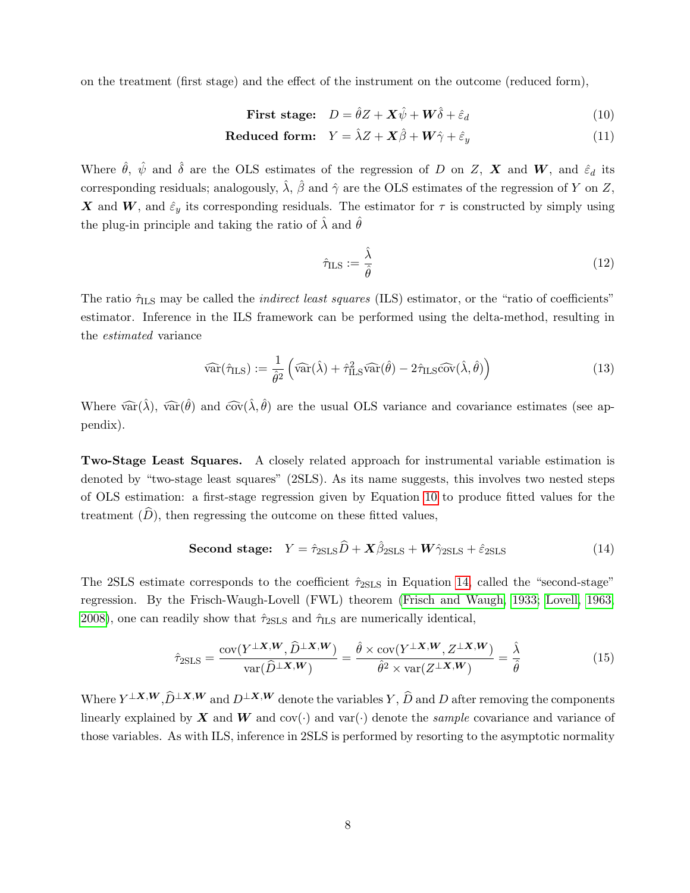on the treatment (first stage) and the effect of the instrument on the outcome (reduced form),

$$\textbf{First stage:} \quad D = \hat{\theta} Z + \boldsymbol{X}\hat{\psi} + \boldsymbol{W}\hat{\delta} + \hat{\varepsilon}_d \tag{10}$$

$$\textbf{Reduced form:} \quad Y = \hat{\lambda} Z + \boldsymbol{X}\hat{\beta} + \boldsymbol{W}\hat{\gamma} + \hat{\varepsilon}_y \tag{11}$$

Where $\hat{\theta}$, $\hat{\psi}$ and $\hat{\delta}$ are the OLS estimates of the regression of $D$ on $Z$, $\boldsymbol{X}$ and $\boldsymbol{W}$, and $\hat{\varepsilon}_d$ its corresponding residuals; analogously, $\hat{\lambda}$, $\hat{\beta}$ and $\hat{\gamma}$ are the OLS estimates of the regression of $Y$ on $Z$, $\boldsymbol{X}$ and $\boldsymbol{W}$, and $\hat{\varepsilon}_y$ its corresponding residuals. The estimator for $\tau$ is constructed by simply using the plug-in principle and taking the ratio of $\hat{\lambda}$ and $\hat{\theta}$

$$\hat{\tau}_{\text{ILS}} := \frac{\hat{\lambda}}{\hat{\theta}} \tag{12}$$

The ratio $\hat{\tau}_{\text{ILS}}$ may be called the *indirect least squares* (ILS) estimator, or the "ratio of coefficients" estimator. Inference in the ILS framework can be performed using the delta-method, resulting in the *estimated* variance

$$\widehat{\text{var}}(\hat{\tau}_{\text{ILS}}) := \frac{1}{\hat{\theta}^2}\left(\widehat{\text{var}}(\hat{\lambda}) + \hat{\tau}_{\text{ILS}}^2 \widehat{\text{var}}(\hat{\theta}) - 2\hat{\tau}_{\text{ILS}}\widehat{\text{cov}}(\hat{\lambda}, \hat{\theta})\right) \tag{13}$$

Where $\widehat{\text{var}}(\hat{\lambda})$, $\widehat{\text{var}}(\hat{\theta})$ and $\widehat{\text{cov}}(\hat{\lambda}, \hat{\theta})$ are the usual OLS variance and covariance estimates (see appendix).

**Two-Stage Least Squares.** A closely related approach for instrumental variable estimation is denoted by "two-stage least squares" (2SLS). As its name suggests, this involves two nested steps of OLS estimation: a first-stage regression given by Equation 10 to produce fitted values for the treatment ($\widehat{D}$), then regressing the outcome on these fitted values,

$$\textbf{Second stage:} \quad Y = \hat{\tau}_{\text{2SLS}} \widehat{D} + \boldsymbol{X}\hat{\beta}_{\text{2SLS}} + \boldsymbol{W}\hat{\gamma}_{\text{2SLS}} + \hat{\varepsilon}_{\text{2SLS}} \tag{14}$$

The 2SLS estimate corresponds to the coefficient $\hat{\tau}_{\text{2SLS}}$ in Equation 14, called the "second-stage" regression. By the Frisch-Waugh-Lovell (FWL) theorem (Frisch and Waugh, 1933; Lovell, 1963, 2008), one can readily show that $\hat{\tau}_{\text{2SLS}}$ and $\hat{\tau}_{\text{ILS}}$ are numerically identical,

$$\hat{\tau}_{\text{2SLS}} = \frac{\text{cov}(Y^{\perp \boldsymbol{X},\boldsymbol{W}}, \widehat{D}^{\perp \boldsymbol{X},\boldsymbol{W}})}{\text{var}(\widehat{D}^{\perp \boldsymbol{X},\boldsymbol{W}})} = \frac{\hat{\theta} \times \text{cov}(Y^{\perp \boldsymbol{X},\boldsymbol{W}}, Z^{\perp \boldsymbol{X},\boldsymbol{W}})}{\hat{\theta}^2 \times \text{var}(Z^{\perp \boldsymbol{X},\boldsymbol{W}})} = \frac{\hat{\lambda}}{\hat{\theta}} \tag{15}$$

Where $Y^{\perp \boldsymbol{X},\boldsymbol{W}}$,$\widehat{D}^{\perp \boldsymbol{X},\boldsymbol{W}}$ and $D^{\perp \boldsymbol{X},\boldsymbol{W}}$ denote the variables $Y$, $\widehat{D}$ and $D$ after removing the components linearly explained by $\boldsymbol{X}$ and $\boldsymbol{W}$ and $\text{cov}(\cdot)$ and $\text{var}(\cdot)$ denote the *sample* covariance and variance of those variables. As with ILS, inference in 2SLS is performed by resorting to the asymptotic normality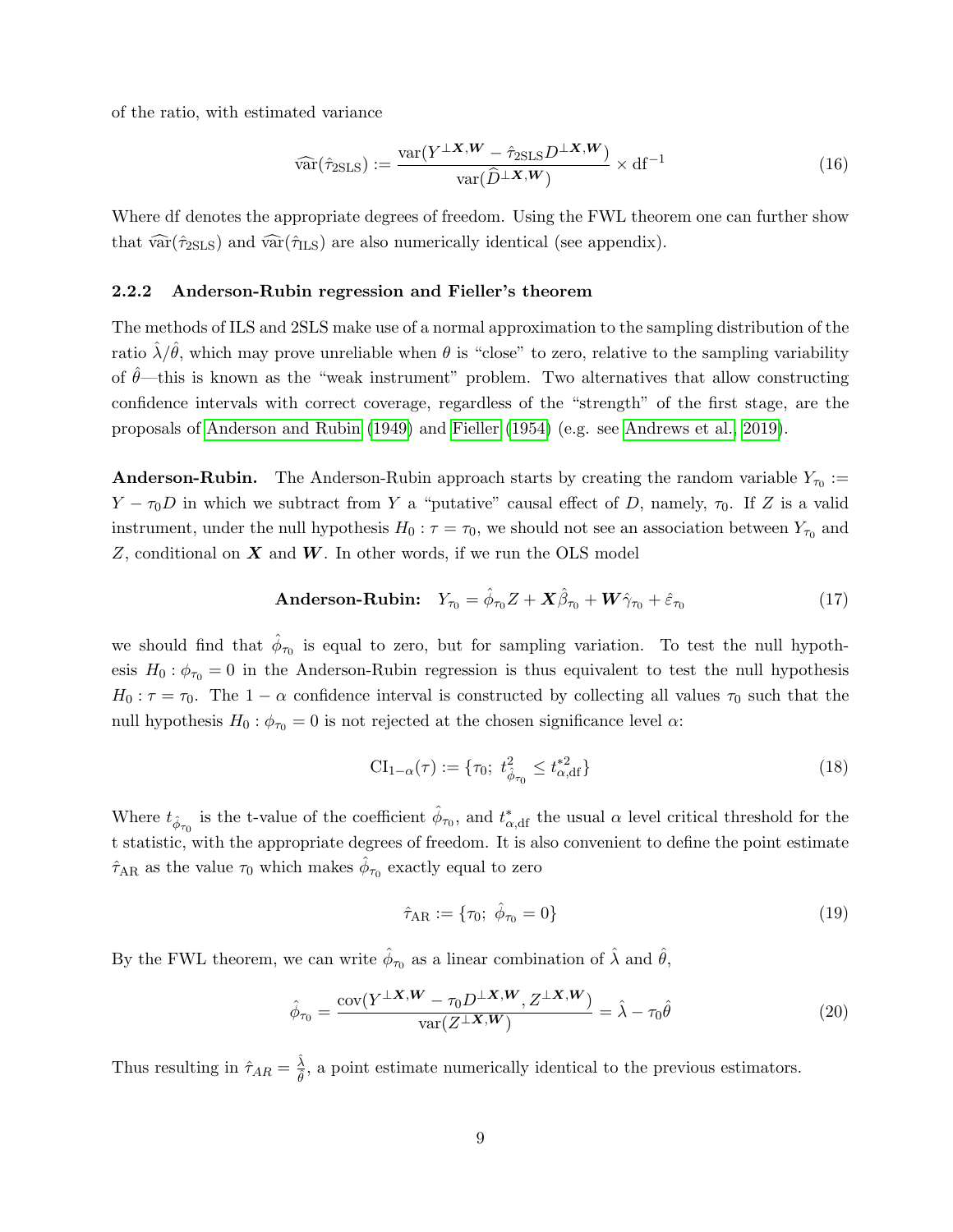of the ratio, with estimated variance

$$\widehat{\mathrm{var}}(\hat{\tau}_{2\mathrm{SLS}}) := \frac{\mathrm{var}(Y^{\perp \boldsymbol{X},\boldsymbol{W}} - \hat{\tau}_{2\mathrm{SLS}} D^{\perp \boldsymbol{X},\boldsymbol{W}})}{\mathrm{var}(\widehat{D}^{\perp \boldsymbol{X},\boldsymbol{W}})} \times \mathrm{df}^{-1} \tag{16}$$

Where df denotes the appropriate degrees of freedom. Using the FWL theorem one can further show that $\widehat{\mathrm{var}}(\hat{\tau}_{2\mathrm{SLS}})$ and $\widehat{\mathrm{var}}(\hat{\tau}_{\mathrm{ILS}})$ are also numerically identical (see appendix).

### 2.2.2 Anderson-Rubin regression and Fieller's theorem

The methods of ILS and 2SLS make use of a normal approximation to the sampling distribution of the ratio $\hat{\lambda}/\hat{\theta}$, which may prove unreliable when $\theta$ is "close" to zero, relative to the sampling variability of $\hat{\theta}$—this is known as the "weak instrument" problem. Two alternatives that allow constructing confidence intervals with correct coverage, regardless of the "strength" of the first stage, are the proposals of Anderson and Rubin (1949) and Fieller (1954) (e.g. see Andrews et al., 2019).

**Anderson-Rubin.** The Anderson-Rubin approach starts by creating the random variable $Y_{\tau_0} := Y - \tau_0 D$ in which we subtract from $Y$ a "putative" causal effect of $D$, namely, $\tau_0$. If $Z$ is a valid instrument, under the null hypothesis $H_0 : \tau = \tau_0$, we should not see an association between $Y_{\tau_0}$ and $Z$, conditional on $\boldsymbol{X}$ and $\boldsymbol{W}$. In other words, if we run the OLS model

$$\textbf{Anderson-Rubin:} \quad Y_{\tau_0} = \hat{\phi}_{\tau_0} Z + \boldsymbol{X}\hat{\beta}_{\tau_0} + \boldsymbol{W}\hat{\gamma}_{\tau_0} + \hat{\varepsilon}_{\tau_0} \tag{17}$$

we should find that $\hat{\phi}_{\tau_0}$ is equal to zero, but for sampling variation. To test the null hypothesis $H_0 : \phi_{\tau_0} = 0$ in the Anderson-Rubin regression is thus equivalent to test the null hypothesis $H_0 : \tau = \tau_0$. The $1 - \alpha$ confidence interval is constructed by collecting all values $\tau_0$ such that the null hypothesis $H_0 : \phi_{\tau_0} = 0$ is not rejected at the chosen significance level $\alpha$:

$$\mathrm{CI}_{1-\alpha}(\tau) := \{\tau_0;\ t^2_{\hat{\phi}_{\tau_0}} \leq t^{*2}_{\alpha,\mathrm{df}}\} \tag{18}$$

Where $t_{\hat{\phi}_{\tau_0}}$ is the t-value of the coefficient $\hat{\phi}_{\tau_0}$, and $t^*_{\alpha,\mathrm{df}}$ the usual $\alpha$ level critical threshold for the t statistic, with the appropriate degrees of freedom. It is also convenient to define the point estimate $\hat{\tau}_{\mathrm{AR}}$ as the value $\tau_0$ which makes $\hat{\phi}_{\tau_0}$ exactly equal to zero

$$\hat{\tau}_{\mathrm{AR}} := \{\tau_0;\ \hat{\phi}_{\tau_0} = 0\} \tag{19}$$

By the FWL theorem, we can write $\hat{\phi}_{\tau_0}$ as a linear combination of $\hat{\lambda}$ and $\hat{\theta}$,

$$\hat{\phi}_{\tau_0} = \frac{\mathrm{cov}(Y^{\perp \boldsymbol{X},\boldsymbol{W}} - \tau_0 D^{\perp \boldsymbol{X},\boldsymbol{W}}, Z^{\perp \boldsymbol{X},\boldsymbol{W}})}{\mathrm{var}(Z^{\perp \boldsymbol{X},\boldsymbol{W}})} = \hat{\lambda} - \tau_0 \hat{\theta} \tag{20}$$

Thus resulting in $\hat{\tau}_{AR} = \frac{\hat{\lambda}}{\hat{\theta}}$, a point estimate numerically identical to the previous estimators.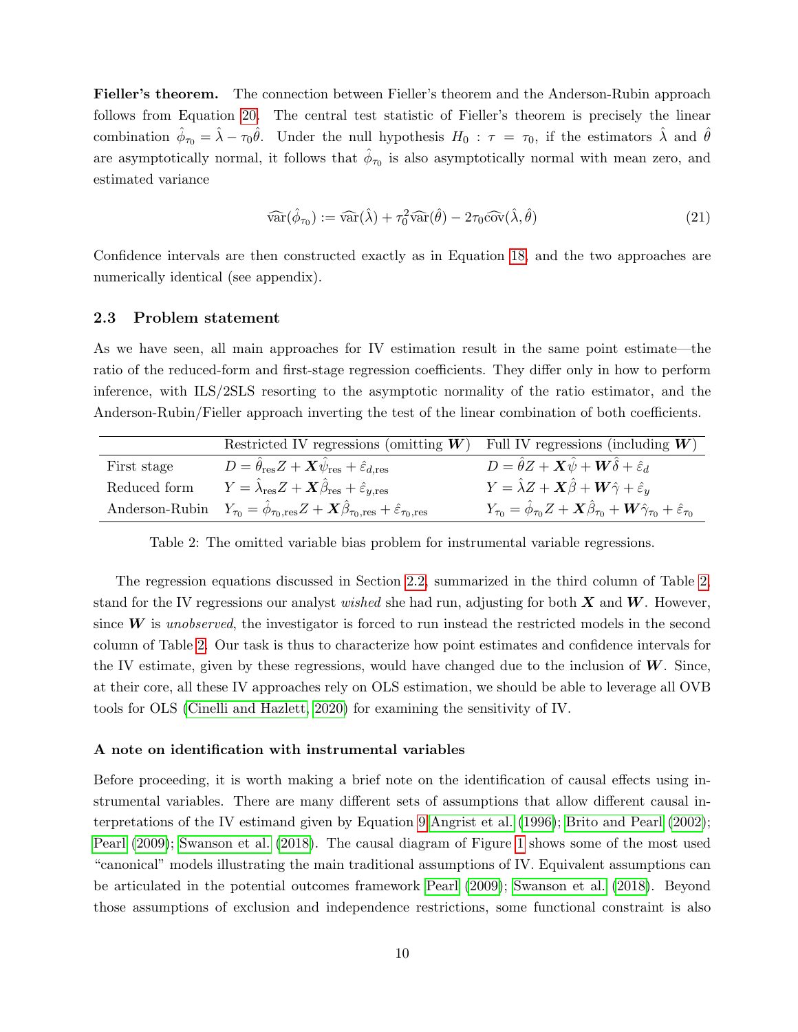**Fieller's theorem.** The connection between Fieller's theorem and the Anderson-Rubin approach follows from Equation 20. The central test statistic of Fieller's theorem is precisely the linear combination $\hat{\phi}_{\tau_0} = \hat{\lambda} - \tau_0 \hat{\theta}$. Under the null hypothesis $H_0 : \tau = \tau_0$, if the estimators $\hat{\lambda}$ and $\hat{\theta}$ are asymptotically normal, it follows that $\hat{\phi}_{\tau_0}$ is also asymptotically normal with mean zero, and estimated variance

$$\widehat{\text{var}}(\hat{\phi}_{\tau_0}) := \widehat{\text{var}}(\hat{\lambda}) + \tau_0^2 \widehat{\text{var}}(\hat{\theta}) - 2\tau_0 \widehat{\text{cov}}(\hat{\lambda}, \hat{\theta}) \tag{21}$$

Confidence intervals are then constructed exactly as in Equation 18, and the two approaches are numerically identical (see appendix).

### 2.3 Problem statement

As we have seen, all main approaches for IV estimation result in the same point estimate—the ratio of the reduced-form and first-stage regression coefficients. They differ only in how to perform inference, with ILS/2SLS resorting to the asymptotic normality of the ratio estimator, and the Anderson-Rubin/Fieller approach inverting the test of the linear combination of both coefficients.

| | Restricted IV regressions (omitting $\boldsymbol{W}$) | Full IV regressions (including $\boldsymbol{W}$) |
|---|---|---|
| First stage | $D = \hat{\theta}_{\text{res}} Z + \boldsymbol{X}\hat{\psi}_{\text{res}} + \hat{\varepsilon}_{d,\text{res}}$ | $D = \hat{\theta} Z + \boldsymbol{X}\hat{\psi} + \boldsymbol{W}\hat{\delta} + \hat{\varepsilon}_d$ |
| Reduced form | $Y = \hat{\lambda}_{\text{res}} Z + \boldsymbol{X}\hat{\beta}_{\text{res}} + \hat{\varepsilon}_{y,\text{res}}$ | $Y = \hat{\lambda} Z + \boldsymbol{X}\hat{\beta} + \boldsymbol{W}\hat{\gamma} + \hat{\varepsilon}_y$ |
| Anderson-Rubin | $Y_{\tau_0} = \hat{\phi}_{\tau_0,\text{res}} Z + \boldsymbol{X}\hat{\beta}_{\tau_0,\text{res}} + \hat{\varepsilon}_{\tau_0,\text{res}}$ | $Y_{\tau_0} = \hat{\phi}_{\tau_0} Z + \boldsymbol{X}\hat{\beta}_{\tau_0} + \boldsymbol{W}\hat{\gamma}_{\tau_0} + \hat{\varepsilon}_{\tau_0}$ |

Table 2: The omitted variable bias problem for instrumental variable regressions.

The regression equations discussed in Section 2.2, summarized in the third column of Table 2, stand for the IV regressions our analyst *wished* she had run, adjusting for both $\boldsymbol{X}$ and $\boldsymbol{W}$. However, since $\boldsymbol{W}$ is *unobserved*, the investigator is forced to run instead the restricted models in the second column of Table 2. Our task is thus to characterize how point estimates and confidence intervals for the IV estimate, given by these regressions, would have changed due to the inclusion of $\boldsymbol{W}$. Since, at their core, all these IV approaches rely on OLS estimation, we should be able to leverage all OVB tools for OLS (Cinelli and Hazlett, 2020) for examining the sensitivity of IV.

#### A note on identification with instrumental variables

Before proceeding, it is worth making a brief note on the identification of causal effects using instrumental variables. There are many different sets of assumptions that allow different causal interpretations of the IV estimand given by Equation 9 Angrist et al. (1996); Brito and Pearl (2002); Pearl (2009); Swanson et al. (2018). The causal diagram of Figure 1 shows some of the most used "canonical" models illustrating the main traditional assumptions of IV. Equivalent assumptions can be articulated in the potential outcomes framework Pearl (2009); Swanson et al. (2018). Beyond those assumptions of exclusion and independence restrictions, some functional constraint is also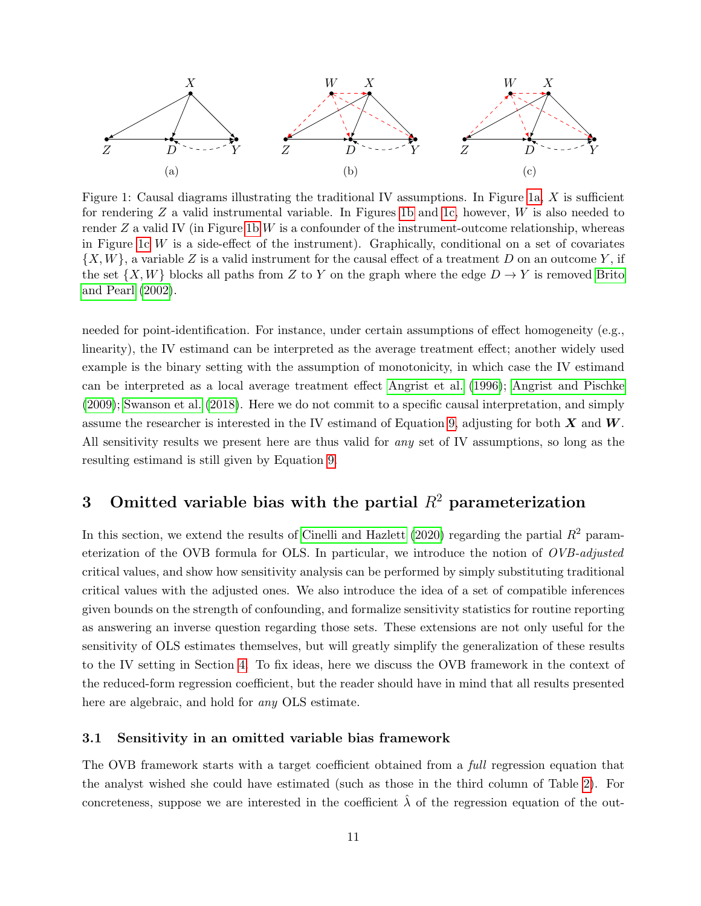Figure 1: Causal diagrams illustrating the traditional IV assumptions. In Figure 1a, $X$ is sufficient for rendering $Z$ a valid instrumental variable. In Figures 1b and 1c, however, $W$ is also needed to render $Z$ a valid IV (in Figure 1b $W$ is a confounder of the instrument-outcome relationship, whereas in Figure 1c $W$ is a side-effect of the instrument). Graphically, conditional on a set of covariates $\{X, W\}$, a variable $Z$ is a valid instrument for the causal effect of a treatment $D$ on an outcome $Y$, if the set $\{X, W\}$ blocks all paths from $Z$ to $Y$ on the graph where the edge $D \to Y$ is removed Brito and Pearl (2002).

needed for point-identification. For instance, under certain assumptions of effect homogeneity (e.g., linearity), the IV estimand can be interpreted as the average treatment effect; another widely used example is the binary setting with the assumption of monotonicity, in which case the IV estimand can be interpreted as a local average treatment effect Angrist et al. (1996); Angrist and Pischke (2009); Swanson et al. (2018). Here we do not commit to a specific causal interpretation, and simply assume the researcher is interested in the IV estimand of Equation 9, adjusting for both $\boldsymbol{X}$ and $\boldsymbol{W}$. All sensitivity results we present here are thus valid for *any* set of IV assumptions, so long as the resulting estimand is still given by Equation 9.

## 3 Omitted variable bias with the partial $R^2$ parameterization

In this section, we extend the results of Cinelli and Hazlett (2020) regarding the partial $R^2$ parameterization of the OVB formula for OLS. In particular, we introduce the notion of *OVB-adjusted* critical values, and show how sensitivity analysis can be performed by simply substituting traditional critical values with the adjusted ones. We also introduce the idea of a set of compatible inferences given bounds on the strength of confounding, and formalize sensitivity statistics for routine reporting as answering an inverse question regarding those sets. These extensions are not only useful for the sensitivity of OLS estimates themselves, but will greatly simplify the generalization of these results to the IV setting in Section 4. To fix ideas, here we discuss the OVB framework in the context of the reduced-form regression coefficient, but the reader should have in mind that all results presented here are algebraic, and hold for *any* OLS estimate.

### 3.1 Sensitivity in an omitted variable bias framework

The OVB framework starts with a target coefficient obtained from a *full* regression equation that the analyst wished she could have estimated (such as those in the third column of Table 2). For concreteness, suppose we are interested in the coefficient $\hat{\lambda}$ of the regression equation of the out-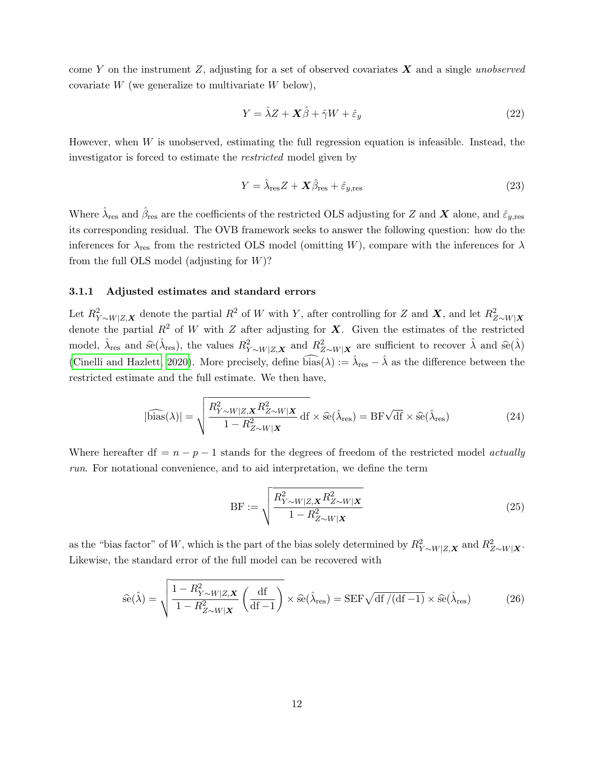come $Y$ on the instrument $Z$, adjusting for a set of observed covariates $\boldsymbol{X}$ and a single *unobserved* covariate $W$ (we generalize to multivariate $W$ below),

$$Y = \hat{\lambda} Z + \boldsymbol{X}\hat{\beta} + \hat{\gamma} W + \hat{\varepsilon}_y \tag{22}$$

However, when $W$ is unobserved, estimating the full regression equation is infeasible. Instead, the investigator is forced to estimate the *restricted* model given by

$$Y = \hat{\lambda}_{\text{res}} Z + \boldsymbol{X}\hat{\beta}_{\text{res}} + \hat{\varepsilon}_{y,\text{res}} \tag{23}$$

Where $\hat{\lambda}_{\text{res}}$ and $\hat{\beta}_{\text{res}}$ are the coefficients of the restricted OLS adjusting for $Z$ and $\boldsymbol{X}$ alone, and $\hat{\varepsilon}_{y,\text{res}}$ its corresponding residual. The OVB framework seeks to answer the following question: how do the inferences for $\lambda_{\text{res}}$ from the restricted OLS model (omitting $W$), compare with the inferences for $\lambda$ from the full OLS model (adjusting for $W$)?

### 3.1.1 Adjusted estimates and standard errors

Let $R^2_{Y\sim W|Z,\boldsymbol{X}}$ denote the partial $R^2$ of $W$ with $Y$, after controlling for $Z$ and $\boldsymbol{X}$, and let $R^2_{Z\sim W|\boldsymbol{X}}$ denote the partial $R^2$ of $W$ with $Z$ after adjusting for $\boldsymbol{X}$. Given the estimates of the restricted model, $\hat{\lambda}_{\text{res}}$ and $\widehat{\text{se}}(\hat{\lambda}_{\text{res}})$, the values $R^2_{Y\sim W|Z,\boldsymbol{X}}$ and $R^2_{Z\sim W|\boldsymbol{X}}$ are sufficient to recover $\hat{\lambda}$ and $\widehat{\text{se}}(\hat{\lambda})$ (Cinelli and Hazlett, 2020). More precisely, define $\widehat{\text{bias}}(\lambda) := \hat{\lambda}_{\text{res}} - \hat{\lambda}$ as the difference between the restricted estimate and the full estimate. We then have,

$$|\widehat{\text{bias}}(\lambda)| = \sqrt{\frac{R^2_{Y\sim W|Z,\boldsymbol{X}} R^2_{Z\sim W|\boldsymbol{X}}}{1 - R^2_{Z\sim W|\boldsymbol{X}}} \text{df}} \times \widehat{\text{se}}(\hat{\lambda}_{\text{res}}) = \text{BF}\sqrt{\text{df}} \times \widehat{\text{se}}(\hat{\lambda}_{\text{res}}) \tag{24}$$

Where hereafter $\text{df} = n - p - 1$ stands for the degrees of freedom of the restricted model *actually run*. For notational convenience, and to aid interpretation, we define the term

$$\text{BF} := \sqrt{\frac{R^2_{Y\sim W|Z,\boldsymbol{X}} R^2_{Z\sim W|\boldsymbol{X}}}{1 - R^2_{Z\sim W|\boldsymbol{X}}}} \tag{25}$$

as the "bias factor" of $W$, which is the part of the bias solely determined by $R^2_{Y\sim W|Z,\boldsymbol{X}}$ and $R^2_{Z\sim W|\boldsymbol{X}}$. Likewise, the standard error of the full model can be recovered with

$$\widehat{\text{se}}(\hat{\lambda}) = \sqrt{\frac{1 - R^2_{Y\sim W|Z,\boldsymbol{X}}}{1 - R^2_{Z\sim W|\boldsymbol{X}}} \left(\frac{\text{df}}{\text{df} - 1}\right)} \times \widehat{\text{se}}(\hat{\lambda}_{\text{res}}) = \text{SEF}\sqrt{\text{df}/(\text{df} - 1)} \times \widehat{\text{se}}(\hat{\lambda}_{\text{res}}) \tag{26}$$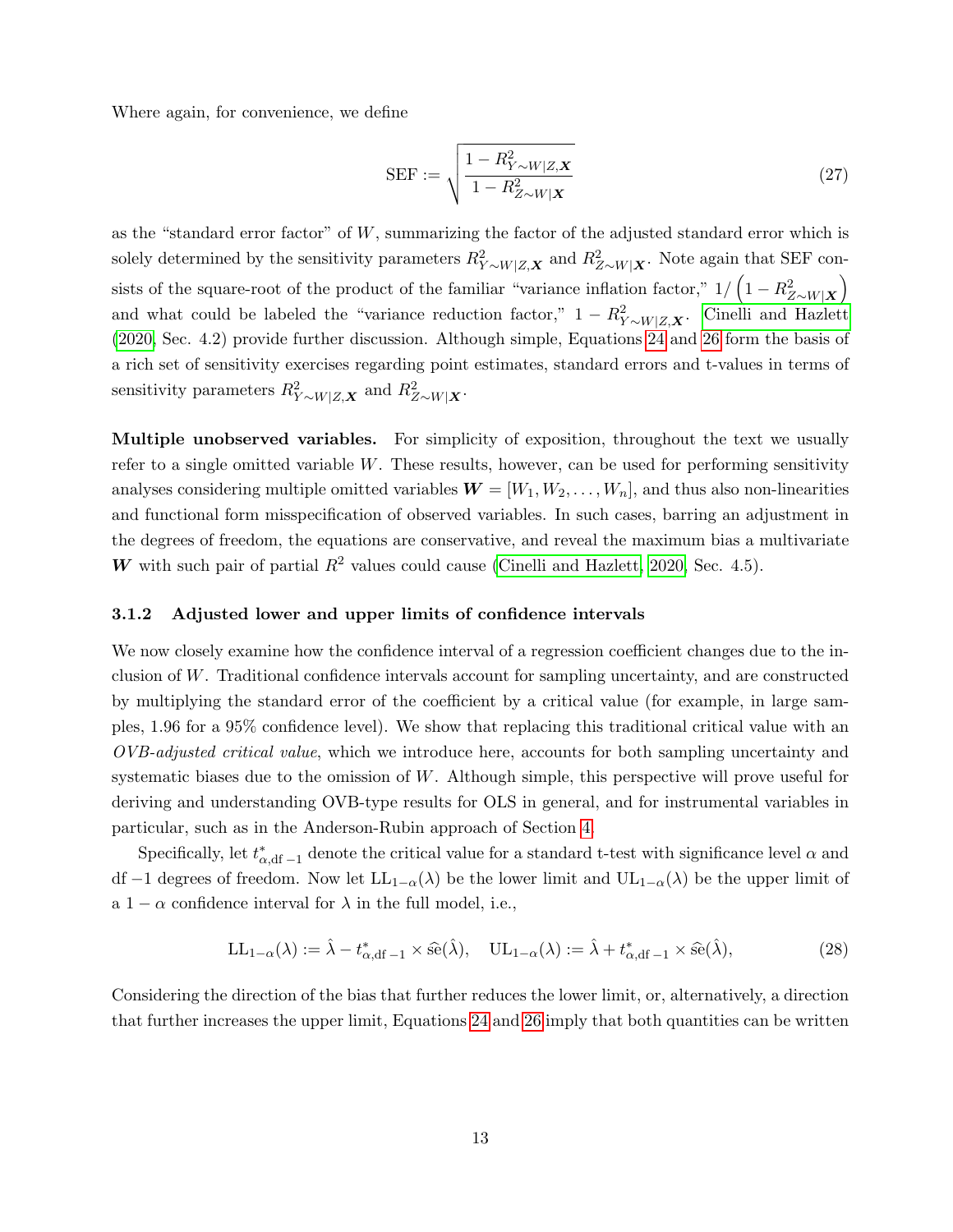Where again, for convenience, we define

$$\text{SEF} := \sqrt{\frac{1 - R^2_{Y\sim W|Z,\boldsymbol{X}}}{1 - R^2_{Z\sim W|\boldsymbol{X}}}} \tag{27}$$

as the "standard error factor" of $W$, summarizing the factor of the adjusted standard error which is solely determined by the sensitivity parameters $R^2_{Y\sim W|Z,\boldsymbol{X}}$ and $R^2_{Z\sim W|\boldsymbol{X}}$. Note again that SEF consists of the square-root of the product of the familiar "variance inflation factor," $1/\left(1 - R^2_{Z\sim W|\boldsymbol{X}}\right)$ and what could be labeled the "variance reduction factor," $1 - R^2_{Y\sim W|Z,\boldsymbol{X}}$. Cinelli and Hazlett (2020, Sec. 4.2) provide further discussion. Although simple, Equations 24 and 26 form the basis of a rich set of sensitivity exercises regarding point estimates, standard errors and t-values in terms of sensitivity parameters $R^2_{Y\sim W|Z,\boldsymbol{X}}$ and $R^2_{Z\sim W|\boldsymbol{X}}$.

**Multiple unobserved variables.** For simplicity of exposition, throughout the text we usually refer to a single omitted variable $W$. These results, however, can be used for performing sensitivity analyses considering multiple omitted variables $\boldsymbol{W} = [W_1, W_2, \ldots, W_n]$, and thus also non-linearities and functional form misspecification of observed variables. In such cases, barring an adjustment in the degrees of freedom, the equations are conservative, and reveal the maximum bias a multivariate $\boldsymbol{W}$ with such pair of partial $R^2$ values could cause (Cinelli and Hazlett, 2020, Sec. 4.5).

### 3.1.2 Adjusted lower and upper limits of confidence intervals

We now closely examine how the confidence interval of a regression coefficient changes due to the inclusion of $W$. Traditional confidence intervals account for sampling uncertainty, and are constructed by multiplying the standard error of the coefficient by a critical value (for example, in large samples, 1.96 for a 95% confidence level). We show that replacing this traditional critical value with an *OVB-adjusted critical value*, which we introduce here, accounts for both sampling uncertainty and systematic biases due to the omission of $W$. Although simple, this perspective will prove useful for deriving and understanding OVB-type results for OLS in general, and for instrumental variables in particular, such as in the Anderson-Rubin approach of Section 4.

Specifically, let $t^*_{\alpha,\text{df}-1}$ denote the critical value for a standard t-test with significance level $\alpha$ and $\text{df}-1$ degrees of freedom. Now let $\text{LL}_{1-\alpha}(\lambda)$ be the lower limit and $\text{UL}_{1-\alpha}(\lambda)$ be the upper limit of a $1-\alpha$ confidence interval for $\lambda$ in the full model, i.e.,

$$\text{LL}_{1-\alpha}(\lambda) := \hat{\lambda} - t^*_{\alpha,\text{df}-1} \times \widehat{\text{se}}(\hat{\lambda}), \quad \text{UL}_{1-\alpha}(\lambda) := \hat{\lambda} + t^*_{\alpha,\text{df}-1} \times \widehat{\text{se}}(\hat{\lambda}), \tag{28}$$

Considering the direction of the bias that further reduces the lower limit, or, alternatively, a direction that further increases the upper limit, Equations 24 and 26 imply that both quantities can be written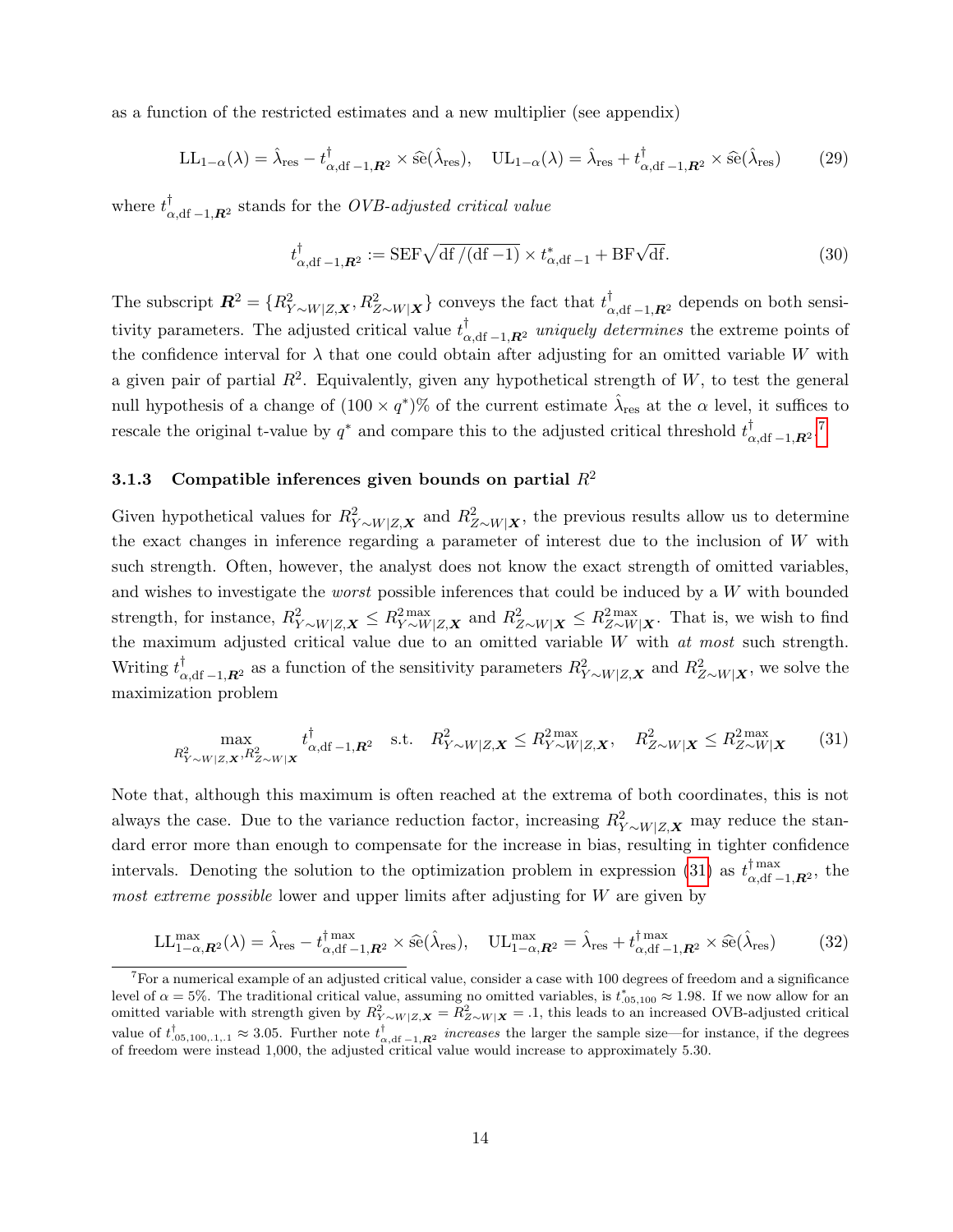as a function of the restricted estimates and a new multiplier (see appendix)

$$\text{LL}_{1-\alpha}(\lambda) = \hat{\lambda}_{\text{res}} - t^{\dagger}_{\alpha,\text{df}-1,\boldsymbol{R}^2} \times \widehat{\text{se}}(\hat{\lambda}_{\text{res}}), \quad \text{UL}_{1-\alpha}(\lambda) = \hat{\lambda}_{\text{res}} + t^{\dagger}_{\alpha,\text{df}-1,\boldsymbol{R}^2} \times \widehat{\text{se}}(\hat{\lambda}_{\text{res}}) \tag{29}$$

where $t^{\dagger}_{\alpha,\text{df}-1,\boldsymbol{R}^2}$ stands for the *OVB-adjusted critical value*

$$t^{\dagger}_{\alpha,\text{df}-1,\boldsymbol{R}^2} := \text{SEF}\sqrt{\text{df}/(\text{df}-1)} \times t^{*}_{\alpha,\text{df}-1} + \text{BF}\sqrt{\text{df}}. \tag{30}$$

The subscript $\boldsymbol{R}^2 = \{R^2_{Y\sim W|Z,\boldsymbol{X}}, R^2_{Z\sim W|\boldsymbol{X}}\}$ conveys the fact that $t^{\dagger}_{\alpha,\text{df}-1,\boldsymbol{R}^2}$ depends on both sensitivity parameters. The adjusted critical value $t^{\dagger}_{\alpha,\text{df}-1,\boldsymbol{R}^2}$ *uniquely determines* the extreme points of the confidence interval for $\lambda$ that one could obtain after adjusting for an omitted variable $W$ with a given pair of partial $R^2$. Equivalently, given any hypothetical strength of $W$, to test the general null hypothesis of a change of $(100 \times q^*)\%$ of the current estimate $\hat{\lambda}_{\text{res}}$ at the $\alpha$ level, it suffices to rescale the original t-value by $q^*$ and compare this to the adjusted critical threshold $t^{\dagger}_{\alpha,\text{df}-1,\boldsymbol{R}^2}$.[7]

### 3.1.3 Compatible inferences given bounds on partial $R^2$

Given hypothetical values for $R^2_{Y\sim W|Z,\boldsymbol{X}}$ and $R^2_{Z\sim W|\boldsymbol{X}}$, the previous results allow us to determine the exact changes in inference regarding a parameter of interest due to the inclusion of $W$ with such strength. Often, however, the analyst does not know the exact strength of omitted variables, and wishes to investigate the *worst* possible inferences that could be induced by a $W$ with bounded strength, for instance, $R^2_{Y\sim W|Z,\boldsymbol{X}} \leq R^{2\,\max}_{Y\sim W|Z,\boldsymbol{X}}$ and $R^2_{Z\sim W|\boldsymbol{X}} \leq R^{2\,\max}_{Z\sim W|\boldsymbol{X}}$. That is, we wish to find the maximum adjusted critical value due to an omitted variable $W$ with *at most* such strength. Writing $t^{\dagger}_{\alpha,\text{df}-1,\boldsymbol{R}^2}$ as a function of the sensitivity parameters $R^2_{Y\sim W|Z,\boldsymbol{X}}$ and $R^2_{Z\sim W|\boldsymbol{X}}$, we solve the maximization problem

$$\max_{R^2_{Y\sim W|Z,\boldsymbol{X}}, R^2_{Z\sim W|\boldsymbol{X}}} t^{\dagger}_{\alpha,\text{df}-1,\boldsymbol{R}^2} \quad \text{s.t.} \quad R^2_{Y\sim W|Z,\boldsymbol{X}} \leq R^{2\,\max}_{Y\sim W|Z,\boldsymbol{X}}, \quad R^2_{Z\sim W|\boldsymbol{X}} \leq R^{2\,\max}_{Z\sim W|\boldsymbol{X}} \tag{31}$$

Note that, although this maximum is often reached at the extrema of both coordinates, this is not always the case. Due to the variance reduction factor, increasing $R^2_{Y\sim W|Z,\boldsymbol{X}}$ may reduce the standard error more than enough to compensate for the increase in bias, resulting in tighter confidence intervals. Denoting the solution to the optimization problem in expression (31) as $t^{\dagger\,\max}_{\alpha,\text{df}-1,\boldsymbol{R}^2}$, the *most extreme possible* lower and upper limits after adjusting for $W$ are given by

$$\text{LL}^{\max}_{1-\alpha,\boldsymbol{R}^2}(\lambda) = \hat{\lambda}_{\text{res}} - t^{\dagger\,\max}_{\alpha,\text{df}-1,\boldsymbol{R}^2} \times \widehat{\text{se}}(\hat{\lambda}_{\text{res}}), \quad \text{UL}^{\max}_{1-\alpha,\boldsymbol{R}^2} = \hat{\lambda}_{\text{res}} + t^{\dagger\,\max}_{\alpha,\text{df}-1,\boldsymbol{R}^2} \times \widehat{\text{se}}(\hat{\lambda}_{\text{res}}) \tag{32}$$

[7] For a numerical example of an adjusted critical value, consider a case with 100 degrees of freedom and a significance level of $\alpha = 5\%$. The traditional critical value, assuming no omitted variables, is $t^{*}_{.05,100} \approx 1.98$. If we now allow for an omitted variable with strength given by $R^2_{Y\sim W|Z,\boldsymbol{X}} = R^2_{Z\sim W|\boldsymbol{X}} = .1$, this leads to an increased OVB-adjusted critical value of $t^{\dagger}_{.05,100,.1,.1} \approx 3.05$. Further note $t^{\dagger}_{\alpha,\text{df}-1,\boldsymbol{R}^2}$ *increases* the larger the sample size—for instance, if the degrees of freedom were instead 1,000, the adjusted critical value would increase to approximately 5.30.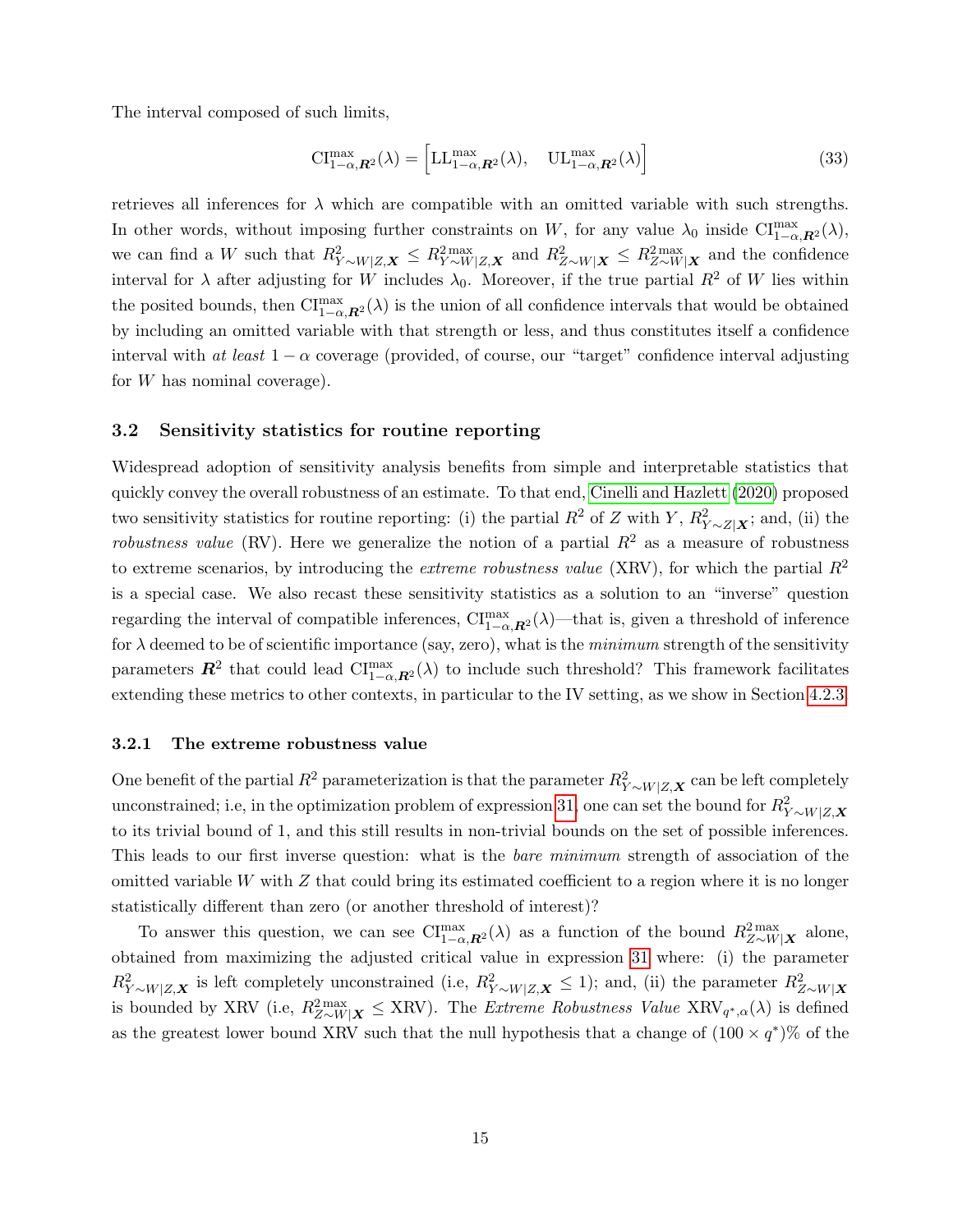The interval composed of such limits,

$$\mathrm{CI}^{\max}_{1-\alpha,\boldsymbol{R}^2}(\lambda) = \left[\mathrm{LL}^{\max}_{1-\alpha,\boldsymbol{R}^2}(\lambda), \quad \mathrm{UL}^{\max}_{1-\alpha,\boldsymbol{R}^2}(\lambda)\right] \tag{33}$$

retrieves all inferences for $\lambda$ which are compatible with an omitted variable with such strengths. In other words, without imposing further constraints on $W$, for any value $\lambda_0$ inside $\mathrm{CI}^{\max}_{1-\alpha,\boldsymbol{R}^2}(\lambda)$, we can find a $W$ such that $R^2_{Y\sim W|Z,\boldsymbol{X}} \leq R^{2\max}_{Y\sim W|Z,\boldsymbol{X}}$ and $R^2_{Z\sim W|\boldsymbol{X}} \leq R^{2\max}_{Z\sim W|\boldsymbol{X}}$ and the confidence interval for $\lambda$ after adjusting for $W$ includes $\lambda_0$. Moreover, if the true partial $R^2$ of $W$ lies within the posited bounds, then $\mathrm{CI}^{\max}_{1-\alpha,\boldsymbol{R}^2}(\lambda)$ is the union of all confidence intervals that would be obtained by including an omitted variable with that strength or less, and thus constitutes itself a confidence interval with *at least* $1-\alpha$ coverage (provided, of course, our "target" confidence interval adjusting for $W$ has nominal coverage).

### 3.2 Sensitivity statistics for routine reporting

Widespread adoption of sensitivity analysis benefits from simple and interpretable statistics that quickly convey the overall robustness of an estimate. To that end, Cinelli and Hazlett (2020) proposed two sensitivity statistics for routine reporting: (i) the partial $R^2$ of $Z$ with $Y$, $R^2_{Y\sim Z|\boldsymbol{X}}$; and, (ii) the *robustness value* (RV). Here we generalize the notion of a partial $R^2$ as a measure of robustness to extreme scenarios, by introducing the *extreme robustness value* (XRV), for which the partial $R^2$ is a special case. We also recast these sensitivity statistics as a solution to an "inverse" question regarding the interval of compatible inferences, $\mathrm{CI}^{\max}_{1-\alpha,\boldsymbol{R}^2}(\lambda)$—that is, given a threshold of inference for $\lambda$ deemed to be of scientific importance (say, zero), what is the *minimum* strength of the sensitivity parameters $\boldsymbol{R}^2$ that could lead $\mathrm{CI}^{\max}_{1-\alpha,\boldsymbol{R}^2}(\lambda)$ to include such threshold? This framework facilitates extending these metrics to other contexts, in particular to the IV setting, as we show in Section 4.2.3.

#### 3.2.1 The extreme robustness value

One benefit of the partial $R^2$ parameterization is that the parameter $R^2_{Y\sim W|Z,\boldsymbol{X}}$ can be left completely unconstrained; i.e, in the optimization problem of expression 31, one can set the bound for $R^2_{Y\sim W|Z,\boldsymbol{X}}$ to its trivial bound of 1, and this still results in non-trivial bounds on the set of possible inferences. This leads to our first inverse question: what is the *bare minimum* strength of association of the omitted variable $W$ with $Z$ that could bring its estimated coefficient to a region where it is no longer statistically different than zero (or another threshold of interest)?

To answer this question, we can see $\mathrm{CI}^{\max}_{1-\alpha,\boldsymbol{R}^2}(\lambda)$ as a function of the bound $R^{2\max}_{Z\sim W|\boldsymbol{X}}$ alone, obtained from maximizing the adjusted critical value in expression 31 where: (i) the parameter $R^2_{Y\sim W|Z,\boldsymbol{X}}$ is left completely unconstrained (i.e, $R^2_{Y\sim W|Z,\boldsymbol{X}} \leq 1$); and, (ii) the parameter $R^2_{Z\sim W|\boldsymbol{X}}$ is bounded by XRV (i.e, $R^{2\max}_{Z\sim W|\boldsymbol{X}} \leq \mathrm{XRV}$). The *Extreme Robustness Value* $\mathrm{XRV}_{q^*,\alpha}(\lambda)$ is defined as the greatest lower bound XRV such that the null hypothesis that a change of $(100 \times q^*)\%$ of the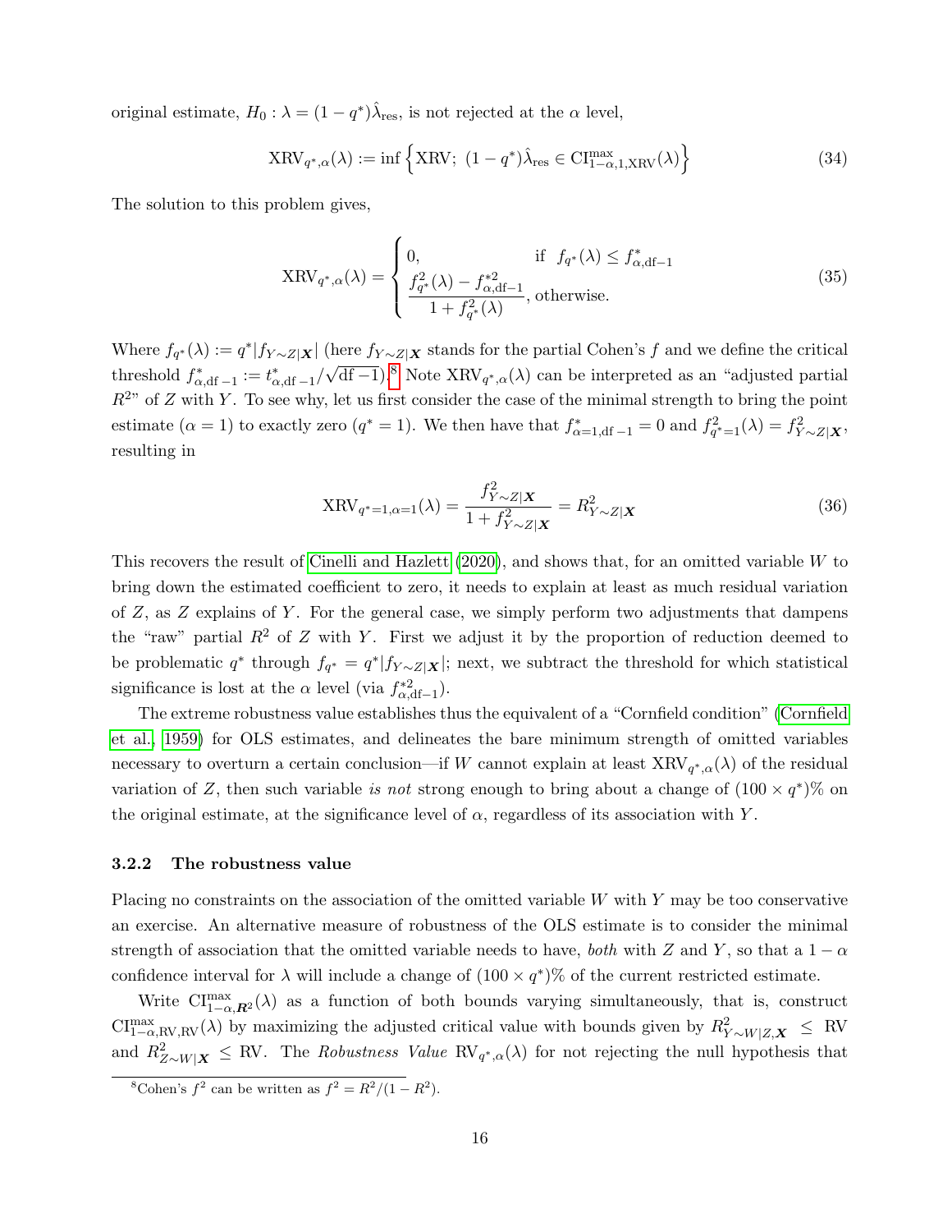original estimate, $H_0 : \lambda = (1 - q^*)\hat{\lambda}_{\text{res}}$, is not rejected at the $\alpha$ level,

$$\text{XRV}_{q^*,\alpha}(\lambda) := \inf \left\{ \text{XRV};\ (1 - q^*)\hat{\lambda}_{\text{res}} \in \text{CI}^{\max}_{1-\alpha,1,\text{XRV}}(\lambda) \right\} \tag{34}$$

The solution to this problem gives,

$$\text{XRV}_{q^*,\alpha}(\lambda) = \begin{cases} 0, & \text{if } \ f_{q^*}(\lambda) \leq f^*_{\alpha,\text{df}-1} \\ \dfrac{f^2_{q^*}(\lambda) - f^{*2}_{\alpha,\text{df}-1}}{1 + f^2_{q^*}(\lambda)}, & \text{otherwise.} \end{cases} \tag{35}$$

Where $f_{q^*}(\lambda) := q^*|f_{Y\sim Z|\boldsymbol{X}}|$ (here $f_{Y\sim Z|\boldsymbol{X}}$ stands for the partial Cohen's $f$ and we define the critical threshold $f^*_{\alpha,\text{df}-1} := t^*_{\alpha,\text{df}-1}/\sqrt{\text{df}-1}$).[8] Note $\text{XRV}_{q^*,\alpha}(\lambda)$ can be interpreted as an "adjusted partial $R^2$" of $Z$ with $Y$. To see why, let us first consider the case of the minimal strength to bring the point estimate ($\alpha = 1$) to exactly zero ($q^* = 1$). We then have that $f^*_{\alpha=1,\text{df}-1} = 0$ and $f^2_{q^*=1}(\lambda) = f^2_{Y\sim Z|\boldsymbol{X}}$, resulting in

$$\text{XRV}_{q^*=1,\alpha=1}(\lambda) = \frac{f^2_{Y\sim Z|\boldsymbol{X}}}{1 + f^2_{Y\sim Z|\boldsymbol{X}}} = R^2_{Y\sim Z|\boldsymbol{X}} \tag{36}$$

This recovers the result of Cinelli and Hazlett (2020), and shows that, for an omitted variable $W$ to bring down the estimated coefficient to zero, it needs to explain at least as much residual variation of $Z$, as $Z$ explains of $Y$. For the general case, we simply perform two adjustments that dampens the "raw" partial $R^2$ of $Z$ with $Y$. First we adjust it by the proportion of reduction deemed to be problematic $q^*$ through $f_{q^*} = q^*|f_{Y\sim Z|\boldsymbol{X}}|$; next, we subtract the threshold for which statistical significance is lost at the $\alpha$ level (via $f^{*2}_{\alpha,\text{df}-1}$).

The extreme robustness value establishes thus the equivalent of a "Cornfield condition" (Cornfield et al., 1959) for OLS estimates, and delineates the bare minimum strength of omitted variables necessary to overturn a certain conclusion—if $W$ cannot explain at least $\text{XRV}_{q^*,\alpha}(\lambda)$ of the residual variation of $Z$, then such variable *is not* strong enough to bring about a change of $(100 \times q^*)\%$ on the original estimate, at the significance level of $\alpha$, regardless of its association with $Y$.

### 3.2.2 The robustness value

Placing no constraints on the association of the omitted variable $W$ with $Y$ may be too conservative an exercise. An alternative measure of robustness of the OLS estimate is to consider the minimal strength of association that the omitted variable needs to have, *both* with $Z$ and $Y$, so that a $1 - \alpha$ confidence interval for $\lambda$ will include a change of $(100 \times q^*)\%$ of the current restricted estimate.

Write $\text{CI}^{\max}_{1-\alpha,\boldsymbol{R^2}}(\lambda)$ as a function of both bounds varying simultaneously, that is, construct $\text{CI}^{\max}_{1-\alpha,\text{RV},\text{RV}}(\lambda)$ by maximizing the adjusted critical value with bounds given by $R^2_{Y\sim W|Z,\boldsymbol{X}} \leq \text{RV}$ and $R^2_{Z\sim W|\boldsymbol{X}} \leq \text{RV}$. The *Robustness Value* $\text{RV}_{q^*,\alpha}(\lambda)$ for not rejecting the null hypothesis that

[8] Cohen's $f^2$ can be written as $f^2 = R^2/(1 - R^2)$.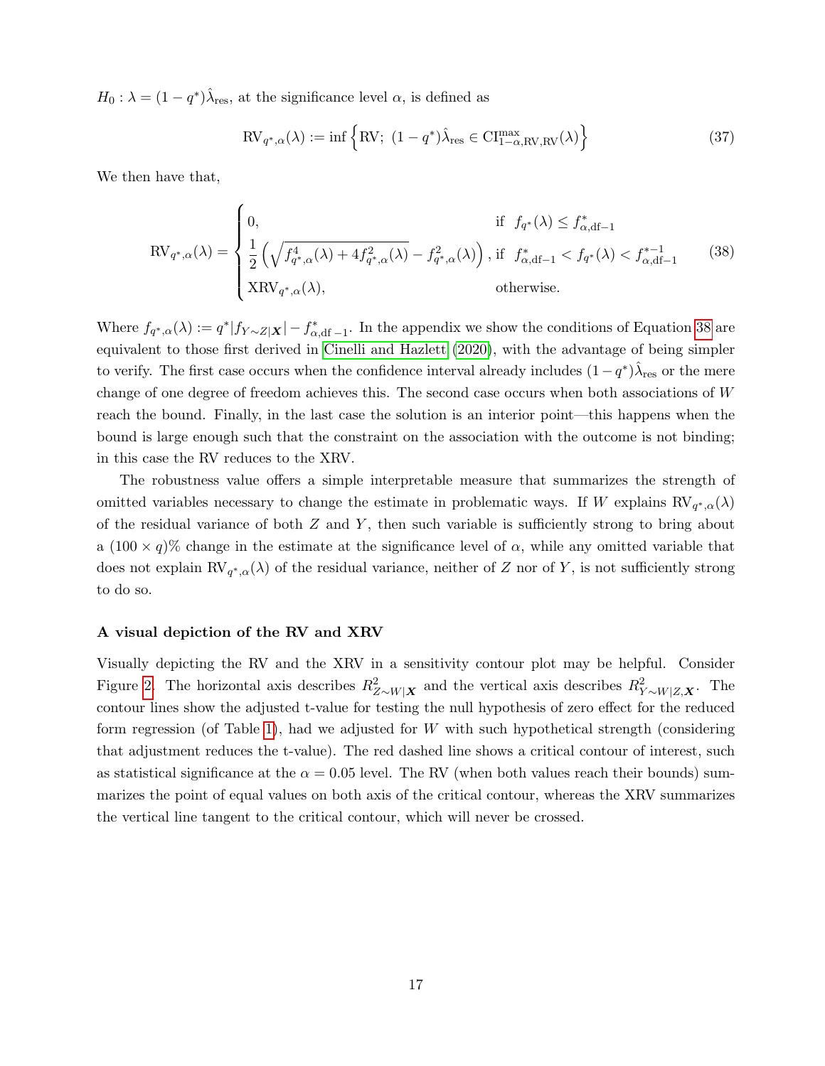$H_0 : \lambda = (1 - q^*)\hat{\lambda}_{\text{res}}$, at the significance level $\alpha$, is defined as

$$\text{RV}_{q^*,\alpha}(\lambda) := \inf\left\{\text{RV};\ (1 - q^*)\hat{\lambda}_{\text{res}} \in \text{CI}^{\max}_{1-\alpha,\text{RV},\text{RV}}(\lambda)\right\} \tag{37}$$

We then have that,

$$\text{RV}_{q^*,\alpha}(\lambda) = \begin{cases} 0, & \text{if } \ f_{q^*}(\lambda) \leq f^*_{\alpha,\text{df}-1} \\ \dfrac{1}{2}\left(\sqrt{f^4_{q^*,\alpha}(\lambda) + 4f^2_{q^*,\alpha}(\lambda)} - f^2_{q^*,\alpha}(\lambda)\right), & \text{if } \ f^*_{\alpha,\text{df}-1} < f_{q^*}(\lambda) < f^{*-1}_{\alpha,\text{df}-1} \\ \text{XRV}_{q^*,\alpha}(\lambda), & \text{otherwise.} \end{cases} \tag{38}$$

Where $f_{q^*,\alpha}(\lambda) := q^*|f_{Y\sim Z|\boldsymbol{X}}| - f^*_{\alpha,\text{df}-1}$. In the appendix we show the conditions of Equation 38 are equivalent to those first derived in Cinelli and Hazlett (2020), with the advantage of being simpler to verify. The first case occurs when the confidence interval already includes $(1 - q^*)\hat{\lambda}_{\text{res}}$ or the mere change of one degree of freedom achieves this. The second case occurs when both associations of $W$ reach the bound. Finally, in the last case the solution is an interior point—this happens when the bound is large enough such that the constraint on the association with the outcome is not binding; in this case the RV reduces to the XRV.

The robustness value offers a simple interpretable measure that summarizes the strength of omitted variables necessary to change the estimate in problematic ways. If $W$ explains $\text{RV}_{q^*,\alpha}(\lambda)$ of the residual variance of both $Z$ and $Y$, then such variable is sufficiently strong to bring about a $(100 \times q)\%$ change in the estimate at the significance level of $\alpha$, while any omitted variable that does not explain $\text{RV}_{q^*,\alpha}(\lambda)$ of the residual variance, neither of $Z$ nor of $Y$, is not sufficiently strong to do so.

### A visual depiction of the RV and XRV

Visually depicting the RV and the XRV in a sensitivity contour plot may be helpful. Consider Figure 2. The horizontal axis describes $R^2_{Z\sim W|\boldsymbol{X}}$ and the vertical axis describes $R^2_{Y\sim W|Z,\boldsymbol{X}}$. The contour lines show the adjusted t-value for testing the null hypothesis of zero effect for the reduced form regression (of Table 1), had we adjusted for $W$ with such hypothetical strength (considering that adjustment reduces the t-value). The red dashed line shows a critical contour of interest, such as statistical significance at the $\alpha = 0.05$ level. The RV (when both values reach their bounds) summarizes the point of equal values on both axis of the critical contour, whereas the XRV summarizes the vertical line tangent to the critical contour, which will never be crossed.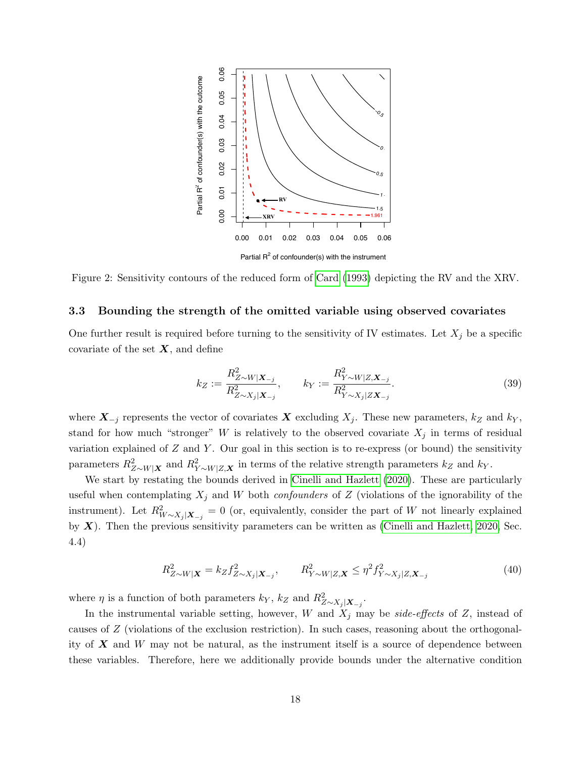Figure 2: Sensitivity contours of the reduced form of Card (1993) depicting the RV and the XRV.

### 3.3 Bounding the strength of the omitted variable using observed covariates

One further result is required before turning to the sensitivity of IV estimates. Let $X_j$ be a specific covariate of the set $\boldsymbol{X}$, and define

$$k_Z := \frac{R^2_{Z\sim W|\boldsymbol{X}_{-j}}}{R^2_{Z\sim X_j|\boldsymbol{X}_{-j}}}, \qquad k_Y := \frac{R^2_{Y\sim W|Z,\boldsymbol{X}_{-j}}}{R^2_{Y\sim X_j|Z\boldsymbol{X}_{-j}}}. \tag{39}$$

where $\boldsymbol{X}_{-j}$ represents the vector of covariates $\boldsymbol{X}$ excluding $X_j$. These new parameters, $k_Z$ and $k_Y$, stand for how much "stronger" $W$ is relatively to the observed covariate $X_j$ in terms of residual variation explained of $Z$ and $Y$. Our goal in this section is to re-express (or bound) the sensitivity parameters $R^2_{Z\sim W|\boldsymbol{X}}$ and $R^2_{Y\sim W|Z,\boldsymbol{X}}$ in terms of the relative strength parameters $k_Z$ and $k_Y$.

We start by restating the bounds derived in Cinelli and Hazlett (2020). These are particularly useful when contemplating $X_j$ and $W$ both *confounders* of $Z$ (violations of the ignorability of the instrument). Let $R^2_{W\sim X_j|\boldsymbol{X}_{-j}} = 0$ (or, equivalently, consider the part of $W$ not linearly explained by $\boldsymbol{X}$). Then the previous sensitivity parameters can be written as (Cinelli and Hazlett, 2020, Sec. 4.4)

$$R^2_{Z\sim W|\boldsymbol{X}} = k_Z f^2_{Z\sim X_j|\boldsymbol{X}_{-j}}, \qquad R^2_{Y\sim W|Z,\boldsymbol{X}} \leq \eta^2 f^2_{Y\sim X_j|Z,\boldsymbol{X}_{-j}} \tag{40}$$

where $\eta$ is a function of both parameters $k_Y$, $k_Z$ and $R^2_{Z\sim X_j|\boldsymbol{X}_{-j}}$.

In the instrumental variable setting, however, $W$ and $X_j$ may be *side-effects* of $Z$, instead of causes of $Z$ (violations of the exclusion restriction). In such cases, reasoning about the orthogonality of $\boldsymbol{X}$ and $W$ may not be natural, as the instrument itself is a source of dependence between these variables. Therefore, here we additionally provide bounds under the alternative condition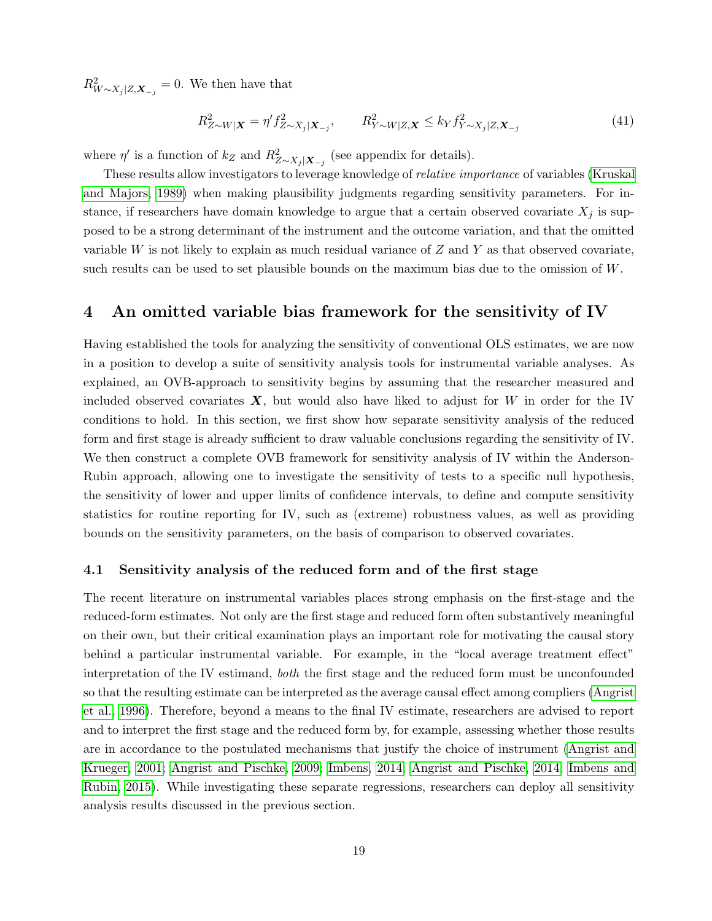$R^2_{W\sim X_j|Z,\boldsymbol{X}_{-j}} = 0$. We then have that

$$R^2_{Z\sim W|\boldsymbol{X}} = \eta' f^2_{Z\sim X_j|\boldsymbol{X}_{-j}}, \qquad R^2_{Y\sim W|Z,\boldsymbol{X}} \leq k_Y f^2_{Y\sim X_j|Z,\boldsymbol{X}_{-j}} \tag{41}$$

where $\eta'$ is a function of $k_Z$ and $R^2_{Z\sim X_j|\boldsymbol{X}_{-j}}$ (see appendix for details).

These results allow investigators to leverage knowledge of *relative importance* of variables (Kruskal and Majors, 1989) when making plausibility judgments regarding sensitivity parameters. For instance, if researchers have domain knowledge to argue that a certain observed covariate $X_j$ is supposed to be a strong determinant of the instrument and the outcome variation, and that the omitted variable $W$ is not likely to explain as much residual variance of $Z$ and $Y$ as that observed covariate, such results can be used to set plausible bounds on the maximum bias due to the omission of $W$.

# 4 An omitted variable bias framework for the sensitivity of IV

Having established the tools for analyzing the sensitivity of conventional OLS estimates, we are now in a position to develop a suite of sensitivity analysis tools for instrumental variable analyses. As explained, an OVB-approach to sensitivity begins by assuming that the researcher measured and included observed covariates $\boldsymbol{X}$, but would also have liked to adjust for $W$ in order for the IV conditions to hold. In this section, we first show how separate sensitivity analysis of the reduced form and first stage is already sufficient to draw valuable conclusions regarding the sensitivity of IV. We then construct a complete OVB framework for sensitivity analysis of IV within the Anderson-Rubin approach, allowing one to investigate the sensitivity of tests to a specific null hypothesis, the sensitivity of lower and upper limits of confidence intervals, to define and compute sensitivity statistics for routine reporting for IV, such as (extreme) robustness values, as well as providing bounds on the sensitivity parameters, on the basis of comparison to observed covariates.

## 4.1 Sensitivity analysis of the reduced form and of the first stage

The recent literature on instrumental variables places strong emphasis on the first-stage and the reduced-form estimates. Not only are the first stage and reduced form often substantively meaningful on their own, but their critical examination plays an important role for motivating the causal story behind a particular instrumental variable. For example, in the "local average treatment effect" interpretation of the IV estimand, *both* the first stage and the reduced form must be unconfounded so that the resulting estimate can be interpreted as the average causal effect among compliers (Angrist et al., 1996). Therefore, beyond a means to the final IV estimate, researchers are advised to report and to interpret the first stage and the reduced form by, for example, assessing whether those results are in accordance to the postulated mechanisms that justify the choice of instrument (Angrist and Krueger, 2001; Angrist and Pischke, 2009; Imbens, 2014; Angrist and Pischke, 2014; Imbens and Rubin, 2015). While investigating these separate regressions, researchers can deploy all sensitivity analysis results discussed in the previous section.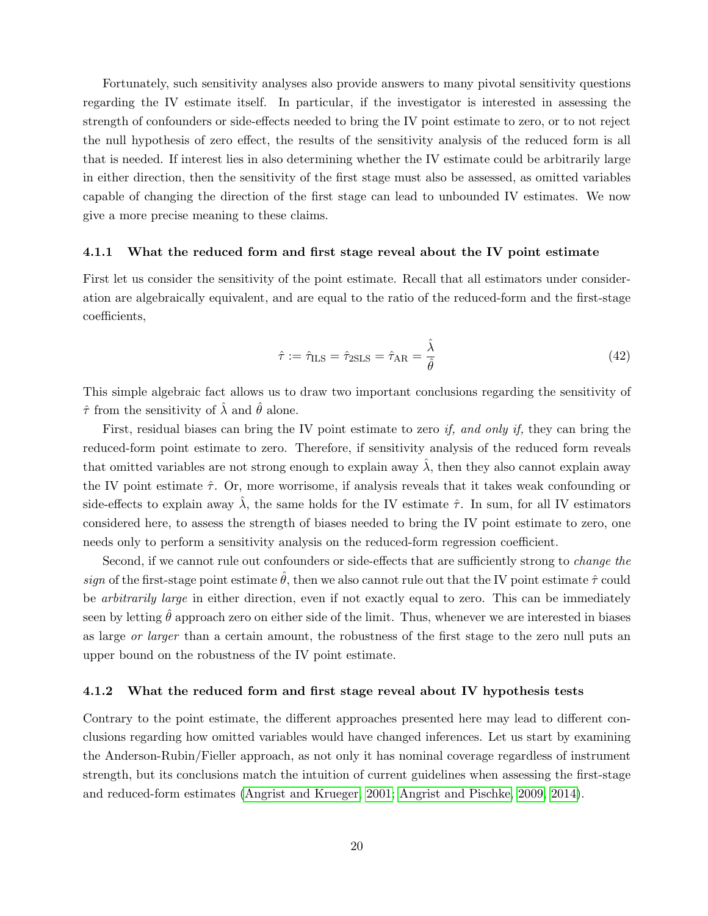Fortunately, such sensitivity analyses also provide answers to many pivotal sensitivity questions regarding the IV estimate itself. In particular, if the investigator is interested in assessing the strength of confounders or side-effects needed to bring the IV point estimate to zero, or to not reject the null hypothesis of zero effect, the results of the sensitivity analysis of the reduced form is all that is needed. If interest lies in also determining whether the IV estimate could be arbitrarily large in either direction, then the sensitivity of the first stage must also be assessed, as omitted variables capable of changing the direction of the first stage can lead to unbounded IV estimates. We now give a more precise meaning to these claims.

### 4.1.1 What the reduced form and first stage reveal about the IV point estimate

First let us consider the sensitivity of the point estimate. Recall that all estimators under consideration are algebraically equivalent, and are equal to the ratio of the reduced-form and the first-stage coefficients,

$$\hat{\tau} := \hat{\tau}_{\text{ILS}} = \hat{\tau}_{\text{2SLS}} = \hat{\tau}_{\text{AR}} = \frac{\hat{\lambda}}{\hat{\theta}} \tag{42}$$

This simple algebraic fact allows us to draw two important conclusions regarding the sensitivity of $\hat{\tau}$ from the sensitivity of $\hat{\lambda}$ and $\hat{\theta}$ alone.

First, residual biases can bring the IV point estimate to zero *if, and only if,* they can bring the reduced-form point estimate to zero. Therefore, if sensitivity analysis of the reduced form reveals that omitted variables are not strong enough to explain away $\hat{\lambda}$, then they also cannot explain away the IV point estimate $\hat{\tau}$. Or, more worrisome, if analysis reveals that it takes weak confounding or side-effects to explain away $\hat{\lambda}$, the same holds for the IV estimate $\hat{\tau}$. In sum, for all IV estimators considered here, to assess the strength of biases needed to bring the IV point estimate to zero, one needs only to perform a sensitivity analysis on the reduced-form regression coefficient.

Second, if we cannot rule out confounders or side-effects that are sufficiently strong to *change the sign* of the first-stage point estimate $\hat{\theta}$, then we also cannot rule out that the IV point estimate $\hat{\tau}$ could be *arbitrarily large* in either direction, even if not exactly equal to zero. This can be immediately seen by letting $\hat{\theta}$ approach zero on either side of the limit. Thus, whenever we are interested in biases as large *or larger* than a certain amount, the robustness of the first stage to the zero null puts an upper bound on the robustness of the IV point estimate.

### 4.1.2 What the reduced form and first stage reveal about IV hypothesis tests

Contrary to the point estimate, the different approaches presented here may lead to different conclusions regarding how omitted variables would have changed inferences. Let us start by examining the Anderson-Rubin/Fieller approach, as not only it has nominal coverage regardless of instrument strength, but its conclusions match the intuition of current guidelines when assessing the first-stage and reduced-form estimates (Angrist and Krueger, 2001; Angrist and Pischke, 2009, 2014).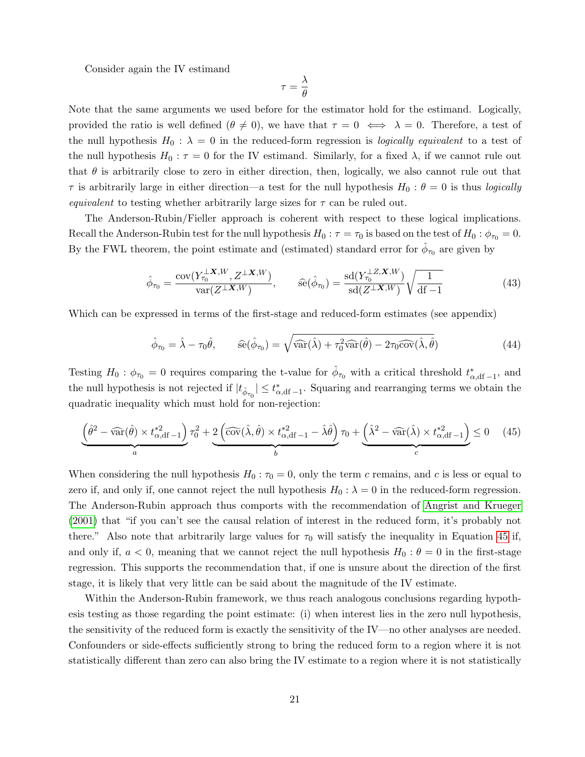Consider again the IV estimand

$$\tau = \frac{\lambda}{\theta}$$

Note that the same arguments we used before for the estimator hold for the estimand. Logically, provided the ratio is well defined ($\theta \neq 0$), we have that $\tau = 0 \iff \lambda = 0$. Therefore, a test of the null hypothesis $H_0 : \lambda = 0$ in the reduced-form regression is *logically equivalent* to a test of the null hypothesis $H_0 : \tau = 0$ for the IV estimand. Similarly, for a fixed $\lambda$, if we cannot rule out that $\theta$ is arbitrarily close to zero in either direction, then, logically, we also cannot rule out that $\tau$ is arbitrarily large in either direction—a test for the null hypothesis $H_0 : \theta = 0$ is thus *logically equivalent* to testing whether arbitrarily large sizes for $\tau$ can be ruled out.

The Anderson-Rubin/Fieller approach is coherent with respect to these logical implications. Recall the Anderson-Rubin test for the null hypothesis $H_0 : \tau = \tau_0$ is based on the test of $H_0 : \phi_{\tau_0} = 0$. By the FWL theorem, the point estimate and (estimated) standard error for $\hat{\phi}_{\tau_0}$ are given by

$$\hat{\phi}_{\tau_0} = \frac{\text{cov}(Y_{\tau_0}^{\perp \boldsymbol{X}, W}, Z^{\perp \boldsymbol{X}, W})}{\text{var}(Z^{\perp \boldsymbol{X}, W})}, \qquad \widehat{\text{se}}(\hat{\phi}_{\tau_0}) = \frac{\text{sd}(Y_{\tau_0}^{\perp Z, \boldsymbol{X}, W})}{\text{sd}(Z^{\perp \boldsymbol{X}, W})} \sqrt{\frac{1}{\text{df} - 1}} \tag{43}$$

Which can be expressed in terms of the first-stage and reduced-form estimates (see appendix)

$$\hat{\phi}_{\tau_0} = \hat{\lambda} - \tau_0 \hat{\theta}, \qquad \widehat{\text{se}}(\hat{\phi}_{\tau_0}) = \sqrt{\widehat{\text{var}}(\hat{\lambda}) + \tau_0^2 \widehat{\text{var}}(\hat{\theta}) - 2\tau_0 \widehat{\text{cov}}(\hat{\lambda}, \hat{\theta})} \tag{44}$$

Testing $H_0 : \phi_{\tau_0} = 0$ requires comparing the t-value for $\hat{\phi}_{\tau_0}$ with a critical threshold $t^*_{\alpha, \text{df}-1}$, and the null hypothesis is not rejected if $|t_{\hat{\phi}_{\tau_0}}| \leq t^*_{\alpha, \text{df}-1}$. Squaring and rearranging terms we obtain the quadratic inequality which must hold for non-rejection:

$$\underbrace{\left(\hat{\theta}^2 - \widehat{\text{var}}(\hat{\theta}) \times t^{*2}_{\alpha, \text{df}-1}\right)}_{a} \tau_0^2 + \underbrace{2\left(\widehat{\text{cov}}(\hat{\lambda}, \hat{\theta}) \times t^{*2}_{\alpha, \text{df}-1} - \hat{\lambda}\hat{\theta}\right)}_{b} \tau_0 + \underbrace{\left(\hat{\lambda}^2 - \widehat{\text{var}}(\hat{\lambda}) \times t^{*2}_{\alpha, \text{df}-1}\right)}_{c} \leq 0 \tag{45}$$

When considering the null hypothesis $H_0 : \tau_0 = 0$, only the term $c$ remains, and $c$ is less or equal to zero if, and only if, one cannot reject the null hypothesis $H_0 : \lambda = 0$ in the reduced-form regression. The Anderson-Rubin approach thus comports with the recommendation of Angrist and Krueger (2001) that "if you can't see the causal relation of interest in the reduced form, it's probably not there." Also note that arbitrarily large values for $\tau_0$ will satisfy the inequality in Equation 45 if, and only if, $a < 0$, meaning that we cannot reject the null hypothesis $H_0 : \theta = 0$ in the first-stage regression. This supports the recommendation that, if one is unsure about the direction of the first stage, it is likely that very little can be said about the magnitude of the IV estimate.

Within the Anderson-Rubin framework, we thus reach analogous conclusions regarding hypothesis testing as those regarding the point estimate: (i) when interest lies in the zero null hypothesis, the sensitivity of the reduced form is exactly the sensitivity of the IV—no other analyses are needed. Confounders or side-effects sufficiently strong to bring the reduced form to a region where it is not statistically different than zero can also bring the IV estimate to a region where it is not statistically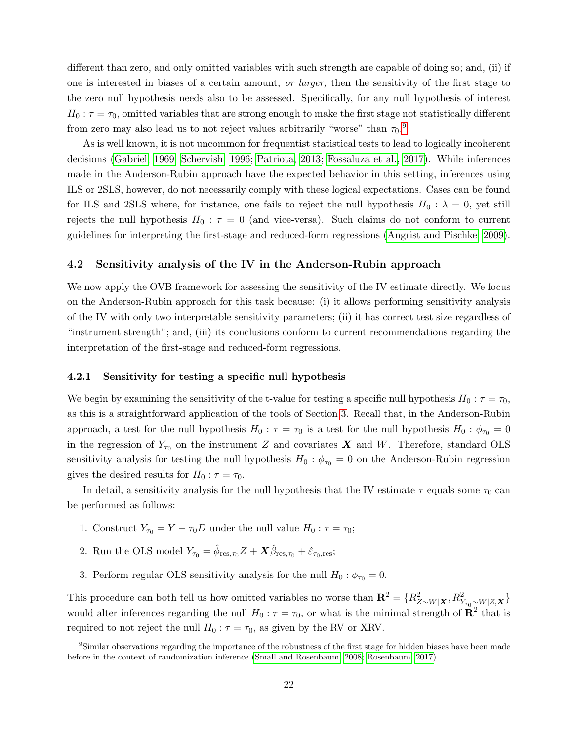different than zero, and only omitted variables with such strength are capable of doing so; and, (ii) if one is interested in biases of a certain amount, *or larger,* then the sensitivity of the first stage to the zero null hypothesis needs also to be assessed. Specifically, for any null hypothesis of interest $H_0 : \tau = \tau_0$, omitted variables that are strong enough to make the first stage not statistically different from zero may also lead us to not reject values arbitrarily "worse" than $\tau_0$.[9]

As is well known, it is not uncommon for frequentist statistical tests to lead to logically incoherent decisions (Gabriel, 1969; Schervish, 1996; Patriota, 2013; Fossaluza et al., 2017). While inferences made in the Anderson-Rubin approach have the expected behavior in this setting, inferences using ILS or 2SLS, however, do not necessarily comply with these logical expectations. Cases can be found for ILS and 2SLS where, for instance, one fails to reject the null hypothesis $H_0 : \lambda = 0$, yet still rejects the null hypothesis $H_0 : \tau = 0$ (and vice-versa). Such claims do not conform to current guidelines for interpreting the first-stage and reduced-form regressions (Angrist and Pischke, 2009).

### 4.2 Sensitivity analysis of the IV in the Anderson-Rubin approach

We now apply the OVB framework for assessing the sensitivity of the IV estimate directly. We focus on the Anderson-Rubin approach for this task because: (i) it allows performing sensitivity analysis of the IV with only two interpretable sensitivity parameters; (ii) it has correct test size regardless of "instrument strength"; and, (iii) its conclusions conform to current recommendations regarding the interpretation of the first-stage and reduced-form regressions.

#### 4.2.1 Sensitivity for testing a specific null hypothesis

We begin by examining the sensitivity of the t-value for testing a specific null hypothesis $H_0 : \tau = \tau_0$, as this is a straightforward application of the tools of Section 3. Recall that, in the Anderson-Rubin approach, a test for the null hypothesis $H_0 : \tau = \tau_0$ is a test for the null hypothesis $H_0 : \phi_{\tau_0} = 0$ in the regression of $Y_{\tau_0}$ on the instrument $Z$ and covariates $\boldsymbol{X}$ and $W$. Therefore, standard OLS sensitivity analysis for testing the null hypothesis $H_0 : \phi_{\tau_0} = 0$ on the Anderson-Rubin regression gives the desired results for $H_0 : \tau = \tau_0$.

In detail, a sensitivity analysis for the null hypothesis that the IV estimate $\tau$ equals some $\tau_0$ can be performed as follows:

1. Construct $Y_{\tau_0} = Y - \tau_0 D$ under the null value $H_0 : \tau = \tau_0$;
2. Run the OLS model $Y_{\tau_0} = \hat{\phi}_{\text{res},\tau_0} Z + \boldsymbol{X}\hat{\beta}_{\text{res},\tau_0} + \hat{\varepsilon}_{\tau_0,\text{res}}$;
3. Perform regular OLS sensitivity analysis for the null $H_0 : \phi_{\tau_0} = 0$.

This procedure can both tell us how omitted variables no worse than $\mathbf{R}^2 = \{R^2_{Z\sim W|\boldsymbol{X}}, R^2_{Y_{\tau_0}\sim W|Z,\boldsymbol{X}}\}$ would alter inferences regarding the null $H_0 : \tau = \tau_0$, or what is the minimal strength of $\mathbf{R}^2$ that is required to not reject the null $H_0 : \tau = \tau_0$, as given by the RV or XRV.

[9] Similar observations regarding the importance of the robustness of the first stage for hidden biases have been made before in the context of randomization inference (Small and Rosenbaum, 2008; Rosenbaum, 2017).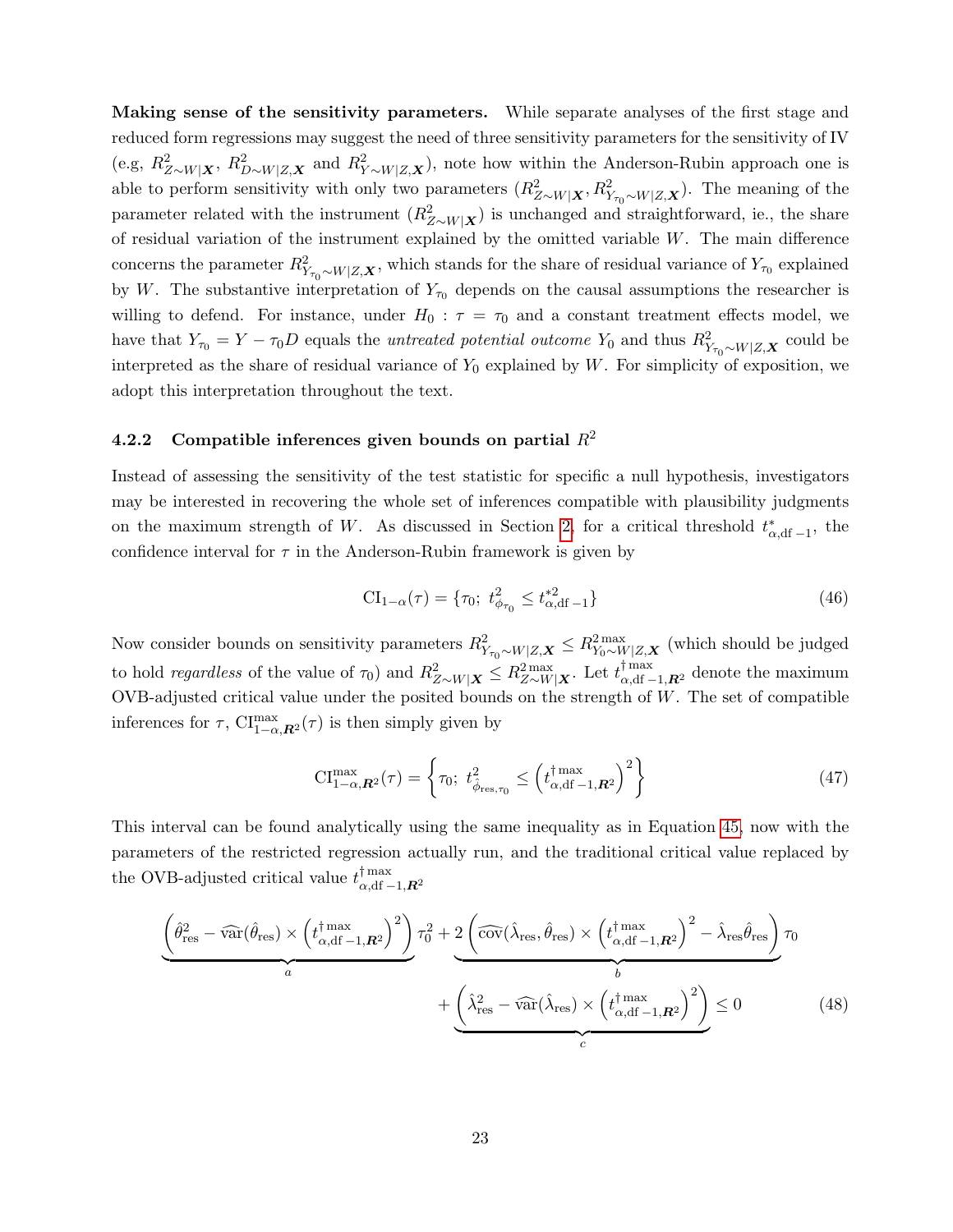**Making sense of the sensitivity parameters.** While separate analyses of the first stage and reduced form regressions may suggest the need of three sensitivity parameters for the sensitivity of IV (e.g, $R^2_{Z\sim W|\boldsymbol{X}}$, $R^2_{D\sim W|Z,\boldsymbol{X}}$ and $R^2_{Y\sim W|Z,\boldsymbol{X}}$), note how within the Anderson-Rubin approach one is able to perform sensitivity with only two parameters ($R^2_{Z\sim W|\boldsymbol{X}}, R^2_{Y_{\tau_0}\sim W|Z,\boldsymbol{X}}$). The meaning of the parameter related with the instrument ($R^2_{Z\sim W|\boldsymbol{X}}$) is unchanged and straightforward, ie., the share of residual variation of the instrument explained by the omitted variable $W$. The main difference concerns the parameter $R^2_{Y_{\tau_0}\sim W|Z,\boldsymbol{X}}$, which stands for the share of residual variance of $Y_{\tau_0}$ explained by $W$. The substantive interpretation of $Y_{\tau_0}$ depends on the causal assumptions the researcher is willing to defend. For instance, under $H_0 : \tau = \tau_0$ and a constant treatment effects model, we have that $Y_{\tau_0} = Y - \tau_0 D$ equals the *untreated potential outcome* $Y_0$ and thus $R^2_{Y_{\tau_0}\sim W|Z,\boldsymbol{X}}$ could be interpreted as the share of residual variance of $Y_0$ explained by $W$. For simplicity of exposition, we adopt this interpretation throughout the text.

### 4.2.2 Compatible inferences given bounds on partial $R^2$

Instead of assessing the sensitivity of the test statistic for specific a null hypothesis, investigators may be interested in recovering the whole set of inferences compatible with plausibility judgments on the maximum strength of $W$. As discussed in Section 2, for a critical threshold $t^*_{\alpha,\text{df}-1}$, the confidence interval for $\tau$ in the Anderson-Rubin framework is given by

$$\text{CI}_{1-\alpha}(\tau) = \{\tau_0;\ t^2_{\phi_{\tau_0}} \leq t^{*2}_{\alpha,\text{df}-1}\} \tag{46}$$

Now consider bounds on sensitivity parameters $R^2_{Y_{\tau_0}\sim W|Z,\boldsymbol{X}} \leq R^{2\max}_{Y_0\sim W|Z,\boldsymbol{X}}$ (which should be judged to hold *regardless* of the value of $\tau_0$) and $R^2_{Z\sim W|\boldsymbol{X}} \leq R^{2\max}_{Z\sim W|\boldsymbol{X}}$. Let $t^{\dagger\max}_{\alpha,\text{df}-1,\boldsymbol{R}^2}$ denote the maximum OVB-adjusted critical value under the posited bounds on the strength of $W$. The set of compatible inferences for $\tau$, $\text{CI}^{\max}_{1-\alpha,\boldsymbol{R}^2}(\tau)$ is then simply given by

$$\text{CI}^{\max}_{1-\alpha,\boldsymbol{R}^2}(\tau) = \left\{\tau_0;\ t^2_{\hat{\phi}_{\text{res},\tau_0}} \leq \left(t^{\dagger\max}_{\alpha,\text{df}-1,\boldsymbol{R}^2}\right)^2\right\} \tag{47}$$

This interval can be found analytically using the same inequality as in Equation 45, now with the parameters of the restricted regression actually run, and the traditional critical value replaced by the OVB-adjusted critical value $t^{\dagger\max}_{\alpha,\text{df}-1,\boldsymbol{R}^2}$

$$\underbrace{\left(\hat{\theta}^2_{\text{res}} - \widehat{\text{var}}(\hat{\theta}_{\text{res}}) \times \left(t^{\dagger\max}_{\alpha,\text{df}-1,\boldsymbol{R}^2}\right)^2\right)}_{a}\tau_0^2 + \underbrace{2\left(\widehat{\text{cov}}(\hat{\lambda}_{\text{res}}, \hat{\theta}_{\text{res}}) \times \left(t^{\dagger\max}_{\alpha,\text{df}-1,\boldsymbol{R}^2}\right)^2 - \hat{\lambda}_{\text{res}}\hat{\theta}_{\text{res}}\right)}_{b}\tau_0 + \underbrace{\left(\hat{\lambda}^2_{\text{res}} - \widehat{\text{var}}(\hat{\lambda}_{\text{res}}) \times \left(t^{\dagger\max}_{\alpha,\text{df}-1,\boldsymbol{R}^2}\right)^2\right)}_{c} \leq 0 \tag{48}$$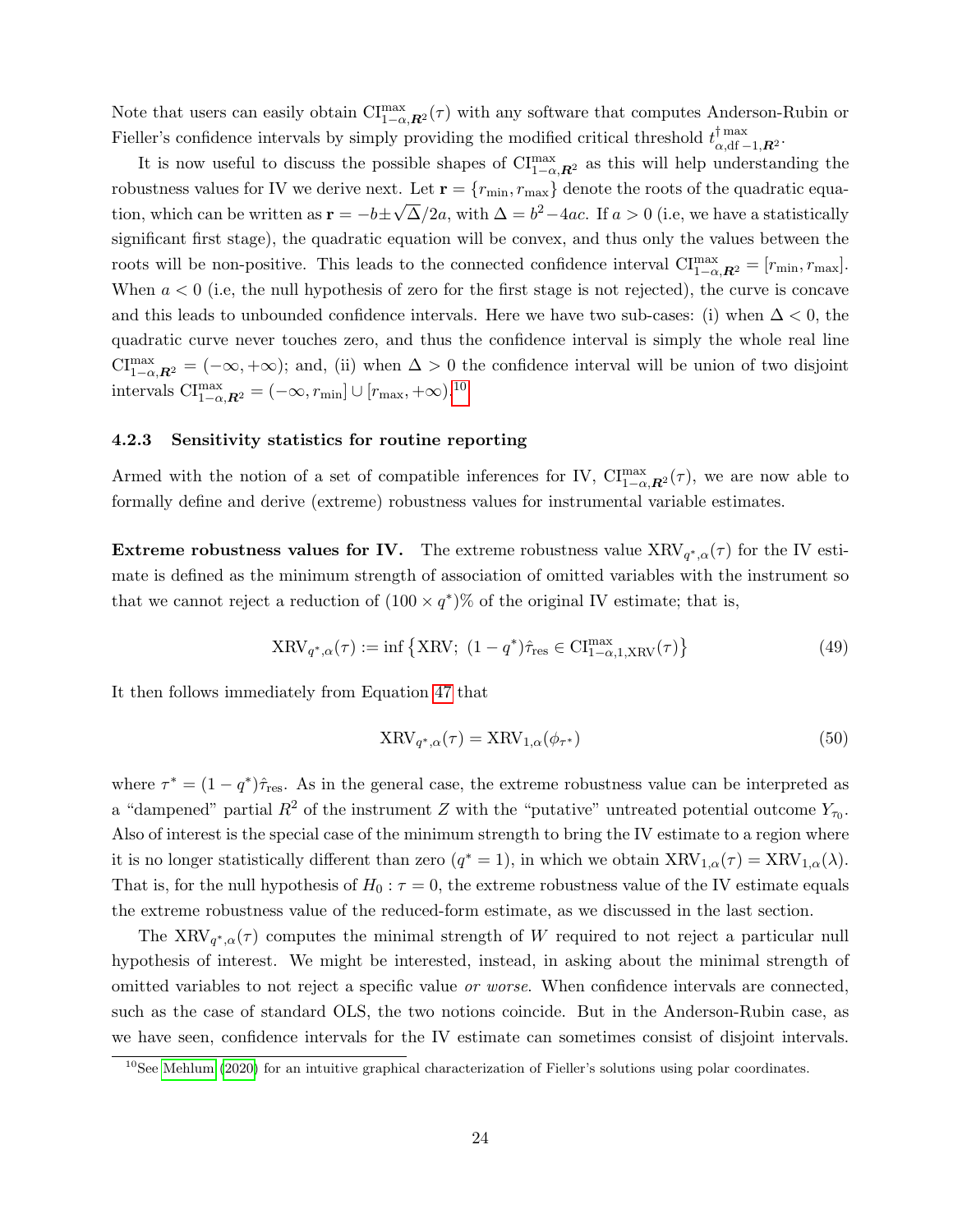Note that users can easily obtain $\text{CI}^{\max}_{1-\alpha,\boldsymbol{R}^2}(\tau)$ with any software that computes Anderson-Rubin or Fieller's confidence intervals by simply providing the modified critical threshold $t^{\dagger\max}_{\alpha,\text{df}-1,\boldsymbol{R}^2}$.

It is now useful to discuss the possible shapes of $\text{CI}^{\max}_{1-\alpha,\boldsymbol{R}^2}$ as this will help understanding the robustness values for IV we derive next. Let $\mathbf{r} = \{r_{\min}, r_{\max}\}$ denote the roots of the quadratic equation, which can be written as $\mathbf{r} = -b \pm \sqrt{\Delta}/2a$, with $\Delta = b^2 - 4ac$. If $a > 0$ (i.e, we have a statistically significant first stage), the quadratic equation will be convex, and thus only the values between the roots will be non-positive. This leads to the connected confidence interval $\text{CI}^{\max}_{1-\alpha,\boldsymbol{R}^2} = [r_{\min}, r_{\max}]$. When $a < 0$ (i.e, the null hypothesis of zero for the first stage is not rejected), the curve is concave and this leads to unbounded confidence intervals. Here we have two sub-cases: (i) when $\Delta < 0$, the quadratic curve never touches zero, and thus the confidence interval is simply the whole real line $\text{CI}^{\max}_{1-\alpha,\boldsymbol{R}^2} = (-\infty, +\infty)$; and, (ii) when $\Delta > 0$ the confidence interval will be union of two disjoint intervals $\text{CI}^{\max}_{1-\alpha,\boldsymbol{R}^2} = (-\infty, r_{\min}] \cup [r_{\max}, +\infty)$.[10]

#### 4.2.3 Sensitivity statistics for routine reporting

Armed with the notion of a set of compatible inferences for IV, $\text{CI}^{\max}_{1-\alpha,\boldsymbol{R}^2}(\tau)$, we are now able to formally define and derive (extreme) robustness values for instrumental variable estimates.

**Extreme robustness values for IV.** The extreme robustness value $\text{XRV}_{q^*,\alpha}(\tau)$ for the IV estimate is defined as the minimum strength of association of omitted variables with the instrument so that we cannot reject a reduction of $(100 \times q^*)\%$ of the original IV estimate; that is,

$$\text{XRV}_{q^*,\alpha}(\tau) := \inf\left\{\text{XRV};\ (1-q^*)\hat{\tau}_{\text{res}} \in \text{CI}^{\max}_{1-\alpha,1,\text{XRV}}(\tau)\right\} \tag{49}$$

It then follows immediately from Equation 47 that

$$\text{XRV}_{q^*,\alpha}(\tau) = \text{XRV}_{1,\alpha}(\phi_{\tau^*}) \tag{50}$$

where $\tau^* = (1-q^*)\hat{\tau}_{\text{res}}$. As in the general case, the extreme robustness value can be interpreted as a "dampened" partial $R^2$ of the instrument $Z$ with the "putative" untreated potential outcome $Y_{\tau_0}$. Also of interest is the special case of the minimum strength to bring the IV estimate to a region where it is no longer statistically different than zero ($q^* = 1$), in which we obtain $\text{XRV}_{1,\alpha}(\tau) = \text{XRV}_{1,\alpha}(\lambda)$. That is, for the null hypothesis of $H_0 : \tau = 0$, the extreme robustness value of the IV estimate equals the extreme robustness value of the reduced-form estimate, as we discussed in the last section.

The $\text{XRV}_{q^*,\alpha}(\tau)$ computes the minimal strength of $W$ required to not reject a particular null hypothesis of interest. We might be interested, instead, in asking about the minimal strength of omitted variables to not reject a specific value *or worse*. When confidence intervals are connected, such as the case of standard OLS, the two notions coincide. But in the Anderson-Rubin case, as we have seen, confidence intervals for the IV estimate can sometimes consist of disjoint intervals.

[10] See Mehlum (2020) for an intuitive graphical characterization of Fieller's solutions using polar coordinates.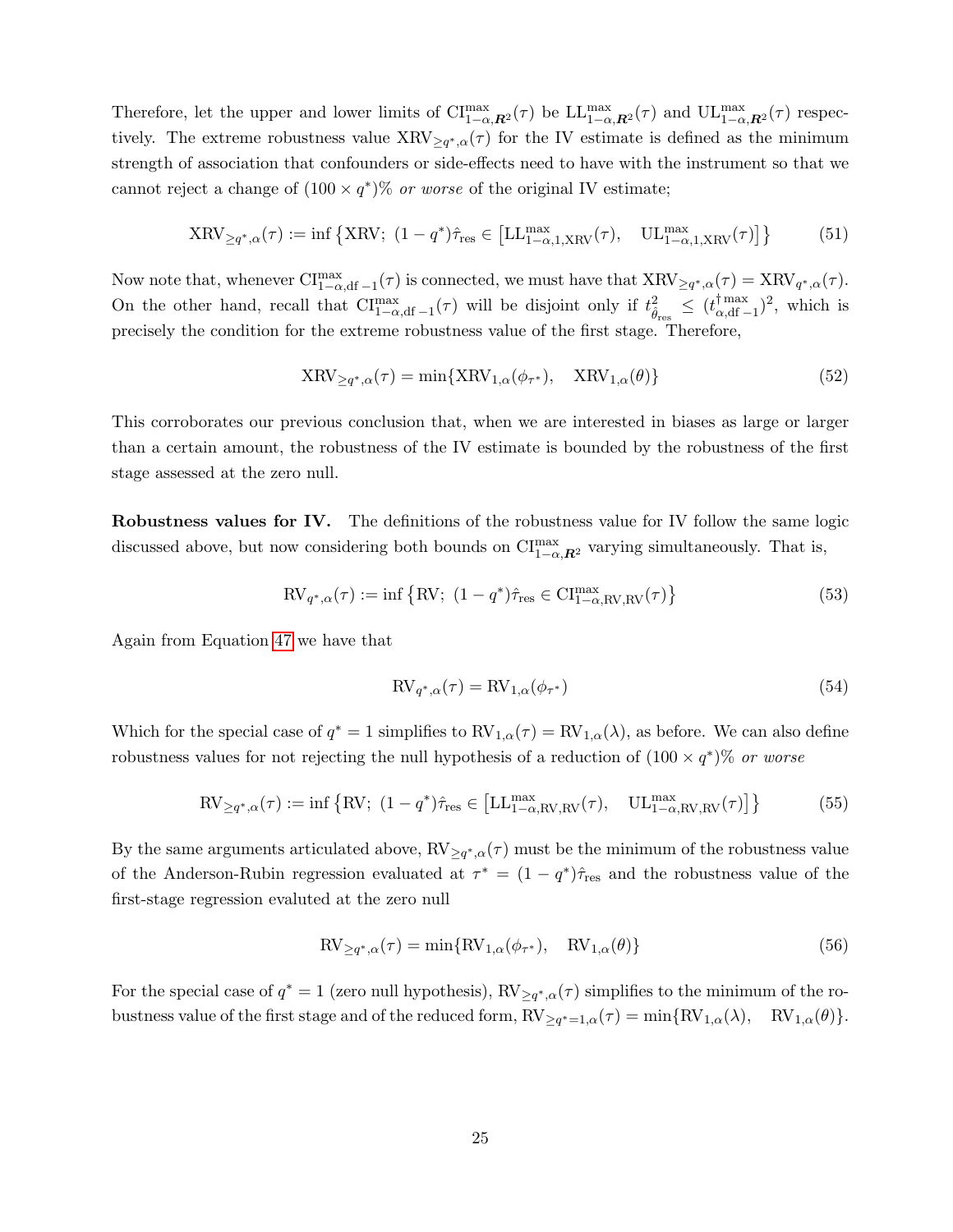Therefore, let the upper and lower limits of $\text{CI}^{\max}_{1-\alpha,\boldsymbol{R}^2}(\tau)$ be $\text{LL}^{\max}_{1-\alpha,\boldsymbol{R}^2}(\tau)$ and $\text{UL}^{\max}_{1-\alpha,\boldsymbol{R}^2}(\tau)$ respectively. The extreme robustness value $\text{XRV}_{\geq q^*,\alpha}(\tau)$ for the IV estimate is defined as the minimum strength of association that confounders or side-effects need to have with the instrument so that we cannot reject a change of $(100 \times q^*)\%$ *or worse* of the original IV estimate;

$$\text{XRV}_{\geq q^*,\alpha}(\tau) := \inf\left\{\text{XRV};\ (1-q^*)\hat{\tau}_{\text{res}} \in \left[\text{LL}^{\max}_{1-\alpha,1,\text{XRV}}(\tau),\quad \text{UL}^{\max}_{1-\alpha,1,\text{XRV}}(\tau)\right]\right\} \tag{51}$$

Now note that, whenever $\text{CI}^{\max}_{1-\alpha,\text{df}-1}(\tau)$ is connected, we must have that $\text{XRV}_{\geq q^*,\alpha}(\tau) = \text{XRV}_{q^*,\alpha}(\tau)$. On the other hand, recall that $\text{CI}^{\max}_{1-\alpha,\text{df}-1}(\tau)$ will be disjoint only if $t^2_{\hat{\theta}_{\text{res}}} \leq (t^{\dagger\max}_{\alpha,\text{df}-1})^2$, which is precisely the condition for the extreme robustness value of the first stage. Therefore,

$$\text{XRV}_{\geq q^*,\alpha}(\tau) = \min\{\text{XRV}_{1,\alpha}(\phi_{\tau^*}),\quad \text{XRV}_{1,\alpha}(\theta)\} \tag{52}$$

This corroborates our previous conclusion that, when we are interested in biases as large or larger than a certain amount, the robustness of the IV estimate is bounded by the robustness of the first stage assessed at the zero null.

**Robustness values for IV.** The definitions of the robustness value for IV follow the same logic discussed above, but now considering both bounds on $\text{CI}^{\max}_{1-\alpha,\boldsymbol{R}^2}$ varying simultaneously. That is,

$$\text{RV}_{q^*,\alpha}(\tau) := \inf\left\{\text{RV};\ (1-q^*)\hat{\tau}_{\text{res}} \in \text{CI}^{\max}_{1-\alpha,\text{RV},\text{RV}}(\tau)\right\} \tag{53}$$

Again from Equation 47 we have that

$$\text{RV}_{q^*,\alpha}(\tau) = \text{RV}_{1,\alpha}(\phi_{\tau^*}) \tag{54}$$

Which for the special case of $q^* = 1$ simplifies to $\text{RV}_{1,\alpha}(\tau) = \text{RV}_{1,\alpha}(\lambda)$, as before. We can also define robustness values for not rejecting the null hypothesis of a reduction of $(100 \times q^*)\%$ *or worse*

$$\text{RV}_{\geq q^*,\alpha}(\tau) := \inf\left\{\text{RV};\ (1-q^*)\hat{\tau}_{\text{res}} \in \left[\text{LL}^{\max}_{1-\alpha,\text{RV},\text{RV}}(\tau),\quad \text{UL}^{\max}_{1-\alpha,\text{RV},\text{RV}}(\tau)\right]\right\} \tag{55}$$

By the same arguments articulated above, $\text{RV}_{\geq q^*,\alpha}(\tau)$ must be the minimum of the robustness value of the Anderson-Rubin regression evaluated at $\tau^* = (1-q^*)\hat{\tau}_{\text{res}}$ and the robustness value of the first-stage regression evaluted at the zero null

$$\text{RV}_{\geq q^*,\alpha}(\tau) = \min\{\text{RV}_{1,\alpha}(\phi_{\tau^*}),\quad \text{RV}_{1,\alpha}(\theta)\} \tag{56}$$

For the special case of $q^* = 1$ (zero null hypothesis), $\text{RV}_{\geq q^*,\alpha}(\tau)$ simplifies to the minimum of the robustness value of the first stage and of the reduced form, $\text{RV}_{\geq q^*=1,\alpha}(\tau) = \min\{\text{RV}_{1,\alpha}(\lambda),\quad \text{RV}_{1,\alpha}(\theta)\}$.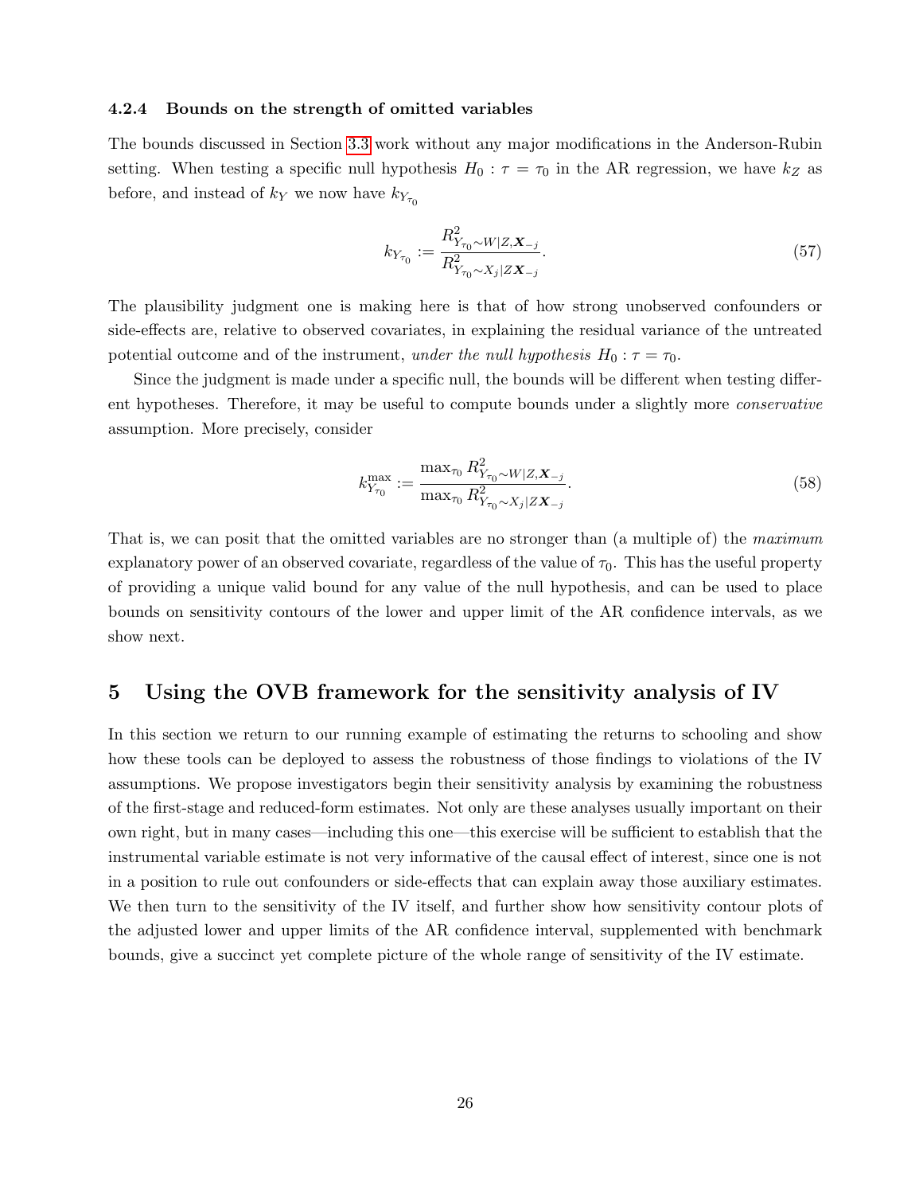#### 4.2.4 Bounds on the strength of omitted variables

The bounds discussed in Section 3.3 work without any major modifications in the Anderson-Rubin setting. When testing a specific null hypothesis $H_0 : \tau = \tau_0$ in the AR regression, we have $k_Z$ as before, and instead of $k_Y$ we now have $k_{Y_{\tau_0}}$

$$k_{Y_{\tau_0}} := \frac{R^2_{Y_{\tau_0} \sim W | Z, \boldsymbol{X}_{-j}}}{R^2_{Y_{\tau_0} \sim X_j | Z \boldsymbol{X}_{-j}}}. \tag{57}$$

The plausibility judgment one is making here is that of how strong unobserved confounders or side-effects are, relative to observed covariates, in explaining the residual variance of the untreated potential outcome and of the instrument, *under the null hypothesis* $H_0 : \tau = \tau_0$.

Since the judgment is made under a specific null, the bounds will be different when testing different hypotheses. Therefore, it may be useful to compute bounds under a slightly more *conservative* assumption. More precisely, consider

$$k^{\max}_{Y_{\tau_0}} := \frac{\max_{\tau_0} R^2_{Y_{\tau_0} \sim W | Z, \boldsymbol{X}_{-j}}}{\max_{\tau_0} R^2_{Y_{\tau_0} \sim X_j | Z \boldsymbol{X}_{-j}}}. \tag{58}$$

That is, we can posit that the omitted variables are no stronger than (a multiple of) the *maximum* explanatory power of an observed covariate, regardless of the value of $\tau_0$. This has the useful property of providing a unique valid bound for any value of the null hypothesis, and can be used to place bounds on sensitivity contours of the lower and upper limit of the AR confidence intervals, as we show next.

# 5 Using the OVB framework for the sensitivity analysis of IV

In this section we return to our running example of estimating the returns to schooling and show how these tools can be deployed to assess the robustness of those findings to violations of the IV assumptions. We propose investigators begin their sensitivity analysis by examining the robustness of the first-stage and reduced-form estimates. Not only are these analyses usually important on their own right, but in many cases—including this one—this exercise will be sufficient to establish that the instrumental variable estimate is not very informative of the causal effect of interest, since one is not in a position to rule out confounders or side-effects that can explain away those auxiliary estimates. We then turn to the sensitivity of the IV itself, and further show how sensitivity contour plots of the adjusted lower and upper limits of the AR confidence interval, supplemented with benchmark bounds, give a succinct yet complete picture of the whole range of sensitivity of the IV estimate.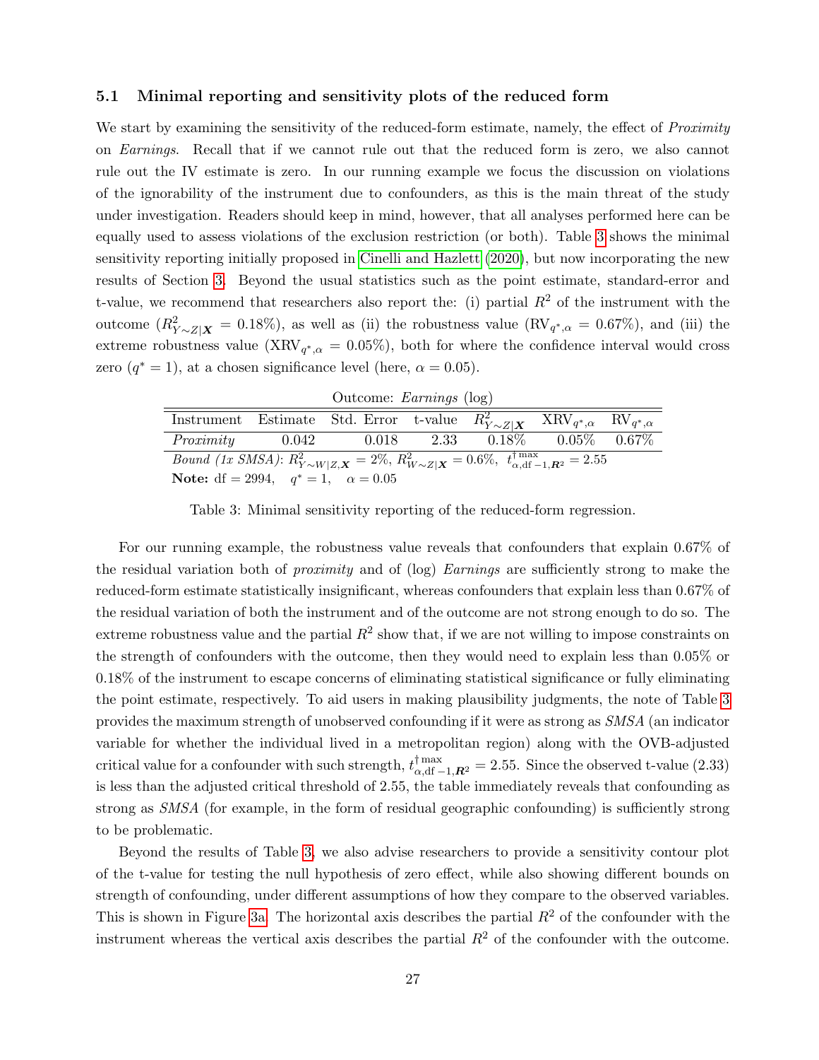### 5.1 Minimal reporting and sensitivity plots of the reduced form

We start by examining the sensitivity of the reduced-form estimate, namely, the effect of *Proximity* on *Earnings*. Recall that if we cannot rule out that the reduced form is zero, we also cannot rule out the IV estimate is zero. In our running example we focus the discussion on violations of the ignorability of the instrument due to confounders, as this is the main threat of the study under investigation. Readers should keep in mind, however, that all analyses performed here can be equally used to assess violations of the exclusion restriction (or both). Table 3 shows the minimal sensitivity reporting initially proposed in Cinelli and Hazlett (2020), but now incorporating the new results of Section 3. Beyond the usual statistics such as the point estimate, standard-error and t-value, we recommend that researchers also report the: (i) partial $R^2$ of the instrument with the outcome ($R^2_{Y\sim Z|\boldsymbol{X}} = 0.18\%$), as well as (ii) the robustness value ($\text{RV}_{q^*,\alpha} = 0.67\%$), and (iii) the extreme robustness value ($\text{XRV}_{q^*,\alpha} = 0.05\%$), both for where the confidence interval would cross zero ($q^* = 1$), at a chosen significance level (here, $\alpha = 0.05$).

Outcome: *Earnings* (log)

| Instrument | Estimate | Std. Error | t-value | $R^2_{Y\sim Z\|\boldsymbol{X}}$ | $\text{XRV}_{q^*,\alpha}$ | $\text{RV}_{q^*,\alpha}$ |
|---|---|---|---|---|---|---|
| *Proximity* | 0.042 | 0.018 | 2.33 | 0.18% | 0.05% | 0.67% |
| *Bound (1x SMSA)*: $R^2_{Y\sim W\|Z,\boldsymbol{X}} = 2\%$, $R^2_{W\sim Z\|\boldsymbol{X}} = 0.6\%$, $t^{\dagger\max}_{\alpha,\text{df}-1,\boldsymbol{R^2}} = 2.55$ | | | | | | |
| **Note:** df = 2994, $q^* = 1$, $\alpha = 0.05$ | | | | | | |

Table 3: Minimal sensitivity reporting of the reduced-form regression.

For our running example, the robustness value reveals that confounders that explain 0.67% of the residual variation both of *proximity* and of (log) *Earnings* are sufficiently strong to make the reduced-form estimate statistically insignificant, whereas confounders that explain less than 0.67% of the residual variation of both the instrument and of the outcome are not strong enough to do so. The extreme robustness value and the partial $R^2$ show that, if we are not willing to impose constraints on the strength of confounders with the outcome, then they would need to explain less than 0.05% or 0.18% of the instrument to escape concerns of eliminating statistical significance or fully eliminating the point estimate, respectively. To aid users in making plausibility judgments, the note of Table 3 provides the maximum strength of unobserved confounding if it were as strong as *SMSA* (an indicator variable for whether the individual lived in a metropolitan region) along with the OVB-adjusted critical value for a confounder with such strength, $t^{\dagger\max}_{\alpha,\text{df}-1,\boldsymbol{R^2}} = 2.55$. Since the observed t-value (2.33) is less than the adjusted critical threshold of 2.55, the table immediately reveals that confounding as strong as *SMSA* (for example, in the form of residual geographic confounding) is sufficiently strong to be problematic.

Beyond the results of Table 3, we also advise researchers to provide a sensitivity contour plot of the t-value for testing the null hypothesis of zero effect, while also showing different bounds on strength of confounding, under different assumptions of how they compare to the observed variables. This is shown in Figure 3a. The horizontal axis describes the partial $R^2$ of the confounder with the instrument whereas the vertical axis describes the partial $R^2$ of the confounder with the outcome.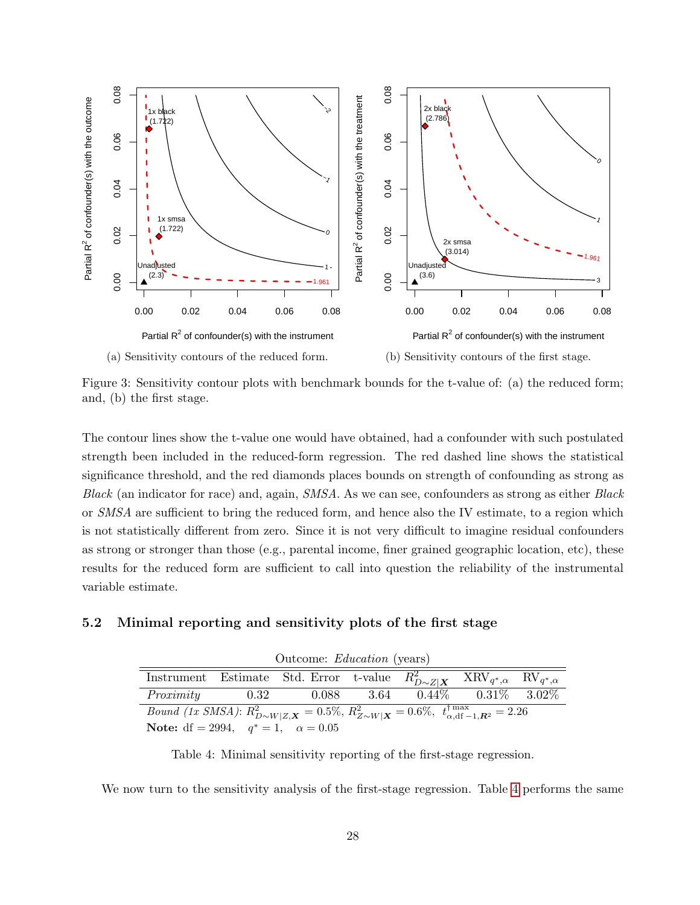(a) Sensitivity contours of the reduced form.

(b) Sensitivity contours of the first stage.

Figure 3: Sensitivity contour plots with benchmark bounds for the t-value of: (a) the reduced form; and, (b) the first stage.

The contour lines show the t-value one would have obtained, had a confounder with such postulated strength been included in the reduced-form regression. The red dashed line shows the statistical significance threshold, and the red diamonds places bounds on strength of confounding as strong as *Black* (an indicator for race) and, again, *SMSA*. As we can see, confounders as strong as either *Black* or *SMSA* are sufficient to bring the reduced form, and hence also the IV estimate, to a region which is not statistically different from zero. Since it is not very difficult to imagine residual confounders as strong or stronger than those (e.g., parental income, finer grained geographic location, etc), these results for the reduced form are sufficient to call into question the reliability of the instrumental variable estimate.

### 5.2 Minimal reporting and sensitivity plots of the first stage

Outcome: *Education* (years)

| Instrument | Estimate | Std. Error | t-value | $R^2_{D\sim Z\|\boldsymbol{X}}$ | $\text{XRV}_{q^*,\alpha}$ | $\text{RV}_{q^*,\alpha}$ |
|---|---|---|---|---|---|---|
| *Proximity* | 0.32 | 0.088 | 3.64 | 0.44% | 0.31% | 3.02% |
| *Bound (1x SMSA)*: $R^2_{D\sim W\|Z,\boldsymbol{X}} = 0.5\%$, $R^2_{Z\sim W\|\boldsymbol{X}} = 0.6\%$, $t^{\dagger\max}_{\alpha,\text{df}-1,\boldsymbol{R^2}} = 2.26$ | | | | | | |
| **Note:** df = 2994, $q^* = 1$, $\alpha = 0.05$ | | | | | | |

Table 4: Minimal sensitivity reporting of the first-stage regression.

We now turn to the sensitivity analysis of the first-stage regression. Table 4 performs the same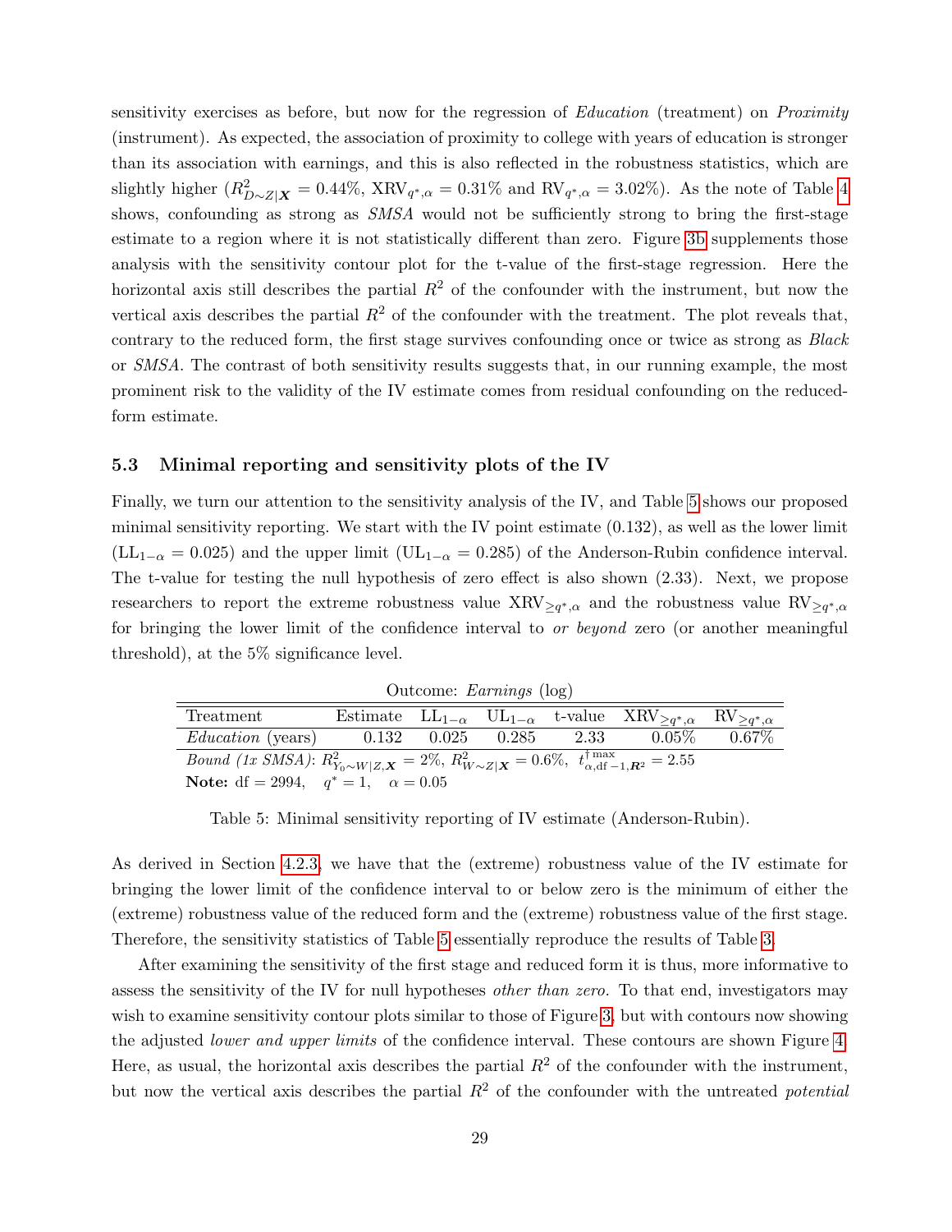sensitivity exercises as before, but now for the regression of *Education* (treatment) on *Proximity* (instrument). As expected, the association of proximity to college with years of education is stronger than its association with earnings, and this is also reflected in the robustness statistics, which are slightly higher ($R^2_{D\sim Z|\boldsymbol{X}} = 0.44\%$, $\text{XRV}_{q^*,\alpha} = 0.31\%$ and $\text{RV}_{q^*,\alpha} = 3.02\%$). As the note of Table 4 shows, confounding as strong as *SMSA* would not be sufficiently strong to bring the first-stage estimate to a region where it is not statistically different than zero. Figure 3b supplements those analysis with the sensitivity contour plot for the t-value of the first-stage regression. Here the horizontal axis still describes the partial $R^2$ of the confounder with the instrument, but now the vertical axis describes the partial $R^2$ of the confounder with the treatment. The plot reveals that, contrary to the reduced form, the first stage survives confounding once or twice as strong as *Black* or *SMSA*. The contrast of both sensitivity results suggests that, in our running example, the most prominent risk to the validity of the IV estimate comes from residual confounding on the reduced-form estimate.

### 5.3 Minimal reporting and sensitivity plots of the IV

Finally, we turn our attention to the sensitivity analysis of the IV, and Table 5 shows our proposed minimal sensitivity reporting. We start with the IV point estimate (0.132), as well as the lower limit ($\text{LL}_{1-\alpha} = 0.025$) and the upper limit ($\text{UL}_{1-\alpha} = 0.285$) of the Anderson-Rubin confidence interval. The t-value for testing the null hypothesis of zero effect is also shown (2.33). Next, we propose researchers to report the extreme robustness value $\text{XRV}_{\geq q^*,\alpha}$ and the robustness value $\text{RV}_{\geq q^*,\alpha}$ for bringing the lower limit of the confidence interval to *or beyond* zero (or another meaningful threshold), at the 5% significance level.

Outcome: *Earnings* (log)

| Treatment | Estimate | $\text{LL}_{1-\alpha}$ | $\text{UL}_{1-\alpha}$ | t-value | $\text{XRV}_{\geq q^*,\alpha}$ | $\text{RV}_{\geq q^*,\alpha}$ |
|---|---|---|---|---|---|---|
| *Education* (years) | 0.132 | 0.025 | 0.285 | 2.33 | 0.05% | 0.67% |
| *Bound (1x SMSA)*: $R^2_{Y_0\sim W|Z,\boldsymbol{X}} = 2\%$, $R^2_{W\sim Z|\boldsymbol{X}} = 0.6\%$, $t^{\dagger\,\max}_{\alpha,\text{df}-1,\boldsymbol{R}^2} = 2.55$ | | | | | | |
| **Note:** df = 2994, $q^* = 1$, $\alpha = 0.05$ | | | | | | |

Table 5: Minimal sensitivity reporting of IV estimate (Anderson-Rubin).

As derived in Section 4.2.3, we have that the (extreme) robustness value of the IV estimate for bringing the lower limit of the confidence interval to or below zero is the minimum of either the (extreme) robustness value of the reduced form and the (extreme) robustness value of the first stage. Therefore, the sensitivity statistics of Table 5 essentially reproduce the results of Table 3.

After examining the sensitivity of the first stage and reduced form it is thus, more informative to assess the sensitivity of the IV for null hypotheses *other than zero.* To that end, investigators may wish to examine sensitivity contour plots similar to those of Figure 3, but with contours now showing the adjusted *lower and upper limits* of the confidence interval. These contours are shown Figure 4. Here, as usual, the horizontal axis describes the partial $R^2$ of the confounder with the instrument, but now the vertical axis describes the partial $R^2$ of the confounder with the untreated *potential*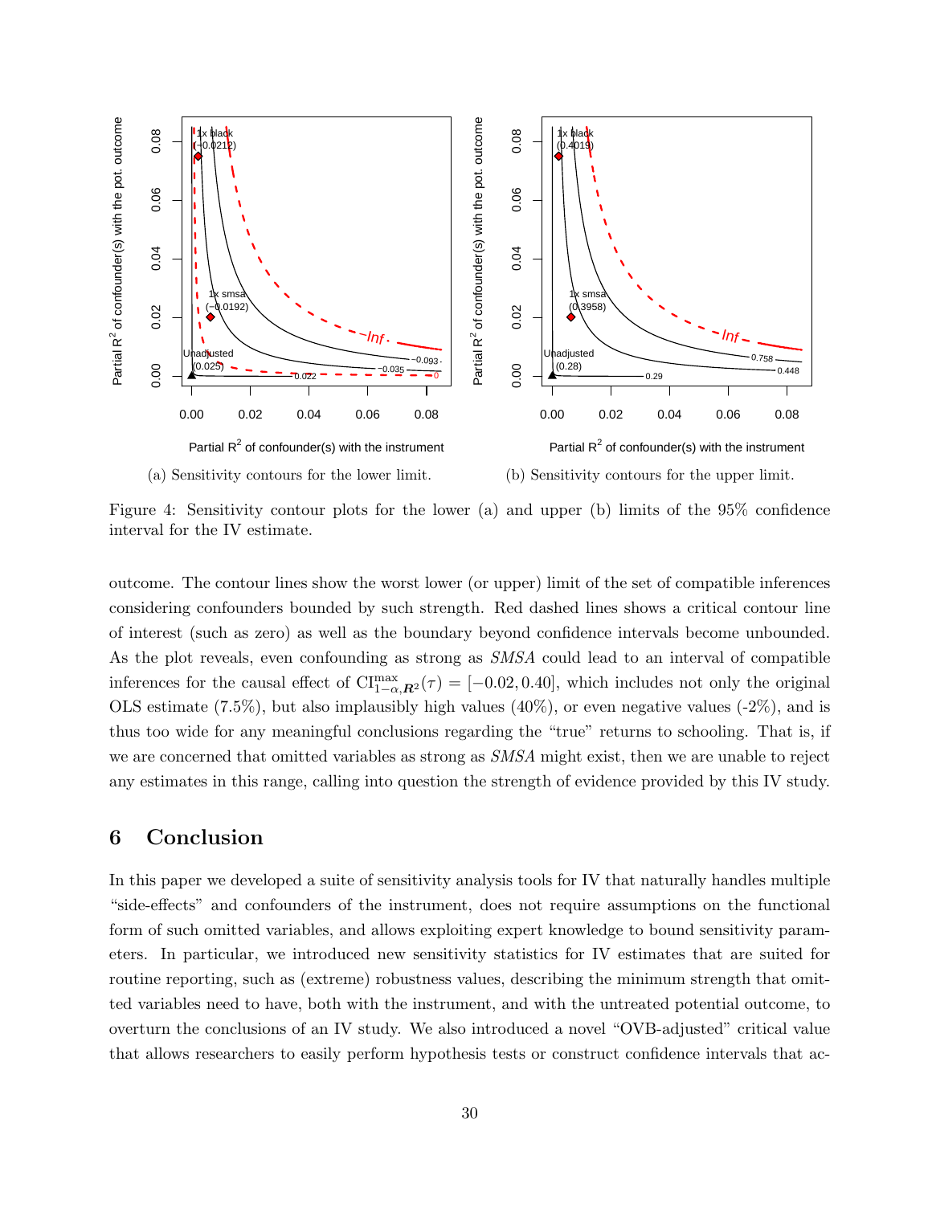(a) Sensitivity contours for the lower limit.

(b) Sensitivity contours for the upper limit.

Figure 4: Sensitivity contour plots for the lower (a) and upper (b) limits of the 95% confidence interval for the IV estimate.

outcome. The contour lines show the worst lower (or upper) limit of the set of compatible inferences considering confounders bounded by such strength. Red dashed lines shows a critical contour line of interest (such as zero) as well as the boundary beyond confidence intervals become unbounded. As the plot reveals, even confounding as strong as *SMSA* could lead to an interval of compatible inferences for the causal effect of $\text{CI}^{\max}_{1-\alpha,\boldsymbol{R}^2}(\tau) = [-0.02, 0.40]$, which includes not only the original OLS estimate (7.5%), but also implausibly high values (40%), or even negative values (-2%), and is thus too wide for any meaningful conclusions regarding the "true" returns to schooling. That is, if we are concerned that omitted variables as strong as *SMSA* might exist, then we are unable to reject any estimates in this range, calling into question the strength of evidence provided by this IV study.

## 6 Conclusion

In this paper we developed a suite of sensitivity analysis tools for IV that naturally handles multiple "side-effects" and confounders of the instrument, does not require assumptions on the functional form of such omitted variables, and allows exploiting expert knowledge to bound sensitivity parameters. In particular, we introduced new sensitivity statistics for IV estimates that are suited for routine reporting, such as (extreme) robustness values, describing the minimum strength that omitted variables need to have, both with the instrument, and with the untreated potential outcome, to overturn the conclusions of an IV study. We also introduced a novel "OVB-adjusted" critical value that allows researchers to easily perform hypothesis tests or construct confidence intervals that ac-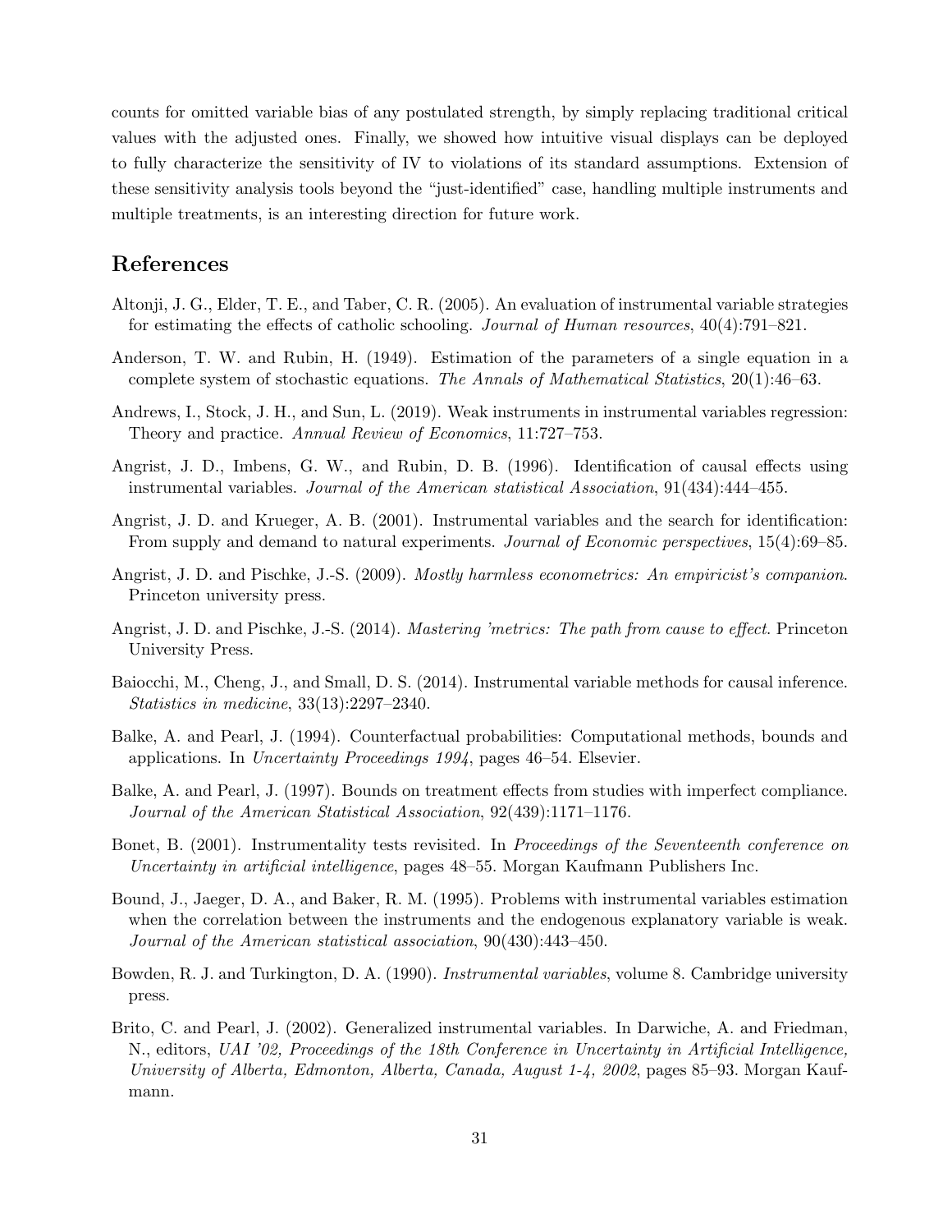counts for omitted variable bias of any postulated strength, by simply replacing traditional critical values with the adjusted ones. Finally, we showed how intuitive visual displays can be deployed to fully characterize the sensitivity of IV to violations of its standard assumptions. Extension of these sensitivity analysis tools beyond the "just-identified" case, handling multiple instruments and multiple treatments, is an interesting direction for future work.

## References

Altonji, J. G., Elder, T. E., and Taber, C. R. (2005). An evaluation of instrumental variable strategies for estimating the effects of catholic schooling. *Journal of Human resources*, 40(4):791–821.

Anderson, T. W. and Rubin, H. (1949). Estimation of the parameters of a single equation in a complete system of stochastic equations. *The Annals of Mathematical Statistics*, 20(1):46–63.

Andrews, I., Stock, J. H., and Sun, L. (2019). Weak instruments in instrumental variables regression: Theory and practice. *Annual Review of Economics*, 11:727–753.

Angrist, J. D., Imbens, G. W., and Rubin, D. B. (1996). Identification of causal effects using instrumental variables. *Journal of the American statistical Association*, 91(434):444–455.

Angrist, J. D. and Krueger, A. B. (2001). Instrumental variables and the search for identification: From supply and demand to natural experiments. *Journal of Economic perspectives*, 15(4):69–85.

Angrist, J. D. and Pischke, J.-S. (2009). *Mostly harmless econometrics: An empiricist's companion*. Princeton university press.

Angrist, J. D. and Pischke, J.-S. (2014). *Mastering 'metrics: The path from cause to effect*. Princeton University Press.

Baiocchi, M., Cheng, J., and Small, D. S. (2014). Instrumental variable methods for causal inference. *Statistics in medicine*, 33(13):2297–2340.

Balke, A. and Pearl, J. (1994). Counterfactual probabilities: Computational methods, bounds and applications. In *Uncertainty Proceedings 1994*, pages 46–54. Elsevier.

Balke, A. and Pearl, J. (1997). Bounds on treatment effects from studies with imperfect compliance. *Journal of the American Statistical Association*, 92(439):1171–1176.

Bonet, B. (2001). Instrumentality tests revisited. In *Proceedings of the Seventeenth conference on Uncertainty in artificial intelligence*, pages 48–55. Morgan Kaufmann Publishers Inc.

Bound, J., Jaeger, D. A., and Baker, R. M. (1995). Problems with instrumental variables estimation when the correlation between the instruments and the endogenous explanatory variable is weak. *Journal of the American statistical association*, 90(430):443–450.

Bowden, R. J. and Turkington, D. A. (1990). *Instrumental variables*, volume 8. Cambridge university press.

Brito, C. and Pearl, J. (2002). Generalized instrumental variables. In Darwiche, A. and Friedman, N., editors, *UAI '02, Proceedings of the 18th Conference in Uncertainty in Artificial Intelligence, University of Alberta, Edmonton, Alberta, Canada, August 1-4, 2002*, pages 85–93. Morgan Kaufmann.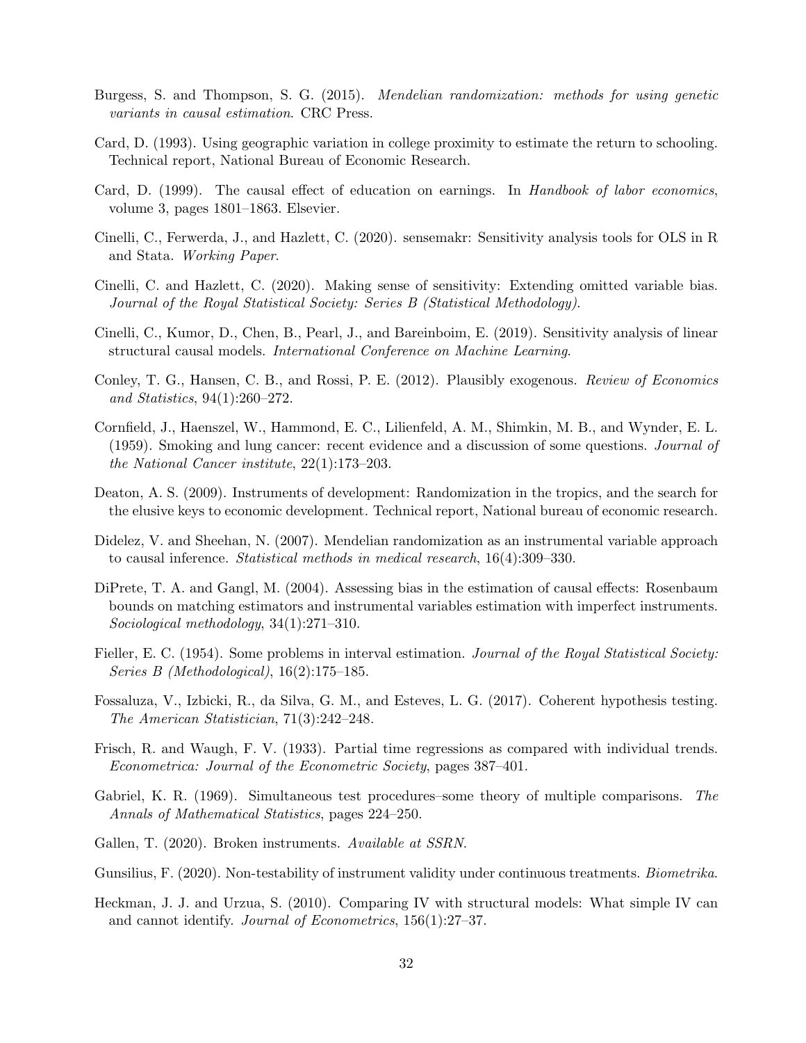Burgess, S. and Thompson, S. G. (2015). *Mendelian randomization: methods for using genetic variants in causal estimation*. CRC Press.

Card, D. (1993). Using geographic variation in college proximity to estimate the return to schooling. Technical report, National Bureau of Economic Research.

Card, D. (1999). The causal effect of education on earnings. In *Handbook of labor economics*, volume 3, pages 1801–1863. Elsevier.

Cinelli, C., Ferwerda, J., and Hazlett, C. (2020). sensemakr: Sensitivity analysis tools for OLS in R and Stata. *Working Paper*.

Cinelli, C. and Hazlett, C. (2020). Making sense of sensitivity: Extending omitted variable bias. *Journal of the Royal Statistical Society: Series B (Statistical Methodology)*.

Cinelli, C., Kumor, D., Chen, B., Pearl, J., and Bareinboim, E. (2019). Sensitivity analysis of linear structural causal models. *International Conference on Machine Learning*.

Conley, T. G., Hansen, C. B., and Rossi, P. E. (2012). Plausibly exogenous. *Review of Economics and Statistics*, 94(1):260–272.

Cornfield, J., Haenszel, W., Hammond, E. C., Lilienfeld, A. M., Shimkin, M. B., and Wynder, E. L. (1959). Smoking and lung cancer: recent evidence and a discussion of some questions. *Journal of the National Cancer institute*, 22(1):173–203.

Deaton, A. S. (2009). Instruments of development: Randomization in the tropics, and the search for the elusive keys to economic development. Technical report, National bureau of economic research.

Didelez, V. and Sheehan, N. (2007). Mendelian randomization as an instrumental variable approach to causal inference. *Statistical methods in medical research*, 16(4):309–330.

DiPrete, T. A. and Gangl, M. (2004). Assessing bias in the estimation of causal effects: Rosenbaum bounds on matching estimators and instrumental variables estimation with imperfect instruments. *Sociological methodology*, 34(1):271–310.

Fieller, E. C. (1954). Some problems in interval estimation. *Journal of the Royal Statistical Society: Series B (Methodological)*, 16(2):175–185.

Fossaluza, V., Izbicki, R., da Silva, G. M., and Esteves, L. G. (2017). Coherent hypothesis testing. *The American Statistician*, 71(3):242–248.

Frisch, R. and Waugh, F. V. (1933). Partial time regressions as compared with individual trends. *Econometrica: Journal of the Econometric Society*, pages 387–401.

Gabriel, K. R. (1969). Simultaneous test procedures–some theory of multiple comparisons. *The Annals of Mathematical Statistics*, pages 224–250.

Gallen, T. (2020). Broken instruments. *Available at SSRN*.

Gunsilius, F. (2020). Non-testability of instrument validity under continuous treatments. *Biometrika*.

Heckman, J. J. and Urzua, S. (2010). Comparing IV with structural models: What simple IV can and cannot identify. *Journal of Econometrics*, 156(1):27–37.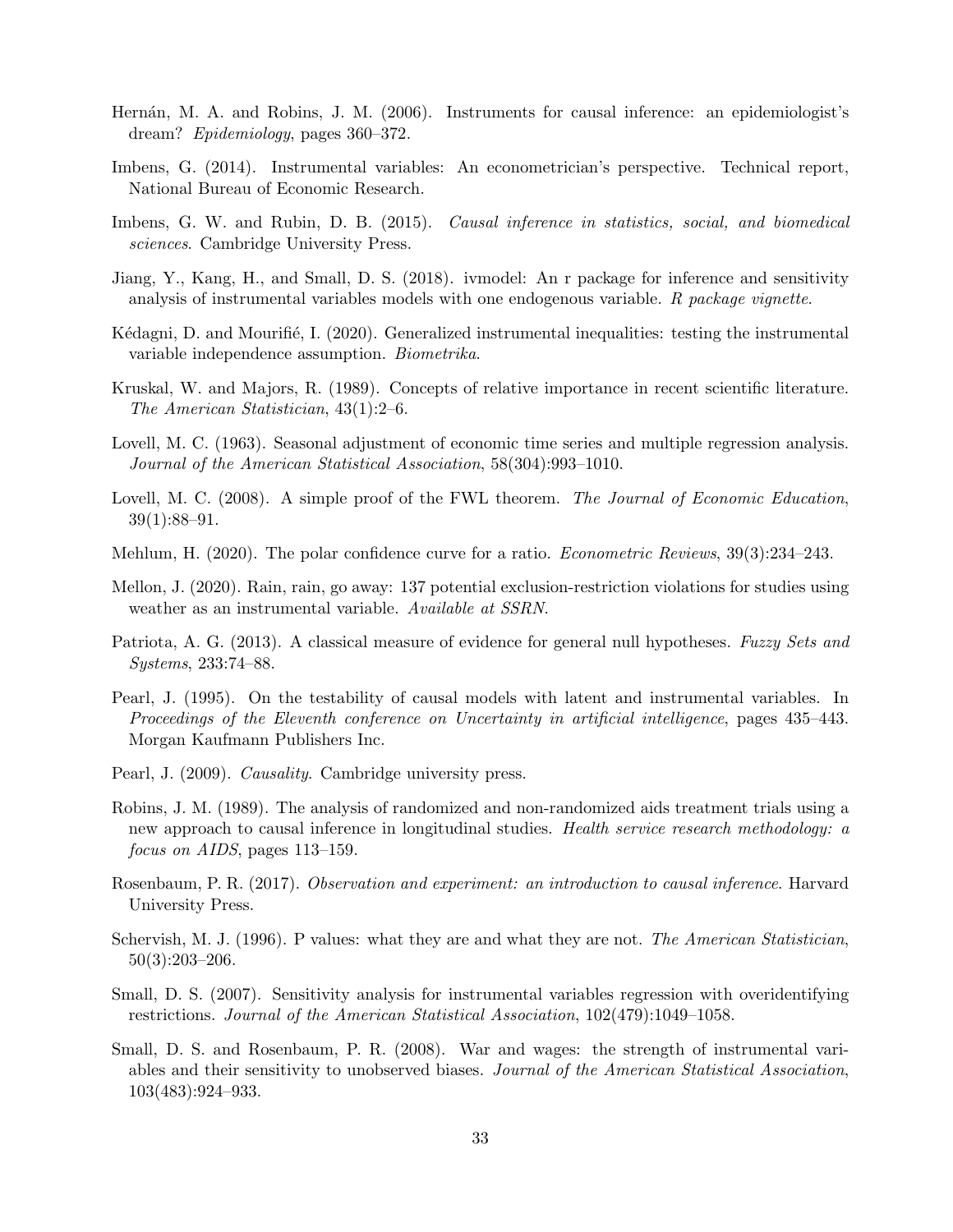Hernán, M. A. and Robins, J. M. (2006). Instruments for causal inference: an epidemiologist's dream? *Epidemiology*, pages 360–372.

Imbens, G. (2014). Instrumental variables: An econometrician's perspective. Technical report, National Bureau of Economic Research.

Imbens, G. W. and Rubin, D. B. (2015). *Causal inference in statistics, social, and biomedical sciences*. Cambridge University Press.

Jiang, Y., Kang, H., and Small, D. S. (2018). ivmodel: An r package for inference and sensitivity analysis of instrumental variables models with one endogenous variable. *R package vignette*.

Kédagni, D. and Mourifié, I. (2020). Generalized instrumental inequalities: testing the instrumental variable independence assumption. *Biometrika*.

Kruskal, W. and Majors, R. (1989). Concepts of relative importance in recent scientific literature. *The American Statistician*, 43(1):2–6.

Lovell, M. C. (1963). Seasonal adjustment of economic time series and multiple regression analysis. *Journal of the American Statistical Association*, 58(304):993–1010.

Lovell, M. C. (2008). A simple proof of the FWL theorem. *The Journal of Economic Education*, 39(1):88–91.

Mehlum, H. (2020). The polar confidence curve for a ratio. *Econometric Reviews*, 39(3):234–243.

Mellon, J. (2020). Rain, rain, go away: 137 potential exclusion-restriction violations for studies using weather as an instrumental variable. *Available at SSRN*.

Patriota, A. G. (2013). A classical measure of evidence for general null hypotheses. *Fuzzy Sets and Systems*, 233:74–88.

Pearl, J. (1995). On the testability of causal models with latent and instrumental variables. In *Proceedings of the Eleventh conference on Uncertainty in artificial intelligence*, pages 435–443. Morgan Kaufmann Publishers Inc.

Pearl, J. (2009). *Causality*. Cambridge university press.

Robins, J. M. (1989). The analysis of randomized and non-randomized aids treatment trials using a new approach to causal inference in longitudinal studies. *Health service research methodology: a focus on AIDS*, pages 113–159.

Rosenbaum, P. R. (2017). *Observation and experiment: an introduction to causal inference*. Harvard University Press.

Schervish, M. J. (1996). P values: what they are and what they are not. *The American Statistician*, 50(3):203–206.

Small, D. S. (2007). Sensitivity analysis for instrumental variables regression with overidentifying restrictions. *Journal of the American Statistical Association*, 102(479):1049–1058.

Small, D. S. and Rosenbaum, P. R. (2008). War and wages: the strength of instrumental variables and their sensitivity to unobserved biases. *Journal of the American Statistical Association*, 103(483):924–933.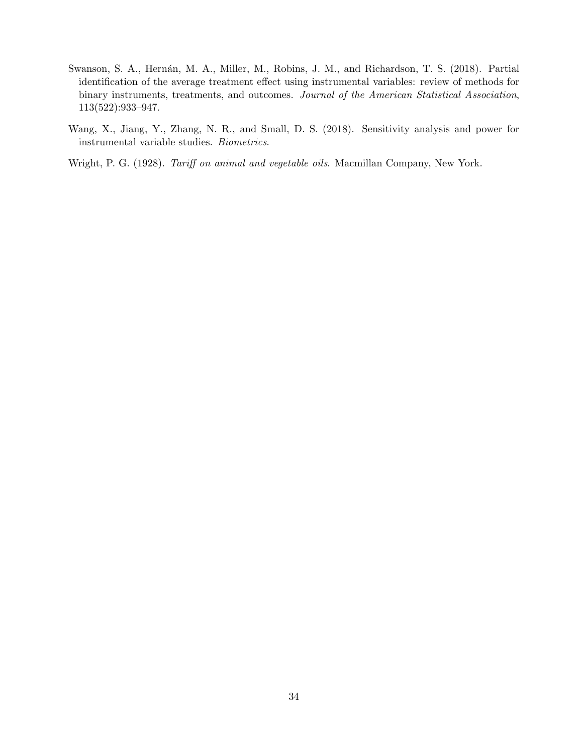Swanson, S. A., Hernán, M. A., Miller, M., Robins, J. M., and Richardson, T. S. (2018). Partial identification of the average treatment effect using instrumental variables: review of methods for binary instruments, treatments, and outcomes. *Journal of the American Statistical Association*, 113(522):933–947.

Wang, X., Jiang, Y., Zhang, N. R., and Small, D. S. (2018). Sensitivity analysis and power for instrumental variable studies. *Biometrics*.

Wright, P. G. (1928). *Tariff on animal and vegetable oils*. Macmillan Company, New York.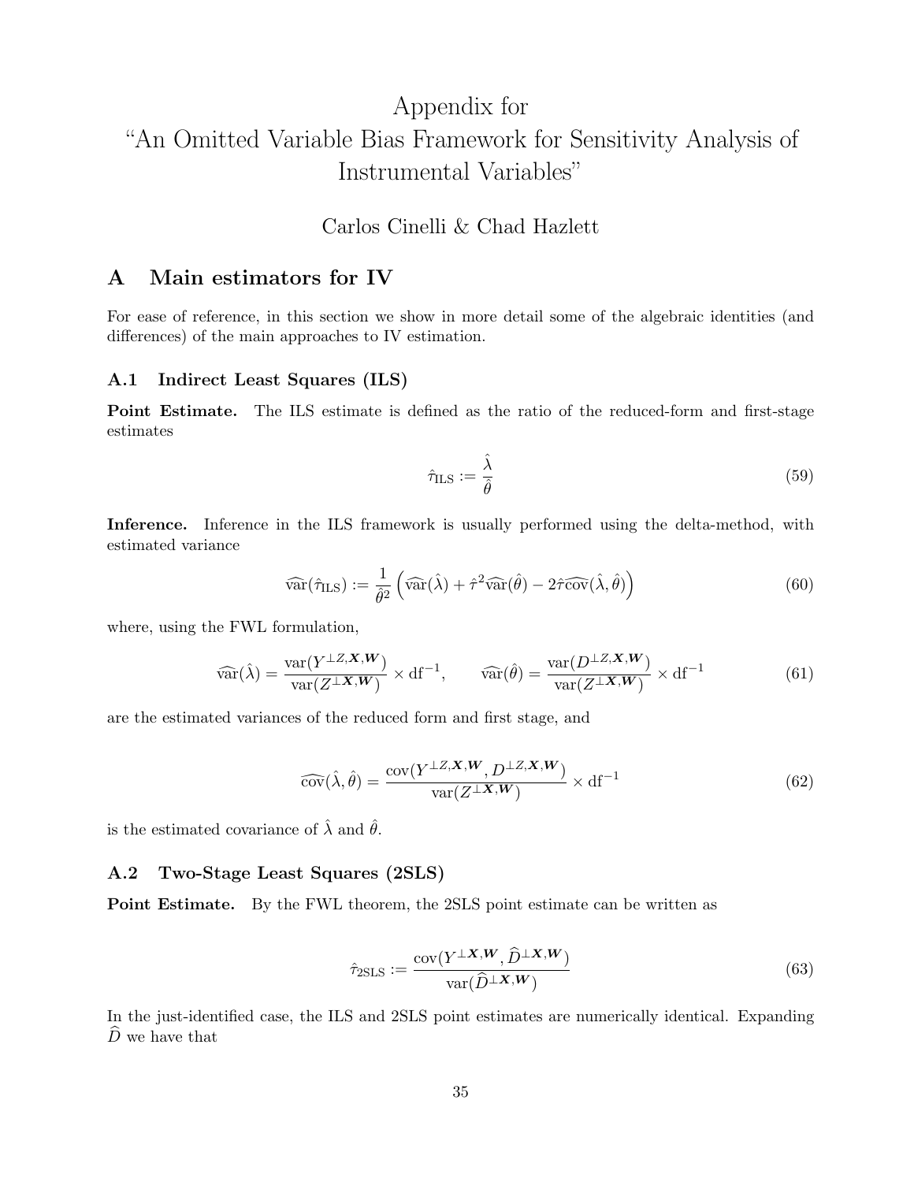# Appendix for "An Omitted Variable Bias Framework for Sensitivity Analysis of Instrumental Variables"

Carlos Cinelli & Chad Hazlett

## A Main estimators for IV

For ease of reference, in this section we show in more detail some of the algebraic identities (and differences) of the main approaches to IV estimation.

### A.1 Indirect Least Squares (ILS)

**Point Estimate.** The ILS estimate is defined as the ratio of the reduced-form and first-stage estimates

$$\hat{\tau}_{\text{ILS}} := \frac{\hat{\lambda}}{\hat{\theta}} \tag{59}$$

**Inference.** Inference in the ILS framework is usually performed using the delta-method, with estimated variance

$$\widehat{\text{var}}(\hat{\tau}_{\text{ILS}}) := \frac{1}{\hat{\theta}^2}\left(\widehat{\text{var}}(\hat{\lambda}) + \hat{\tau}^2\widehat{\text{var}}(\hat{\theta}) - 2\hat{\tau}\widehat{\text{cov}}(\hat{\lambda}, \hat{\theta})\right) \tag{60}$$

where, using the FWL formulation,

$$\widehat{\text{var}}(\hat{\lambda}) = \frac{\text{var}(Y^{\perp Z, \boldsymbol{X}, \boldsymbol{W}})}{\text{var}(Z^{\perp \boldsymbol{X}, \boldsymbol{W}})} \times \text{df}^{-1}, \qquad \widehat{\text{var}}(\hat{\theta}) = \frac{\text{var}(D^{\perp Z, \boldsymbol{X}, \boldsymbol{W}})}{\text{var}(Z^{\perp \boldsymbol{X}, \boldsymbol{W}})} \times \text{df}^{-1} \tag{61}$$

are the estimated variances of the reduced form and first stage, and

$$\widehat{\text{cov}}(\hat{\lambda}, \hat{\theta}) = \frac{\text{cov}(Y^{\perp Z, \boldsymbol{X}, \boldsymbol{W}}, D^{\perp Z, \boldsymbol{X}, \boldsymbol{W}})}{\text{var}(Z^{\perp \boldsymbol{X}, \boldsymbol{W}})} \times \text{df}^{-1} \tag{62}$$

is the estimated covariance of $\hat{\lambda}$ and $\hat{\theta}$.

### A.2 Two-Stage Least Squares (2SLS)

**Point Estimate.** By the FWL theorem, the 2SLS point estimate can be written as

$$\hat{\tau}_{\text{2SLS}} := \frac{\text{cov}(Y^{\perp \boldsymbol{X}, \boldsymbol{W}}, \widehat{D}^{\perp \boldsymbol{X}, \boldsymbol{W}})}{\text{var}(\widehat{D}^{\perp \boldsymbol{X}, \boldsymbol{W}})} \tag{63}$$

In the just-identified case, the ILS and 2SLS point estimates are numerically identical. Expanding $\widehat{D}$ we have that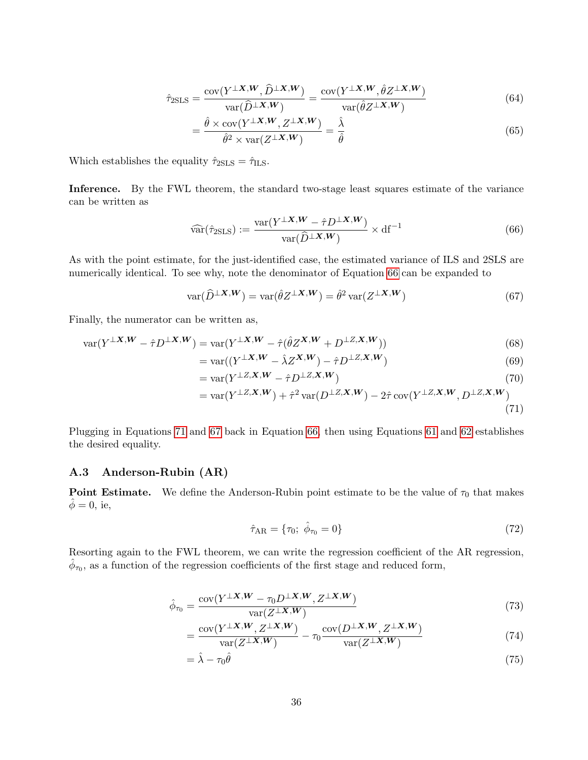$$
\hat{\tau}_{\text{2SLS}} = \frac{\text{cov}(Y^{\perp \boldsymbol{X},\boldsymbol{W}}, \widehat{D}^{\perp \boldsymbol{X},\boldsymbol{W}})}{\text{var}(\widehat{D}^{\perp \boldsymbol{X},\boldsymbol{W}})} = \frac{\text{cov}(Y^{\perp \boldsymbol{X},\boldsymbol{W}}, \hat{\theta} Z^{\perp \boldsymbol{X},\boldsymbol{W}})}{\text{var}(\hat{\theta} Z^{\perp \boldsymbol{X},\boldsymbol{W}})} \tag{64}
$$

$$
= \frac{\hat{\theta} \times \text{cov}(Y^{\perp \boldsymbol{X},\boldsymbol{W}}, Z^{\perp \boldsymbol{X},\boldsymbol{W}})}{\hat{\theta}^2 \times \text{var}(Z^{\perp \boldsymbol{X},\boldsymbol{W}})} = \frac{\hat{\lambda}}{\hat{\theta}} \tag{65}
$$

Which establishes the equality $\hat{\tau}_{\text{2SLS}} = \hat{\tau}_{\text{ILS}}$.

**Inference.** By the FWL theorem, the standard two-stage least squares estimate of the variance can be written as

$$
\widehat{\text{var}}(\hat{\tau}_{\text{2SLS}}) := \frac{\text{var}(Y^{\perp \boldsymbol{X},\boldsymbol{W}} - \hat{\tau} D^{\perp \boldsymbol{X},\boldsymbol{W}})}{\text{var}(\widehat{D}^{\perp \boldsymbol{X},\boldsymbol{W}})} \times \text{df}^{-1} \tag{66}
$$

As with the point estimate, for the just-identified case, the estimated variance of ILS and 2SLS are numerically identical. To see why, note the denominator of Equation 66 can be expanded to

$$
\text{var}(\widehat{D}^{\perp \boldsymbol{X},\boldsymbol{W}}) = \text{var}(\hat{\theta} Z^{\perp \boldsymbol{X},\boldsymbol{W}}) = \hat{\theta}^2 \, \text{var}(Z^{\perp \boldsymbol{X},\boldsymbol{W}}) \tag{67}
$$

Finally, the numerator can be written as,

$$
\text{var}(Y^{\perp \boldsymbol{X},\boldsymbol{W}} - \hat{\tau} D^{\perp \boldsymbol{X},\boldsymbol{W}}) = \text{var}(Y^{\perp \boldsymbol{X},\boldsymbol{W}} - \hat{\tau}(\hat{\theta} Z^{\boldsymbol{X},\boldsymbol{W}} + D^{\perp Z,\boldsymbol{X},\boldsymbol{W}})) \tag{68}
$$

$$
= \text{var}((Y^{\perp \boldsymbol{X},\boldsymbol{W}} - \hat{\lambda} Z^{\boldsymbol{X},\boldsymbol{W}}) - \hat{\tau} D^{\perp Z,\boldsymbol{X},\boldsymbol{W}}) \tag{69}
$$

$$
= \text{var}(Y^{\perp Z,\boldsymbol{X},\boldsymbol{W}} - \hat{\tau} D^{\perp Z,\boldsymbol{X},\boldsymbol{W}}) \tag{70}
$$

$$
= \text{var}(Y^{\perp Z,\boldsymbol{X},\boldsymbol{W}}) + \hat{\tau}^2 \, \text{var}(D^{\perp Z,\boldsymbol{X},\boldsymbol{W}}) - 2\hat{\tau} \, \text{cov}(Y^{\perp Z,\boldsymbol{X},\boldsymbol{W}}, D^{\perp Z,\boldsymbol{X},\boldsymbol{W}}) \tag{71}
$$

Plugging in Equations 71 and 67 back in Equation 66, then using Equations 61 and 62 establishes the desired equality.

### A.3 Anderson-Rubin (AR)

**Point Estimate.** We define the Anderson-Rubin point estimate to be the value of $\tau_0$ that makes $\hat{\phi} = 0$, ie,

$$
\hat{\tau}_{\text{AR}} = \{\tau_0; \; \hat{\phi}_{\tau_0} = 0\} \tag{72}
$$

Resorting again to the FWL theorem, we can write the regression coefficient of the AR regression, $\hat{\phi}_{\tau_0}$, as a function of the regression coefficients of the first stage and reduced form,

$$
\hat{\phi}_{\tau_0} = \frac{\text{cov}(Y^{\perp \boldsymbol{X},\boldsymbol{W}} - \tau_0 D^{\perp \boldsymbol{X},\boldsymbol{W}}, Z^{\perp \boldsymbol{X},\boldsymbol{W}})}{\text{var}(Z^{\perp \boldsymbol{X},\boldsymbol{W}})} \tag{73}
$$

$$
= \frac{\text{cov}(Y^{\perp \boldsymbol{X},\boldsymbol{W}}, Z^{\perp \boldsymbol{X},\boldsymbol{W}})}{\text{var}(Z^{\perp \boldsymbol{X},\boldsymbol{W}})} - \tau_0 \frac{\text{cov}(D^{\perp \boldsymbol{X},\boldsymbol{W}}, Z^{\perp \boldsymbol{X},\boldsymbol{W}})}{\text{var}(Z^{\perp \boldsymbol{X},\boldsymbol{W}})} \tag{74}
$$

$$
= \hat{\lambda} - \tau_0 \hat{\theta} \tag{75}
$$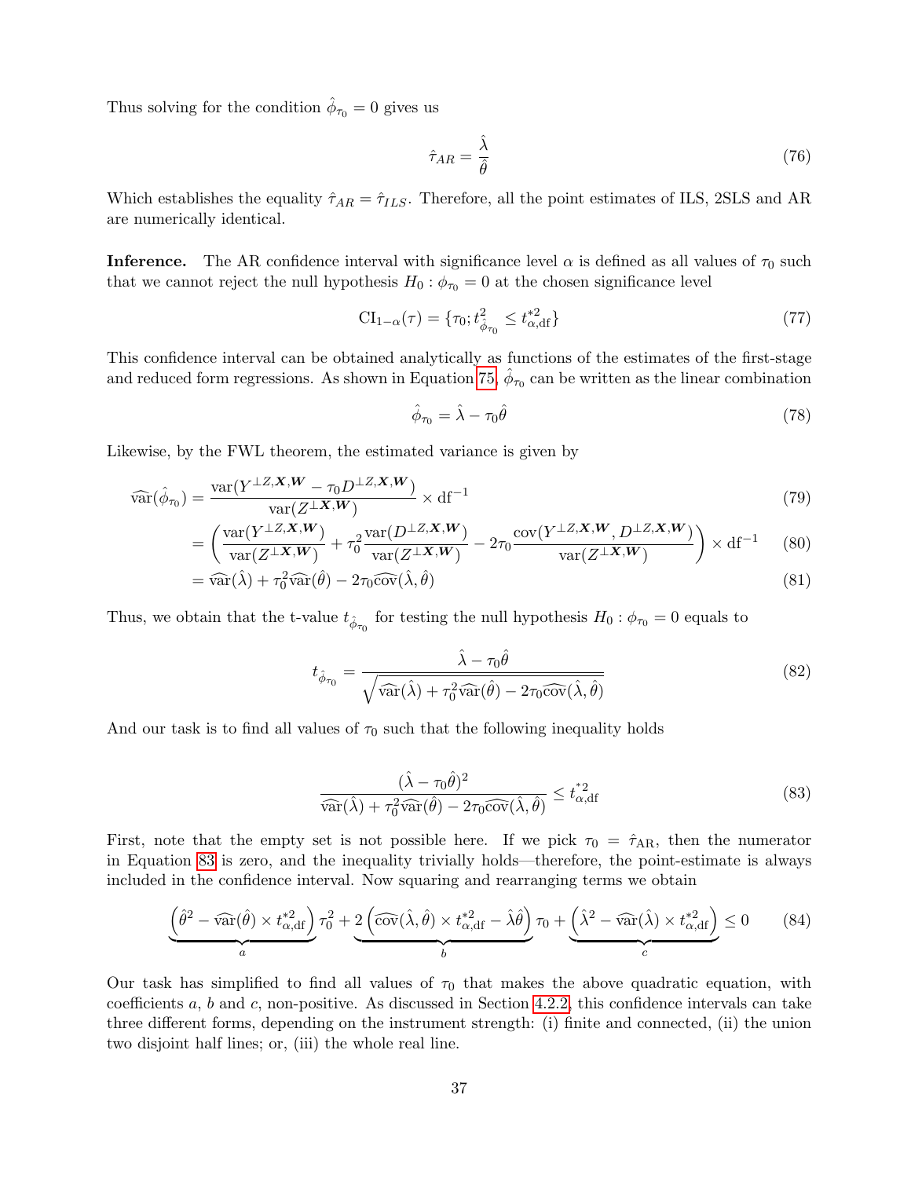Thus solving for the condition $\hat{\phi}_{\tau_0} = 0$ gives us

$$\hat{\tau}_{AR} = \frac{\hat{\lambda}}{\hat{\theta}} \tag{76}$$

Which establishes the equality $\hat{\tau}_{AR} = \hat{\tau}_{ILS}$. Therefore, all the point estimates of ILS, 2SLS and AR are numerically identical.

**Inference.** The AR confidence interval with significance level $\alpha$ is defined as all values of $\tau_0$ such that we cannot reject the null hypothesis $H_0 : \phi_{\tau_0} = 0$ at the chosen significance level

$$\text{CI}_{1-\alpha}(\tau) = \{\tau_0; t^2_{\hat{\phi}_{\tau_0}} \leq t^{*2}_{\alpha,\text{df}}\} \tag{77}$$

This confidence interval can be obtained analytically as functions of the estimates of the first-stage and reduced form regressions. As shown in Equation 75, $\hat{\phi}_{\tau_0}$ can be written as the linear combination

$$\hat{\phi}_{\tau_0} = \hat{\lambda} - \tau_0 \hat{\theta} \tag{78}$$

Likewise, by the FWL theorem, the estimated variance is given by

$$\widehat{\text{var}}(\hat{\phi}_{\tau_0}) = \frac{\text{var}(Y^{\perp Z,\boldsymbol{X},\boldsymbol{W}} - \tau_0 D^{\perp Z,\boldsymbol{X},\boldsymbol{W}})}{\text{var}(Z^{\perp \boldsymbol{X},\boldsymbol{W}})} \times \text{df}^{-1} \tag{79}$$

$$= \left( \frac{\text{var}(Y^{\perp Z,\boldsymbol{X},\boldsymbol{W}})}{\text{var}(Z^{\perp \boldsymbol{X},\boldsymbol{W}})} + \tau_0^2 \frac{\text{var}(D^{\perp Z,\boldsymbol{X},\boldsymbol{W}})}{\text{var}(Z^{\perp \boldsymbol{X},\boldsymbol{W}})} - 2\tau_0 \frac{\text{cov}(Y^{\perp Z,\boldsymbol{X},\boldsymbol{W}}, D^{\perp Z,\boldsymbol{X},\boldsymbol{W}})}{\text{var}(Z^{\perp \boldsymbol{X},\boldsymbol{W}})} \right) \times \text{df}^{-1} \tag{80}$$

$$= \widehat{\text{var}}(\hat{\lambda}) + \tau_0^2 \widehat{\text{var}}(\hat{\theta}) - 2\tau_0 \widehat{\text{cov}}(\hat{\lambda}, \hat{\theta}) \tag{81}$$

Thus, we obtain that the t-value $t_{\hat{\phi}_{\tau_0}}$ for testing the null hypothesis $H_0 : \phi_{\tau_0} = 0$ equals to

$$t_{\hat{\phi}_{\tau_0}} = \frac{\hat{\lambda} - \tau_0 \hat{\theta}}{\sqrt{\widehat{\text{var}}(\hat{\lambda}) + \tau_0^2 \widehat{\text{var}}(\hat{\theta}) - 2\tau_0 \widehat{\text{cov}}(\hat{\lambda}, \hat{\theta})}} \tag{82}$$

And our task is to find all values of $\tau_0$ such that the following inequality holds

$$\frac{(\hat{\lambda} - \tau_0 \hat{\theta})^2}{\widehat{\text{var}}(\hat{\lambda}) + \tau_0^2 \widehat{\text{var}}(\hat{\theta}) - 2\tau_0 \widehat{\text{cov}}(\hat{\lambda}, \hat{\theta})} \leq t^{*2}_{\alpha,\text{df}} \tag{83}$$

First, note that the empty set is not possible here. If we pick $\tau_0 = \hat{\tau}_{\text{AR}}$, then the numerator in Equation 83 is zero, and the inequality trivially holds—therefore, the point-estimate is always included in the confidence interval. Now squaring and rearranging terms we obtain

$$\underbrace{\left(\hat{\theta}^2 - \widehat{\text{var}}(\hat{\theta}) \times t^{*2}_{\alpha,\text{df}}\right)}_{a} \tau_0^2 + 2 \underbrace{\left(\widehat{\text{cov}}(\hat{\lambda}, \hat{\theta}) \times t^{*2}_{\alpha,\text{df}} - \hat{\lambda}\hat{\theta}\right)}_{b} \tau_0 + \underbrace{\left(\hat{\lambda}^2 - \widehat{\text{var}}(\hat{\lambda}) \times t^{*2}_{\alpha,\text{df}}\right)}_{c} \leq 0 \tag{84}$$

Our task has simplified to find all values of $\tau_0$ that makes the above quadratic equation, with coefficients $a$, $b$ and $c$, non-positive. As discussed in Section 4.2.2, this confidence intervals can take three different forms, depending on the instrument strength: (i) finite and connected, (ii) the union two disjoint half lines; or, (iii) the whole real line.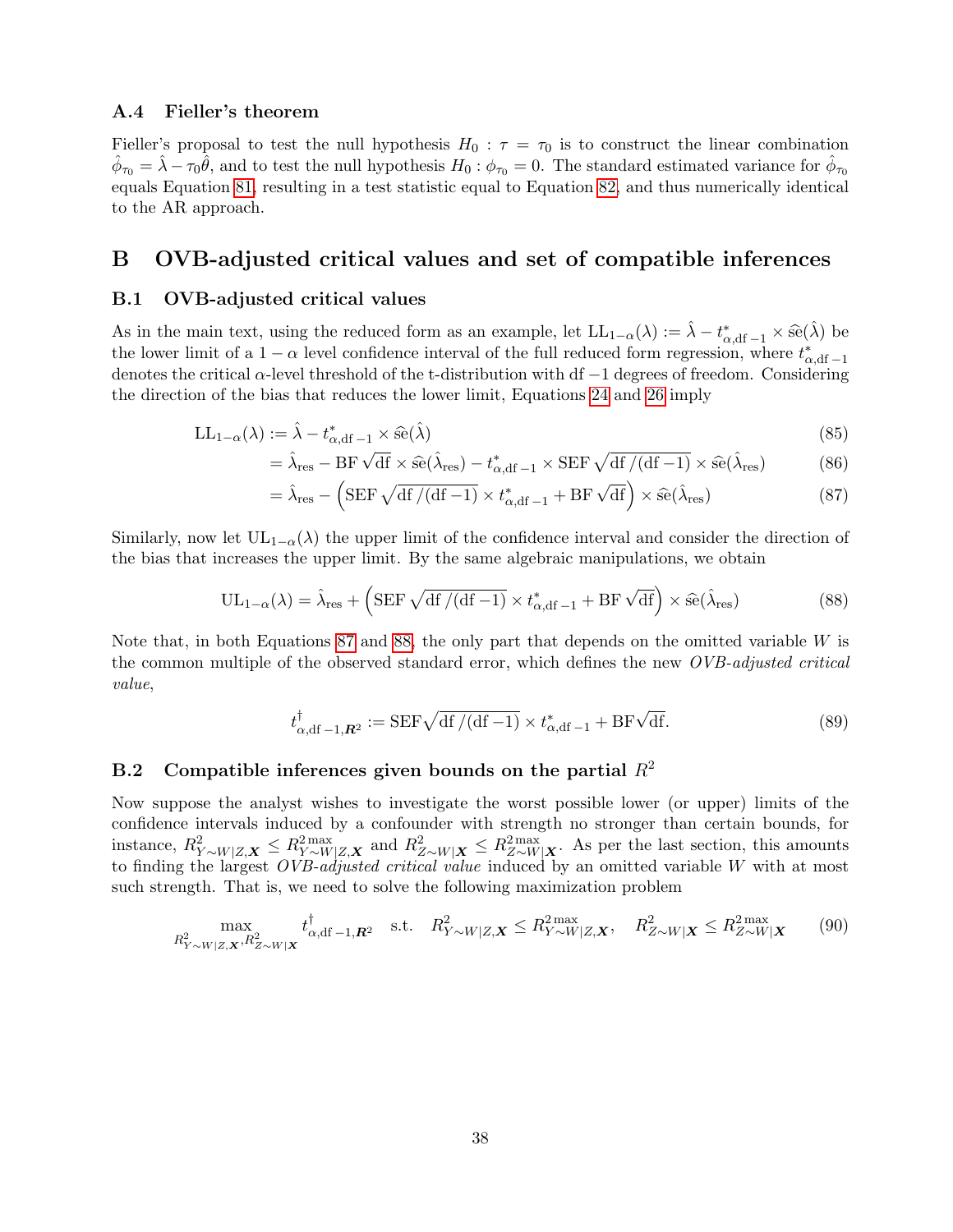### A.4 Fieller's theorem

Fieller's proposal to test the null hypothesis $H_0 : \tau = \tau_0$ is to construct the linear combination $\hat{\phi}_{\tau_0} = \hat{\lambda} - \tau_0\hat{\theta}$, and to test the null hypothesis $H_0 : \phi_{\tau_0} = 0$. The standard estimated variance for $\hat{\phi}_{\tau_0}$ equals Equation 81, resulting in a test statistic equal to Equation 82, and thus numerically identical to the AR approach.

## B OVB-adjusted critical values and set of compatible inferences

### B.1 OVB-adjusted critical values

As in the main text, using the reduced form as an example, let $\text{LL}_{1-\alpha}(\lambda) := \hat{\lambda} - t^*_{\alpha,\text{df}-1} \times \widehat{\text{se}}(\hat{\lambda})$ be the lower limit of a $1-\alpha$ level confidence interval of the full reduced form regression, where $t^*_{\alpha,\text{df}-1}$ denotes the critical $\alpha$-level threshold of the t-distribution with df $-1$ degrees of freedom. Considering the direction of the bias that reduces the lower limit, Equations 24 and 26 imply

$$\text{LL}_{1-\alpha}(\lambda) := \hat{\lambda} - t^*_{\alpha,\text{df}-1} \times \widehat{\text{se}}(\hat{\lambda}) \tag{85}$$

$$= \hat{\lambda}_{\text{res}} - \text{BF}\sqrt{\text{df}} \times \widehat{\text{se}}(\hat{\lambda}_{\text{res}}) - t^*_{\alpha,\text{df}-1} \times \text{SEF}\sqrt{\text{df}/(\text{df}-1)} \times \widehat{\text{se}}(\hat{\lambda}_{\text{res}}) \tag{86}$$

$$= \hat{\lambda}_{\text{res}} - \left(\text{SEF}\sqrt{\text{df}/(\text{df}-1)} \times t^*_{\alpha,\text{df}-1} + \text{BF}\sqrt{\text{df}}\right) \times \widehat{\text{se}}(\hat{\lambda}_{\text{res}}) \tag{87}$$

Similarly, now let $\text{UL}_{1-\alpha}(\lambda)$ the upper limit of the confidence interval and consider the direction of the bias that increases the upper limit. By the same algebraic manipulations, we obtain

$$\text{UL}_{1-\alpha}(\lambda) = \hat{\lambda}_{\text{res}} + \left(\text{SEF}\sqrt{\text{df}/(\text{df}-1)} \times t^*_{\alpha,\text{df}-1} + \text{BF}\sqrt{\text{df}}\right) \times \widehat{\text{se}}(\hat{\lambda}_{\text{res}}) \tag{88}$$

Note that, in both Equations 87 and 88, the only part that depends on the omitted variable $W$ is the common multiple of the observed standard error, which defines the new *OVB-adjusted critical value*,

$$t^{\dagger}_{\alpha,\text{df}-1,\boldsymbol{R}^2} := \text{SEF}\sqrt{\text{df}/(\text{df}-1)} \times t^*_{\alpha,\text{df}-1} + \text{BF}\sqrt{\text{df}}. \tag{89}$$

### B.2 Compatible inferences given bounds on the partial $R^2$

Now suppose the analyst wishes to investigate the worst possible lower (or upper) limits of the confidence intervals induced by a confounder with strength no stronger than certain bounds, for instance, $R^2_{Y\sim W|Z,\boldsymbol{X}} \leq R^{2\max}_{Y\sim W|Z,\boldsymbol{X}}$ and $R^2_{Z\sim W|\boldsymbol{X}} \leq R^{2\max}_{Z\sim W|\boldsymbol{X}}$. As per the last section, this amounts to finding the largest *OVB-adjusted critical value* induced by an omitted variable $W$ with at most such strength. That is, we need to solve the following maximization problem

$$\max_{R^2_{Y\sim W|Z,\boldsymbol{X}},R^2_{Z\sim W|\boldsymbol{X}}} t^{\dagger}_{\alpha,\text{df}-1,\boldsymbol{R}^2} \quad \text{s.t.} \quad R^2_{Y\sim W|Z,\boldsymbol{X}} \leq R^{2\max}_{Y\sim W|Z,\boldsymbol{X}}, \quad R^2_{Z\sim W|\boldsymbol{X}} \leq R^{2\max}_{Z\sim W|\boldsymbol{X}} \tag{90}$$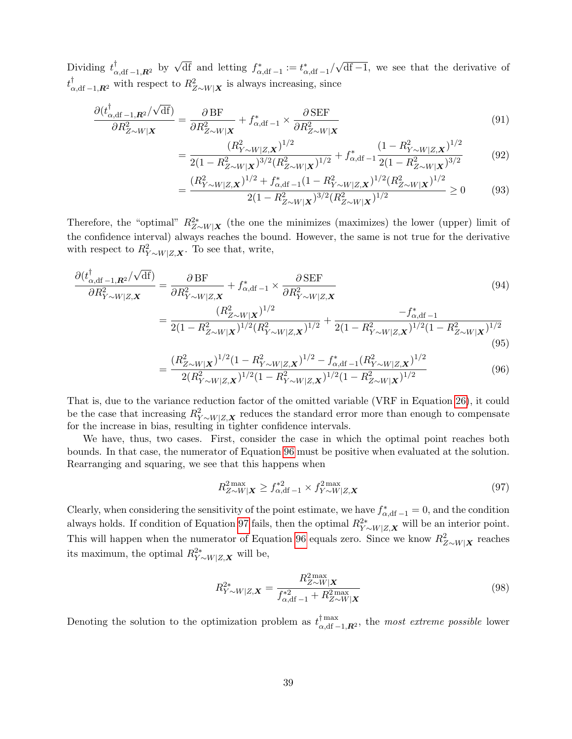Dividing $t^{\dagger}_{\alpha,\text{df}-1,\boldsymbol{R}^2}$ by $\sqrt{\text{df}}$ and letting $f^{*}_{\alpha,\text{df}-1} := t^{*}_{\alpha,\text{df}-1}/\sqrt{\text{df}-1}$, we see that the derivative of $t^{\dagger}_{\alpha,\text{df}-1,\boldsymbol{R}^2}$ with respect to $R^2_{Z\sim W|\boldsymbol{X}}$ is always increasing, since

$$\frac{\partial(t^{\dagger}_{\alpha,\text{df}-1,\boldsymbol{R}^2}/\sqrt{\text{df}})}{\partial R^2_{Z\sim W|\boldsymbol{X}}} = \frac{\partial\,\text{BF}}{\partial R^2_{Z\sim W|\boldsymbol{X}}} + f^{*}_{\alpha,\text{df}-1} \times \frac{\partial\,\text{SEF}}{\partial R^2_{Z\sim W|\boldsymbol{X}}} \tag{91}$$

$$= \frac{(R^2_{Y\sim W|Z,\boldsymbol{X}})^{1/2}}{2(1-R^2_{Z\sim W|\boldsymbol{X}})^{3/2}(R^2_{Z\sim W|\boldsymbol{X}})^{1/2}} + f^{*}_{\alpha,\text{df}-1}\frac{(1-R^2_{Y\sim W|Z,\boldsymbol{X}})^{1/2}}{2(1-R^2_{Z\sim W|\boldsymbol{X}})^{3/2}} \tag{92}$$

$$= \frac{(R^2_{Y\sim W|Z,\boldsymbol{X}})^{1/2} + f^{*}_{\alpha,\text{df}-1}(1-R^2_{Y\sim W|Z,\boldsymbol{X}})^{1/2}(R^2_{Z\sim W|\boldsymbol{X}})^{1/2}}{2(1-R^2_{Z\sim W|\boldsymbol{X}})^{3/2}(R^2_{Z\sim W|\boldsymbol{X}})^{1/2}} \geq 0 \tag{93}$$

Therefore, the "optimal" $R^{2*}_{Z\sim W|\boldsymbol{X}}$ (the one the minimizes (maximizes) the lower (upper) limit of the confidence interval) always reaches the bound. However, the same is not true for the derivative with respect to $R^2_{Y\sim W|Z,\boldsymbol{X}}$. To see that, write,

$$\frac{\partial(t^{\dagger}_{\alpha,\text{df}-1,\boldsymbol{R}^2}/\sqrt{\text{df}})}{\partial R^2_{Y\sim W|Z,\boldsymbol{X}}} = \frac{\partial\,\text{BF}}{\partial R^2_{Y\sim W|Z,\boldsymbol{X}}} + f^{*}_{\alpha,\text{df}-1} \times \frac{\partial\,\text{SEF}}{\partial R^2_{Y\sim W|Z,\boldsymbol{X}}} \tag{94}$$

$$= \frac{(R^2_{Z\sim W|\boldsymbol{X}})^{1/2}}{2(1-R^2_{Z\sim W|\boldsymbol{X}})^{1/2}(R^2_{Y\sim W|Z,\boldsymbol{X}})^{1/2}} + \frac{-f^{*}_{\alpha,\text{df}-1}}{2(1-R^2_{Y\sim W|Z,\boldsymbol{X}})^{1/2}(1-R^2_{Z\sim W|\boldsymbol{X}})^{1/2}} \tag{95}$$

$$= \frac{(R^2_{Z\sim W|\boldsymbol{X}})^{1/2}(1-R^2_{Y\sim W|Z,\boldsymbol{X}})^{1/2} - f^{*}_{\alpha,\text{df}-1}(R^2_{Y\sim W|Z,\boldsymbol{X}})^{1/2}}{2(R^2_{Y\sim W|Z,\boldsymbol{X}})^{1/2}(1-R^2_{Y\sim W|Z,\boldsymbol{X}})^{1/2}(1-R^2_{Z\sim W|\boldsymbol{X}})^{1/2}} \tag{96}$$

That is, due to the variance reduction factor of the omitted variable (VRF in Equation 26), it could be the case that increasing $R^2_{Y\sim W|Z,\boldsymbol{X}}$ reduces the standard error more than enough to compensate for the increase in bias, resulting in tighter confidence intervals.

We have, thus, two cases. First, consider the case in which the optimal point reaches both bounds. In that case, the numerator of Equation 96 must be positive when evaluated at the solution. Rearranging and squaring, we see that this happens when

$$R^{2\max}_{Z\sim W|\boldsymbol{X}} \geq f^{*2}_{\alpha,\text{df}-1} \times f^{2\max}_{Y\sim W|Z,\boldsymbol{X}} \tag{97}$$

Clearly, when considering the sensitivity of the point estimate, we have $f^{*}_{\alpha,\text{df}-1} = 0$, and the condition always holds. If condition of Equation 97 fails, then the optimal $R^{2*}_{Y\sim W|Z,\boldsymbol{X}}$ will be an interior point. This will happen when the numerator of Equation 96 equals zero. Since we know $R^2_{Z\sim W|\boldsymbol{X}}$ reaches its maximum, the optimal $R^{2*}_{Y\sim W|Z,\boldsymbol{X}}$ will be,

$$R^{2*}_{Y\sim W|Z,\boldsymbol{X}} = \frac{R^{2\max}_{Z\sim W|\boldsymbol{X}}}{f^{*2}_{\alpha,\text{df}-1} + R^{2\max}_{Z\sim W|\boldsymbol{X}}} \tag{98}$$

Denoting the solution to the optimization problem as $t^{\dagger\max}_{\alpha,\text{df}-1,\boldsymbol{R}^2}$, the *most extreme possible* lower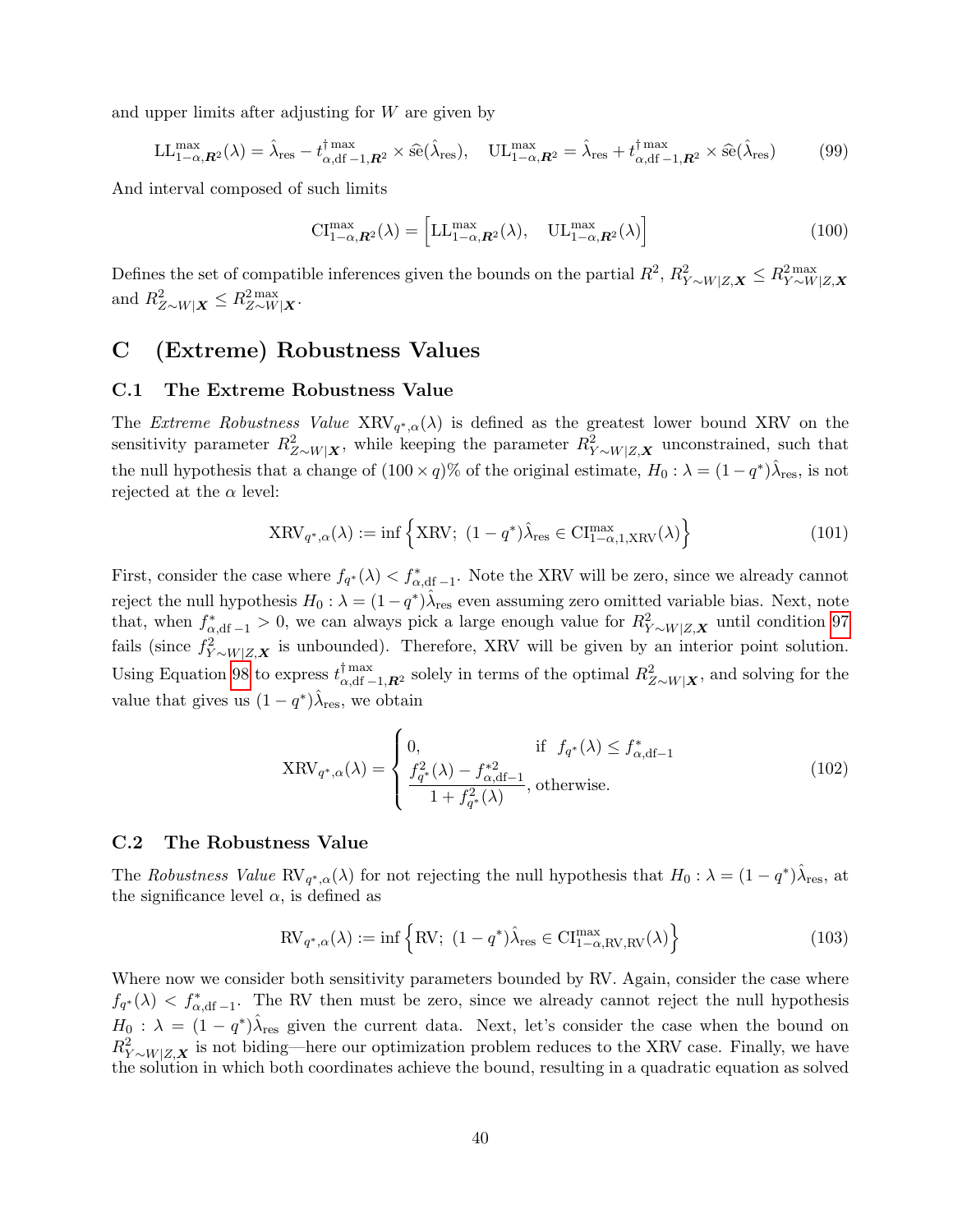and upper limits after adjusting for $W$ are given by

$$\mathrm{LL}^{\max}_{1-\alpha,\boldsymbol{R}^2}(\lambda) = \hat{\lambda}_{\mathrm{res}} - t^{\dagger\max}_{\alpha,\mathrm{df}-1,\boldsymbol{R}^2} \times \widehat{\mathrm{se}}(\hat{\lambda}_{\mathrm{res}}), \quad \mathrm{UL}^{\max}_{1-\alpha,\boldsymbol{R}^2} = \hat{\lambda}_{\mathrm{res}} + t^{\dagger\max}_{\alpha,\mathrm{df}-1,\boldsymbol{R}^2} \times \widehat{\mathrm{se}}(\hat{\lambda}_{\mathrm{res}}) \tag{99}$$

And interval composed of such limits

$$\mathrm{CI}^{\max}_{1-\alpha,\boldsymbol{R}^2}(\lambda) = \left[\mathrm{LL}^{\max}_{1-\alpha,\boldsymbol{R}^2}(\lambda), \quad \mathrm{UL}^{\max}_{1-\alpha,\boldsymbol{R}^2}(\lambda)\right] \tag{100}$$

Defines the set of compatible inferences given the bounds on the partial $R^2$, $R^2_{Y\sim W|Z,\boldsymbol{X}} \leq R^{2\max}_{Y\sim W|Z,\boldsymbol{X}}$ and $R^2_{Z\sim W|\boldsymbol{X}} \leq R^{2\max}_{Z\sim W|\boldsymbol{X}}$.

## C (Extreme) Robustness Values

### C.1 The Extreme Robustness Value

The *Extreme Robustness Value* $\mathrm{XRV}_{q^*,\alpha}(\lambda)$ is defined as the greatest lower bound XRV on the sensitivity parameter $R^2_{Z\sim W|\boldsymbol{X}}$, while keeping the parameter $R^2_{Y\sim W|Z,\boldsymbol{X}}$ unconstrained, such that the null hypothesis that a change of $(100 \times q)\%$ of the original estimate, $H_0 : \lambda = (1-q^*)\hat{\lambda}_{\mathrm{res}}$, is not rejected at the $\alpha$ level:

$$\mathrm{XRV}_{q^*,\alpha}(\lambda) := \inf\left\{\mathrm{XRV};\ (1-q^*)\hat{\lambda}_{\mathrm{res}} \in \mathrm{CI}^{\max}_{1-\alpha,1,\mathrm{XRV}}(\lambda)\right\} \tag{101}$$

First, consider the case where $f_{q^*}(\lambda) < f^*_{\alpha,\mathrm{df}-1}$. Note the XRV will be zero, since we already cannot reject the null hypothesis $H_0 : \lambda = (1-q^*)\hat{\lambda}_{\mathrm{res}}$ even assuming zero omitted variable bias. Next, note that, when $f^*_{\alpha,\mathrm{df}-1} > 0$, we can always pick a large enough value for $R^2_{Y\sim W|Z,\boldsymbol{X}}$ until condition 97 fails (since $f^2_{Y\sim W|Z,\boldsymbol{X}}$ is unbounded). Therefore, XRV will be given by an interior point solution. Using Equation 98 to express $t^{\dagger\max}_{\alpha,\mathrm{df}-1,\boldsymbol{R}^2}$ solely in terms of the optimal $R^2_{Z\sim W|\boldsymbol{X}}$, and solving for the value that gives us $(1-q^*)\hat{\lambda}_{\mathrm{res}}$, we obtain

$$\mathrm{XRV}_{q^*,\alpha}(\lambda) = \begin{cases} 0, & \text{if } \ f_{q^*}(\lambda) \leq f^*_{\alpha,\mathrm{df}-1} \\ \dfrac{f^2_{q^*}(\lambda) - f^{*2}_{\alpha,\mathrm{df}-1}}{1 + f^2_{q^*}(\lambda)}, & \text{otherwise.} \end{cases} \tag{102}$$

### C.2 The Robustness Value

The *Robustness Value* $\mathrm{RV}_{q^*,\alpha}(\lambda)$ for not rejecting the null hypothesis that $H_0 : \lambda = (1-q^*)\hat{\lambda}_{\mathrm{res}}$, at the significance level $\alpha$, is defined as

$$\mathrm{RV}_{q^*,\alpha}(\lambda) := \inf\left\{\mathrm{RV};\ (1-q^*)\hat{\lambda}_{\mathrm{res}} \in \mathrm{CI}^{\max}_{1-\alpha,\mathrm{RV},\mathrm{RV}}(\lambda)\right\} \tag{103}$$

Where now we consider both sensitivity parameters bounded by RV. Again, consider the case where $f_{q^*}(\lambda) < f^*_{\alpha,\mathrm{df}-1}$. The RV then must be zero, since we already cannot reject the null hypothesis $H_0 : \lambda = (1-q^*)\hat{\lambda}_{\mathrm{res}}$ given the current data. Next, let's consider the case when the bound on $R^2_{Y\sim W|Z,\boldsymbol{X}}$ is not biding—here our optimization problem reduces to the XRV case. Finally, we have the solution in which both coordinates achieve the bound, resulting in a quadratic equation as solved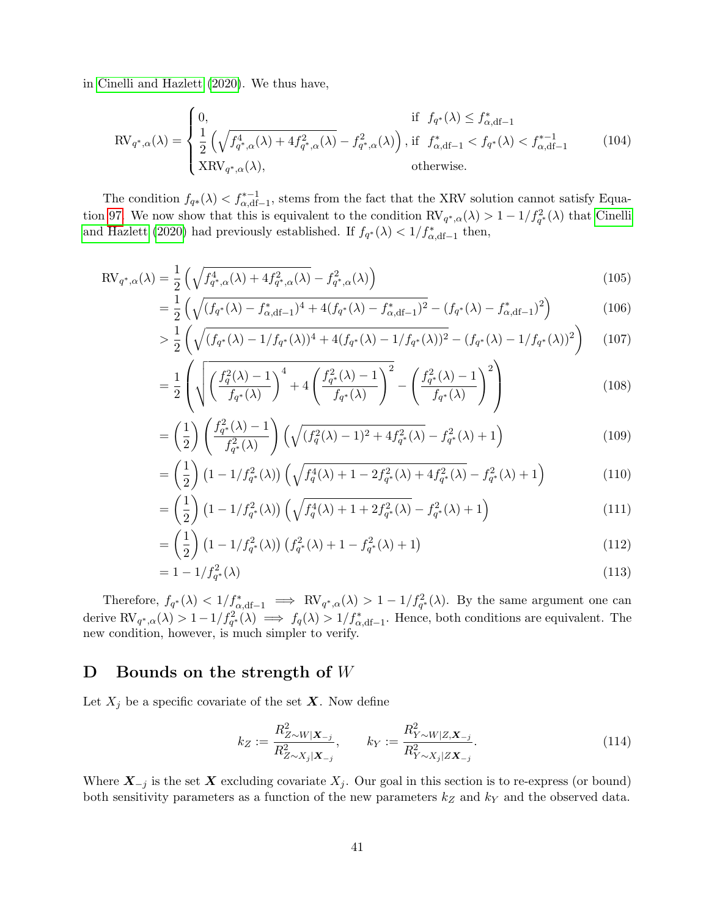in Cinelli and Hazlett (2020). We thus have,

$$
\mathrm{RV}_{q^*,\alpha}(\lambda) = \begin{cases} 0, & \text{if } \; f_{q^*}(\lambda) \leq f^*_{\alpha,\mathrm{df}-1} \\ \frac{1}{2}\left(\sqrt{f^4_{q^*,\alpha}(\lambda) + 4f^2_{q^*,\alpha}(\lambda)} - f^2_{q^*,\alpha}(\lambda)\right), & \text{if } \; f^*_{\alpha,\mathrm{df}-1} < f_{q^*}(\lambda) < f^{*-1}_{\alpha,\mathrm{df}-1} \\ \mathrm{XRV}_{q^*,\alpha}(\lambda), & \text{otherwise.} \end{cases} \tag{104}
$$

The condition $f_{q*}(\lambda) < f^{*-1}_{\alpha,\mathrm{df}-1}$, stems from the fact that the XRV solution cannot satisfy Equation 97. We now show that this is equivalent to the condition $\mathrm{RV}_{q^*,\alpha}(\lambda) > 1 - 1/f^2_{q^*}(\lambda)$ that Cinelli and Hazlett (2020) had previously established. If $f_{q^*}(\lambda) < 1/f^*_{\alpha,\mathrm{df}-1}$ then,

$$
\begin{aligned}
\mathrm{RV}_{q^*,\alpha}(\lambda) &= \frac{1}{2}\left(\sqrt{f^4_{q^*,\alpha}(\lambda) + 4f^2_{q^*,\alpha}(\lambda)} - f^2_{q^*,\alpha}(\lambda)\right) && (105)\\
&= \frac{1}{2}\left(\sqrt{(f_{q^*}(\lambda) - f^*_{\alpha,\mathrm{df}-1})^4 + 4(f_{q^*}(\lambda) - f^*_{\alpha,\mathrm{df}-1})^2} - (f_{q^*}(\lambda) - f^*_{\alpha,\mathrm{df}-1})^2\right) && (106)\\
&> \frac{1}{2}\left(\sqrt{(f_{q^*}(\lambda) - 1/f_{q^*}(\lambda))^4 + 4(f_{q^*}(\lambda) - 1/f_{q^*}(\lambda))^2} - (f_{q^*}(\lambda) - 1/f_{q^*}(\lambda))^2\right) && (107)\\
&= \frac{1}{2}\left(\sqrt{\left(\frac{f^2_{q}(\lambda) - 1}{f_{q^*}(\lambda)}\right)^4 + 4\left(\frac{f^2_{q^*}(\lambda) - 1}{f_{q^*}(\lambda)}\right)^2} - \left(\frac{f^2_{q^*}(\lambda) - 1}{f_{q^*}(\lambda)}\right)^2\right) && (108)\\
&= \left(\frac{1}{2}\right)\left(\frac{f^2_{q^*}(\lambda) - 1}{f^2_{q^*}(\lambda)}\right)\left(\sqrt{(f^2_{q}(\lambda) - 1)^2 + 4f^2_{q^*}(\lambda)} - f^2_{q^*}(\lambda) + 1\right) && (109)\\
&= \left(\frac{1}{2}\right)\left(1 - 1/f^2_{q^*}(\lambda)\right)\left(\sqrt{f^4_{q}(\lambda) + 1 - 2f^2_{q^*}(\lambda) + 4f^2_{q^*}(\lambda)} - f^2_{q^*}(\lambda) + 1\right) && (110)\\
&= \left(\frac{1}{2}\right)\left(1 - 1/f^2_{q^*}(\lambda)\right)\left(\sqrt{f^4_{q}(\lambda) + 1 + 2f^2_{q^*}(\lambda)} - f^2_{q^*}(\lambda) + 1\right) && (111)\\
&= \left(\frac{1}{2}\right)\left(1 - 1/f^2_{q^*}(\lambda)\right)\left(f^2_{q^*}(\lambda) + 1 - f^2_{q^*}(\lambda) + 1\right) && (112)\\
&= 1 - 1/f^2_{q^*}(\lambda) && (113)
\end{aligned}
$$

Therefore, $f_{q^*}(\lambda) < 1/f^*_{\alpha,\mathrm{df}-1} \implies \mathrm{RV}_{q^*,\alpha}(\lambda) > 1 - 1/f^2_{q^*}(\lambda)$. By the same argument one can derive $\mathrm{RV}_{q^*,\alpha}(\lambda) > 1 - 1/f^2_{q^*}(\lambda) \implies f_q(\lambda) > 1/f^*_{\alpha,\mathrm{df}-1}$. Hence, both conditions are equivalent. The new condition, however, is much simpler to verify.

# D Bounds on the strength of $W$

Let $X_j$ be a specific covariate of the set $\boldsymbol{X}$. Now define

$$
k_Z := \frac{R^2_{Z\sim W|\boldsymbol{X}_{-j}}}{R^2_{Z\sim X_j|\boldsymbol{X}_{-j}}}, \qquad k_Y := \frac{R^2_{Y\sim W|Z,\boldsymbol{X}_{-j}}}{R^2_{Y\sim X_j|Z\boldsymbol{X}_{-j}}}. \tag{114}
$$

Where $\boldsymbol{X}_{-j}$ is the set $\boldsymbol{X}$ excluding covariate $X_j$. Our goal in this section is to re-express (or bound) both sensitivity parameters as a function of the new parameters $k_Z$ and $k_Y$ and the observed data.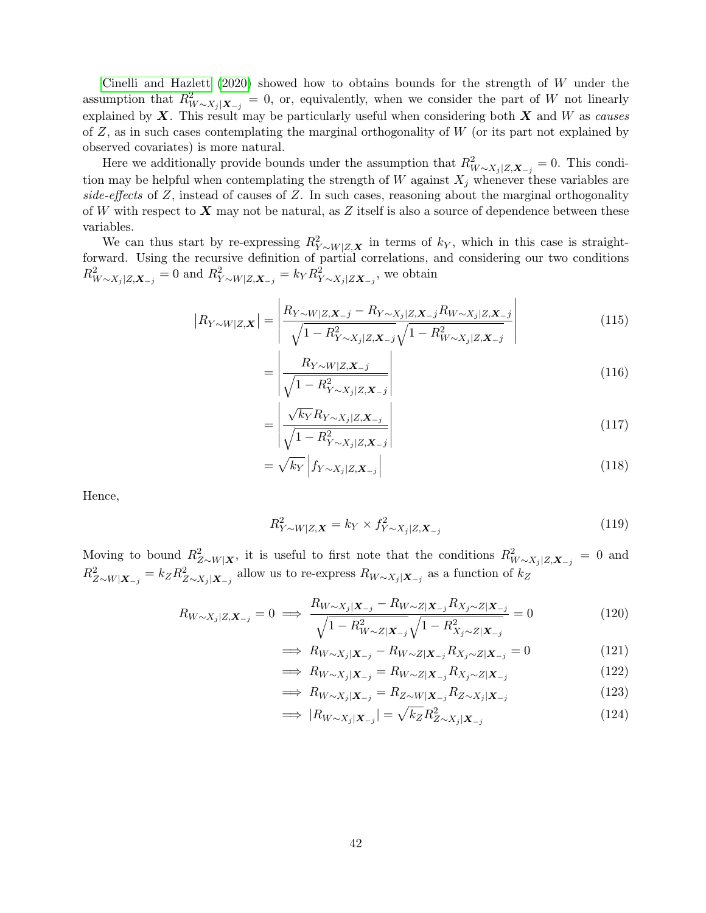Cinelli and Hazlett (2020) showed how to obtains bounds for the strength of $W$ under the assumption that $R^2_{W\sim X_j|\boldsymbol{X}_{-j}} = 0$, or, equivalently, when we consider the part of $W$ not linearly explained by $\boldsymbol{X}$. This result may be particularly useful when considering both $\boldsymbol{X}$ and $W$ as *causes* of $Z$, as in such cases contemplating the marginal orthogonality of $W$ (or its part not explained by observed covariates) is more natural.

Here we additionally provide bounds under the assumption that $R^2_{W\sim X_j|Z,\boldsymbol{X}_{-j}} = 0$. This condition may be helpful when contemplating the strength of $W$ against $X_j$ whenever these variables are *side-effects* of $Z$, instead of causes of $Z$. In such cases, reasoning about the marginal orthogonality of $W$ with respect to $\boldsymbol{X}$ may not be natural, as $Z$ itself is also a source of dependence between these variables.

We can thus start by re-expressing $R^2_{Y\sim W|Z,\boldsymbol{X}}$ in terms of $k_Y$, which in this case is straightforward. Using the recursive definition of partial correlations, and considering our two conditions $R^2_{W\sim X_j|Z,\boldsymbol{X}_{-j}} = 0$ and $R^2_{Y\sim W|Z,\boldsymbol{X}_{-j}} = k_Y R^2_{Y\sim X_j|Z\boldsymbol{X}_{-j}}$, we obtain

$$\left|R_{Y\sim W|Z,\boldsymbol{X}}\right| = \left|\frac{R_{Y\sim W|Z,\boldsymbol{X}_-j} - R_{Y\sim X_j|Z,\boldsymbol{X}_-j} R_{W\sim X_j|Z,\boldsymbol{X}_-j}}{\sqrt{1-R^2_{Y\sim X_j|Z,\boldsymbol{X}_-j}}\sqrt{1-R^2_{W\sim X_j|Z,\boldsymbol{X}_-j}}}\right| \tag{115}$$

$$= \left|\frac{R_{Y\sim W|Z,\boldsymbol{X}_-j}}{\sqrt{1-R^2_{Y\sim X_j|Z,\boldsymbol{X}_-j}}}\right| \tag{116}$$

$$= \left|\frac{\sqrt{k_Y} R_{Y\sim X_j|Z,\boldsymbol{X}_{-j}}}{\sqrt{1-R^2_{Y\sim X_j|Z,\boldsymbol{X}_-j}}}\right| \tag{117}$$

$$= \sqrt{k_Y}\left|f_{Y\sim X_j|Z,\boldsymbol{X}_{-j}}\right| \tag{118}$$

Hence,

$$R^2_{Y\sim W|Z,\boldsymbol{X}} = k_Y \times f^2_{Y\sim X_j|Z,\boldsymbol{X}_{-j}} \tag{119}$$

Moving to bound $R^2_{Z\sim W|\boldsymbol{X}}$, it is useful to first note that the conditions $R^2_{W\sim X_j|Z,\boldsymbol{X}_{-j}} = 0$ and $R^2_{Z\sim W|\boldsymbol{X}_{-j}} = k_Z R^2_{Z\sim X_j|\boldsymbol{X}_{-j}}$ allow us to re-express $R_{W\sim X_j|\boldsymbol{X}_{-j}}$ as a function of $k_Z$

$$R_{W\sim X_j|Z,\boldsymbol{X}_{-j}} = 0 \implies \frac{R_{W\sim X_j|\boldsymbol{X}_{-j}} - R_{W\sim Z|\boldsymbol{X}_{-j}} R_{X_j\sim Z|\boldsymbol{X}_{-j}}}{\sqrt{1-R^2_{W\sim Z|\boldsymbol{X}_{-j}}}\sqrt{1-R^2_{X_j\sim Z|\boldsymbol{X}_{-j}}}} = 0 \tag{120}$$

$$\implies R_{W\sim X_j|\boldsymbol{X}_{-j}} - R_{W\sim Z|\boldsymbol{X}_{-j}} R_{X_j\sim Z|\boldsymbol{X}_{-j}} = 0 \tag{121}$$

$$\implies R_{W\sim X_j|\boldsymbol{X}_{-j}} = R_{W\sim Z|\boldsymbol{X}_{-j}} R_{X_j\sim Z|\boldsymbol{X}_{-j}} \tag{122}$$

$$\implies R_{W\sim X_j|\boldsymbol{X}_{-j}} = R_{Z\sim W|\boldsymbol{X}_{-j}} R_{Z\sim X_j|\boldsymbol{X}_{-j}} \tag{123}$$

$$\implies |R_{W\sim X_j|\boldsymbol{X}_{-j}}| = \sqrt{k_Z} R^2_{Z\sim X_j|\boldsymbol{X}_{-j}} \tag{124}$$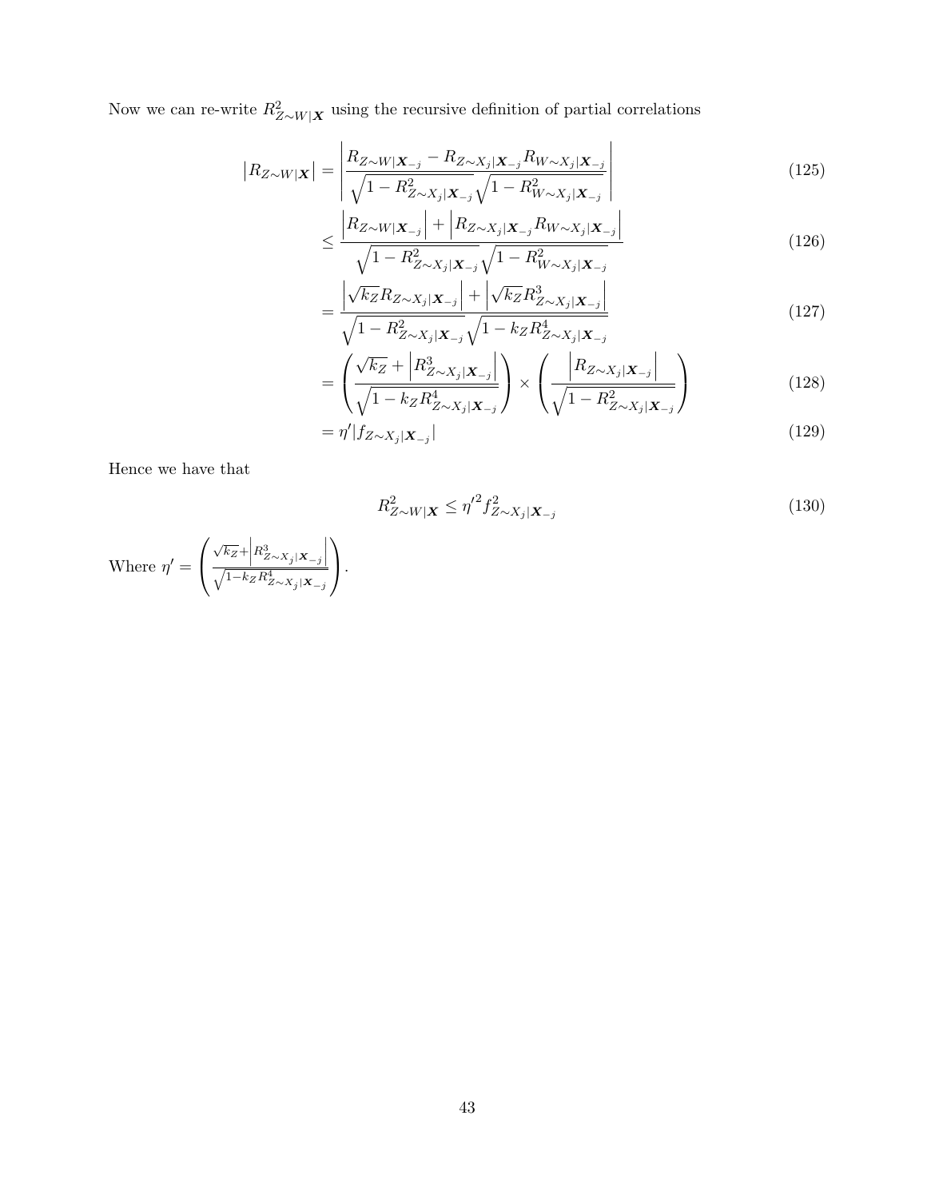Now we can re-write $R^2_{Z\sim W|\boldsymbol{X}}$ using the recursive definition of partial correlations

$$
\begin{aligned}
\left|R_{Z\sim W|\boldsymbol{X}}\right| &= \left|\frac{R_{Z\sim W|\boldsymbol{X}_{-j}} - R_{Z\sim X_j|\boldsymbol{X}_{-j}} R_{W\sim X_j|\boldsymbol{X}_{-j}}}{\sqrt{1-R^2_{Z\sim X_j|\boldsymbol{X}_{-j}}}\sqrt{1-R^2_{W\sim X_j|\boldsymbol{X}_{-j}}}}\right| &(125)\\
&\leq \frac{\left|R_{Z\sim W|\boldsymbol{X}_{-j}}\right| + \left|R_{Z\sim X_j|\boldsymbol{X}_{-j}} R_{W\sim X_j|\boldsymbol{X}_{-j}}\right|}{\sqrt{1-R^2_{Z\sim X_j|\boldsymbol{X}_{-j}}}\sqrt{1-R^2_{W\sim X_j|\boldsymbol{X}_{-j}}}} &(126)\\
&= \frac{\left|\sqrt{k_Z} R_{Z\sim X_j|\boldsymbol{X}_{-j}}\right| + \left|\sqrt{k_Z} R^3_{Z\sim X_j|\boldsymbol{X}_{-j}}\right|}{\sqrt{1-R^2_{Z\sim X_j|\boldsymbol{X}_{-j}}}\sqrt{1-k_Z R^4_{Z\sim X_j|\boldsymbol{X}_{-j}}}} &(127)\\
&= \left(\frac{\sqrt{k_Z} + \left|R^3_{Z\sim X_j|\boldsymbol{X}_{-j}}\right|}{\sqrt{1-k_Z R^4_{Z\sim X_j|\boldsymbol{X}_{-j}}}}\right) \times \left(\frac{\left|R_{Z\sim X_j|\boldsymbol{X}_{-j}}\right|}{\sqrt{1-R^2_{Z\sim X_j|\boldsymbol{X}_{-j}}}}\right) &(128)\\
&= \eta' |f_{Z\sim X_j|\boldsymbol{X}_{-j}}| &(129)
\end{aligned}
$$

Hence we have that

$$
R^2_{Z\sim W|\boldsymbol{X}} \leq \eta'^2 f^2_{Z\sim X_j|\boldsymbol{X}_{-j}} \tag{130}
$$

Where $\eta' = \left(\frac{\sqrt{k_Z} + \left|R^3_{Z\sim X_j|\boldsymbol{X}_{-j}}\right|}{\sqrt{1-k_Z R^4_{Z\sim X_j|\boldsymbol{X}_{-j}}}}\right)$.